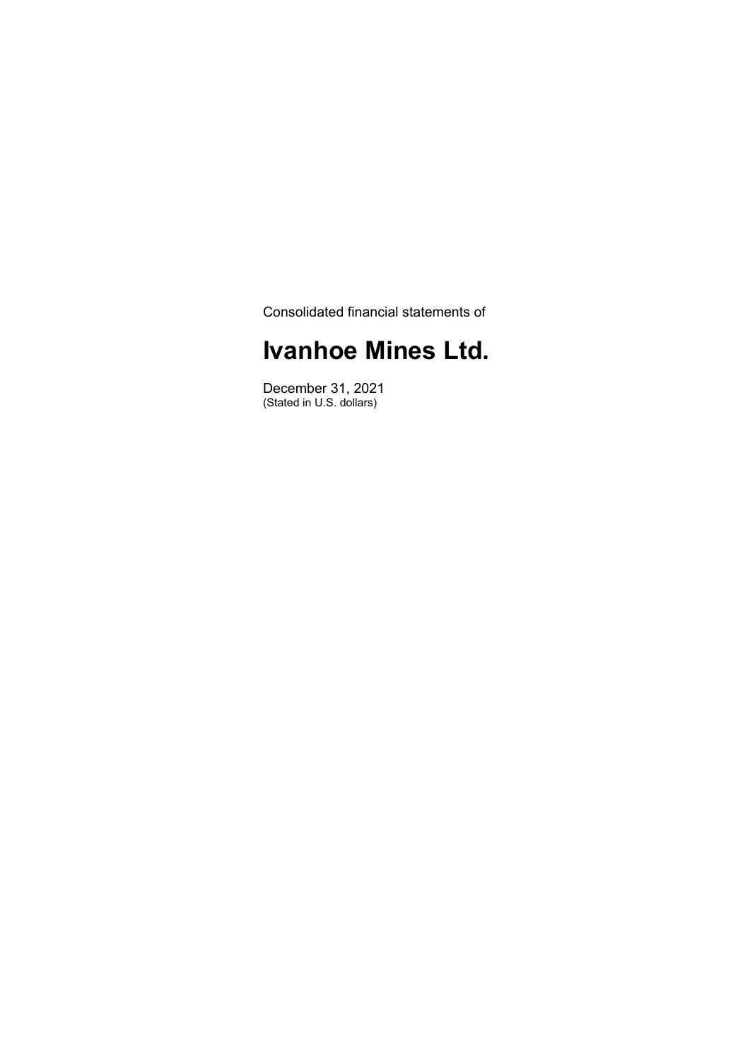Consolidated financial statements of

# Ivanhoe Mines Ltd.

December 31, 2021
(Stated in U.S. dollars)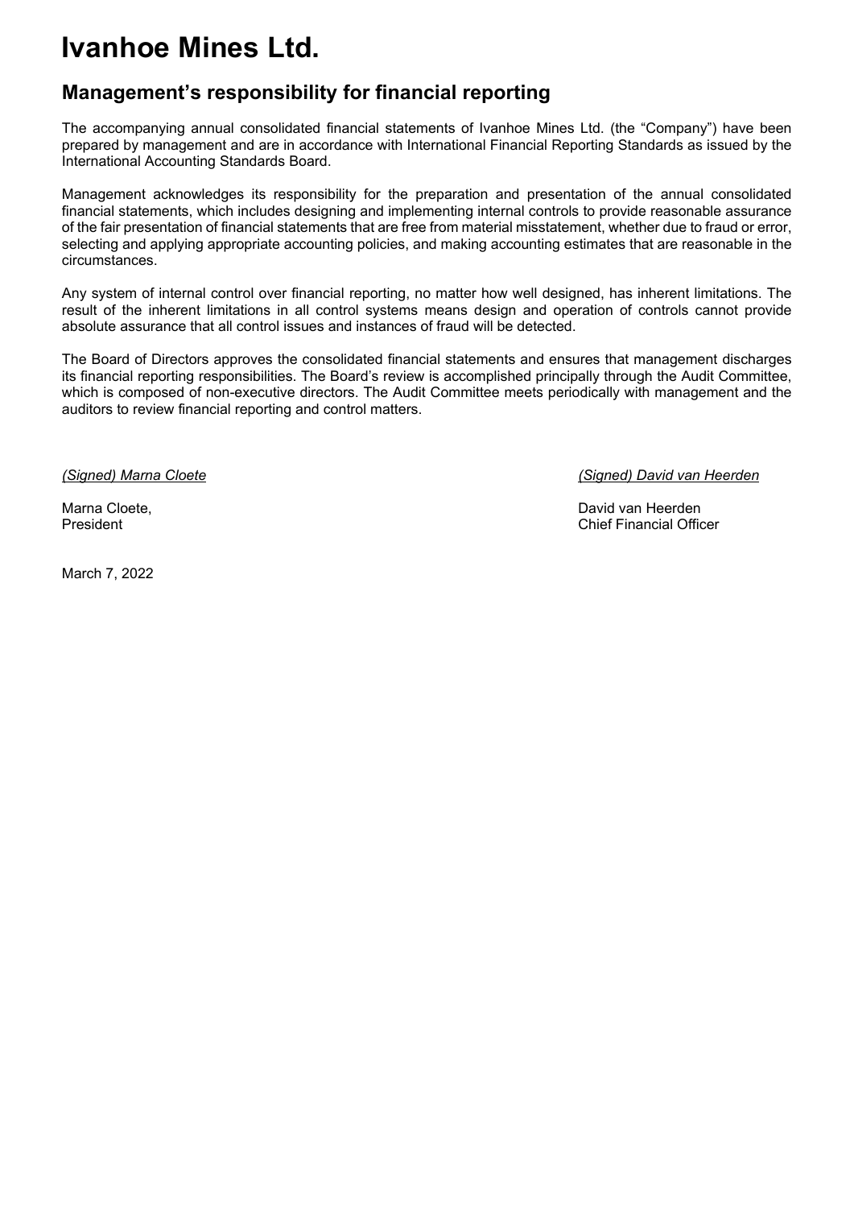# Ivanhoe Mines Ltd.

## Management's responsibility for financial reporting

The accompanying annual consolidated financial statements of Ivanhoe Mines Ltd. (the "Company") have been prepared by management and are in accordance with International Financial Reporting Standards as issued by the International Accounting Standards Board.

Management acknowledges its responsibility for the preparation and presentation of the annual consolidated financial statements, which includes designing and implementing internal controls to provide reasonable assurance of the fair presentation of financial statements that are free from material misstatement, whether due to fraud or error, selecting and applying appropriate accounting policies, and making accounting estimates that are reasonable in the circumstances.

Any system of internal control over financial reporting, no matter how well designed, has inherent limitations. The result of the inherent limitations in all control systems means design and operation of controls cannot provide absolute assurance that all control issues and instances of fraud will be detected.

The Board of Directors approves the consolidated financial statements and ensures that management discharges its financial reporting responsibilities. The Board's review is accomplished principally through the Audit Committee, which is composed of non-executive directors. The Audit Committee meets periodically with management and the auditors to review financial reporting and control matters.

*(Signed) Marna Cloete*

Marna Cloete,
President

*(Signed) David van Heerden*

David van Heerden
Chief Financial Officer

March 7, 2022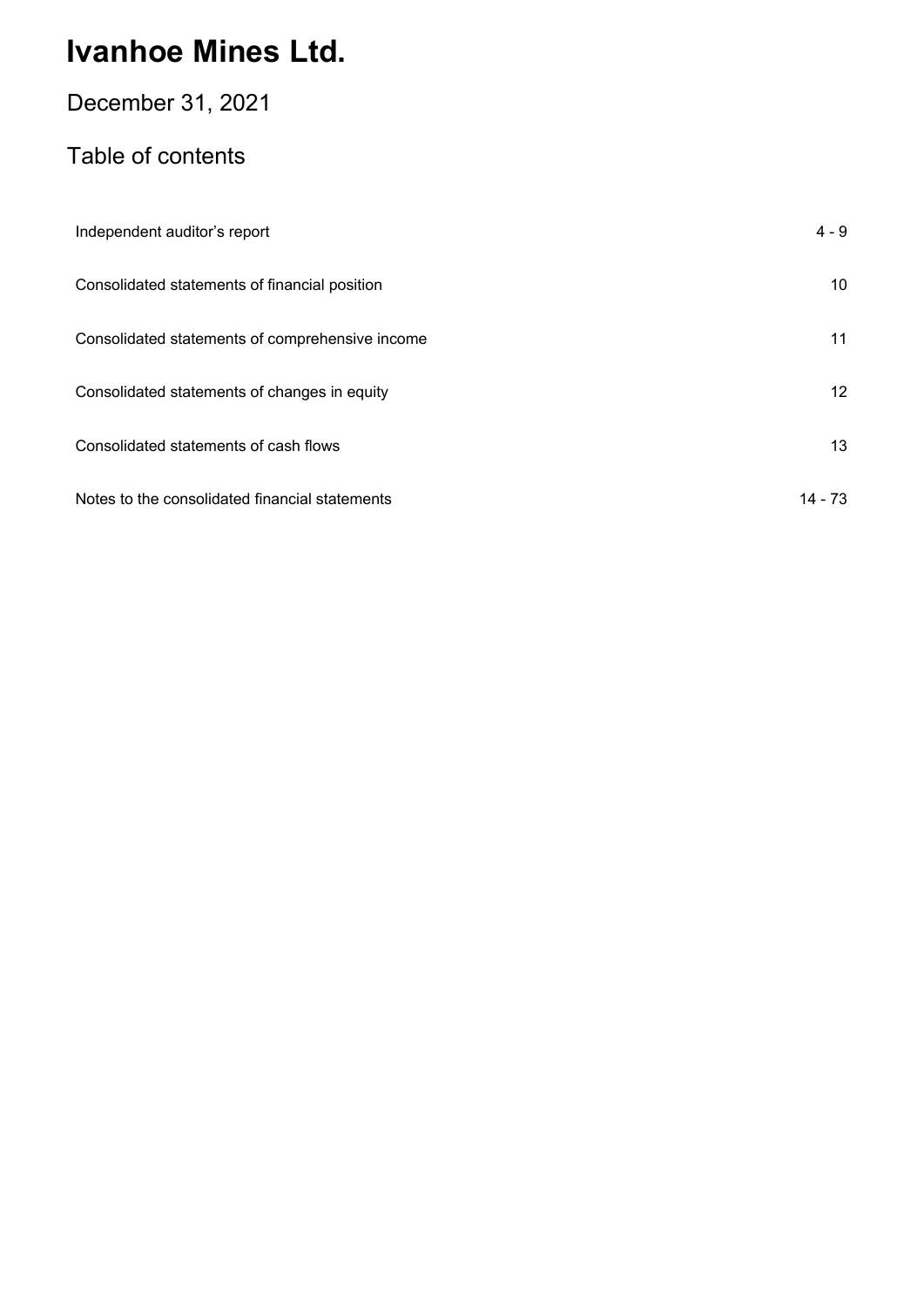# Ivanhoe Mines Ltd.

## December 31, 2021

## Table of contents

| | |
|---|---|
| Independent auditor's report | 4 - 9 |
| Consolidated statements of financial position | 10 |
| Consolidated statements of comprehensive income | 11 |
| Consolidated statements of changes in equity | 12 |
| Consolidated statements of cash flows | 13 |
| Notes to the consolidated financial statements | 14 - 73 |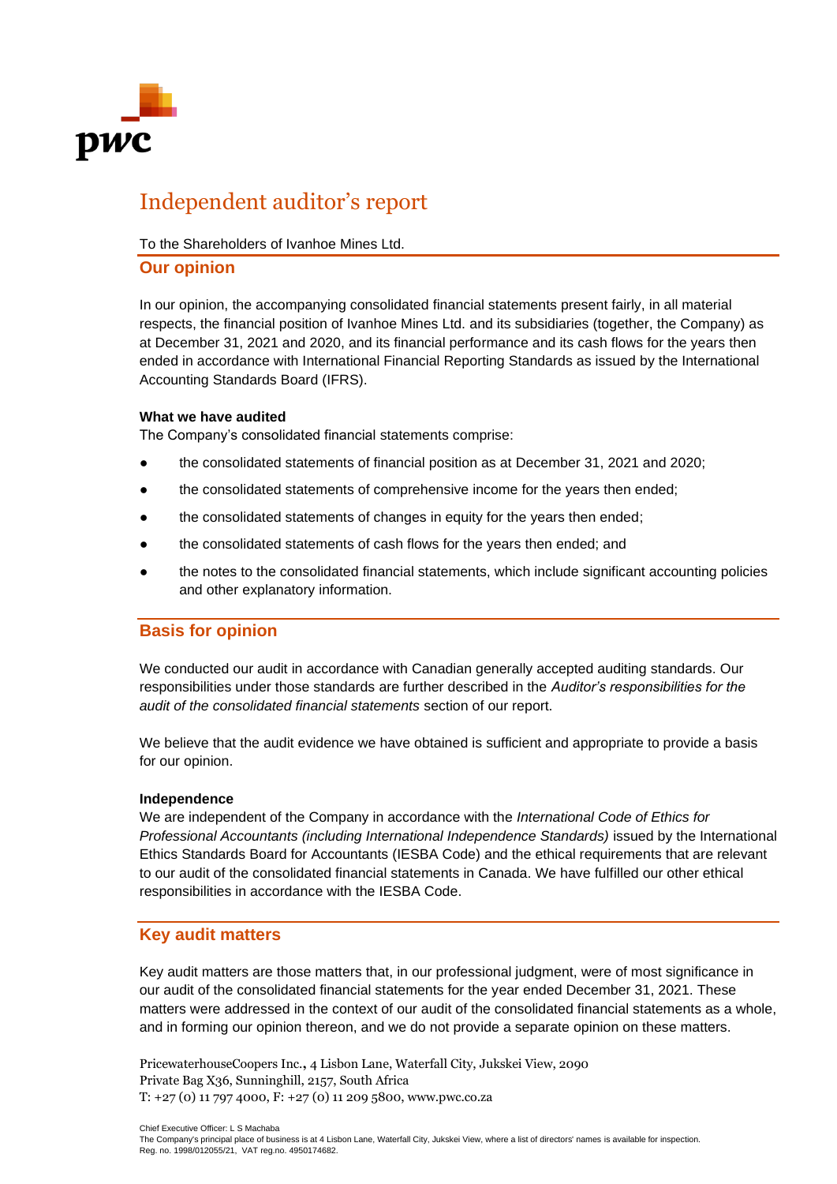# Independent auditor's report

To the Shareholders of Ivanhoe Mines Ltd.

## Our opinion

In our opinion, the accompanying consolidated financial statements present fairly, in all material respects, the financial position of Ivanhoe Mines Ltd. and its subsidiaries (together, the Company) as at December 31, 2021 and 2020, and its financial performance and its cash flows for the years then ended in accordance with International Financial Reporting Standards as issued by the International Accounting Standards Board (IFRS).

**What we have audited**

The Company's consolidated financial statements comprise:

- the consolidated statements of financial position as at December 31, 2021 and 2020;
- the consolidated statements of comprehensive income for the years then ended;
- the consolidated statements of changes in equity for the years then ended;
- the consolidated statements of cash flows for the years then ended; and
- the notes to the consolidated financial statements, which include significant accounting policies and other explanatory information.

## Basis for opinion

We conducted our audit in accordance with Canadian generally accepted auditing standards. Our responsibilities under those standards are further described in the *Auditor's responsibilities for the audit of the consolidated financial statements* section of our report.

We believe that the audit evidence we have obtained is sufficient and appropriate to provide a basis for our opinion.

**Independence**

We are independent of the Company in accordance with the *International Code of Ethics for Professional Accountants (including International Independence Standards)* issued by the International Ethics Standards Board for Accountants (IESBA Code) and the ethical requirements that are relevant to our audit of the consolidated financial statements in Canada. We have fulfilled our other ethical responsibilities in accordance with the IESBA Code.

## Key audit matters

Key audit matters are those matters that, in our professional judgment, were of most significance in our audit of the consolidated financial statements for the year ended December 31, 2021. These matters were addressed in the context of our audit of the consolidated financial statements as a whole, and in forming our opinion thereon, and we do not provide a separate opinion on these matters.

PricewaterhouseCoopers Inc., 4 Lisbon Lane, Waterfall City, Jukskei View, 2090
Private Bag X36, Sunninghill, 2157, South Africa
T: +27 (0) 11 797 4000, F: +27 (0) 11 209 5800, www.pwc.co.za

Chief Executive Officer: L S Machaba
The Company's principal place of business is at 4 Lisbon Lane, Waterfall City, Jukskei View, where a list of directors' names is available for inspection.
Reg. no. 1998/012055/21, VAT reg.no. 4950174682.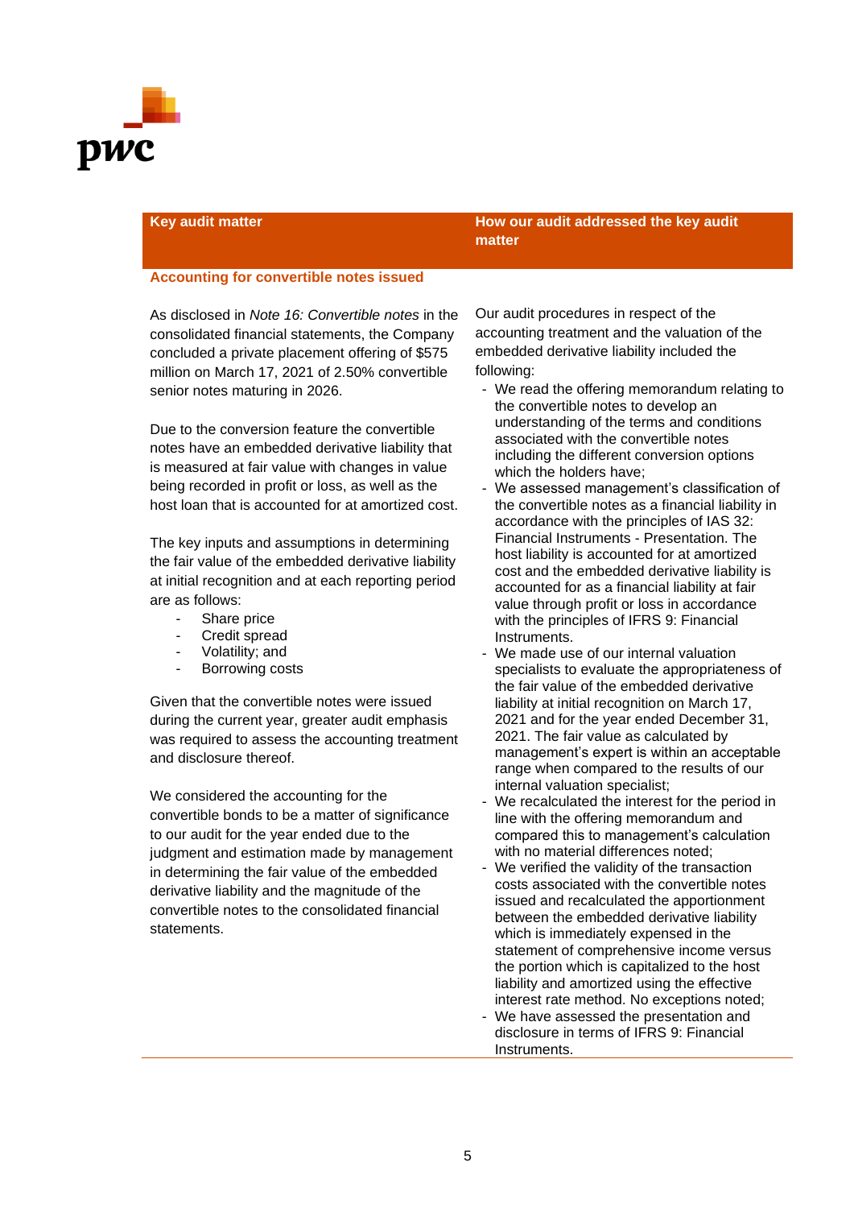| Key audit matter | How our audit addressed the key audit matter |
|---|---|
| **Accounting for convertible notes issued** | |
| As disclosed in *Note 16: Convertible notes* in the consolidated financial statements, the Company concluded a private placement offering of $575 million on March 17, 2021 of 2.50% convertible senior notes maturing in 2026.<br><br>Due to the conversion feature the convertible notes have an embedded derivative liability that is measured at fair value with changes in value being recorded in profit or loss, as well as the host loan that is accounted for at amortized cost.<br><br>The key inputs and assumptions in determining the fair value of the embedded derivative liability at initial recognition and at each reporting period are as follows:<br>- Share price<br>- Credit spread<br>- Volatility; and<br>- Borrowing costs<br><br>Given that the convertible notes were issued during the current year, greater audit emphasis was required to assess the accounting treatment and disclosure thereof.<br><br>We considered the accounting for the convertible bonds to be a matter of significance to our audit for the year ended due to the judgment and estimation made by management in determining the fair value of the embedded derivative liability and the magnitude of the convertible notes to the consolidated financial statements. | Our audit procedures in respect of the accounting treatment and the valuation of the embedded derivative liability included the following:<br>- We read the offering memorandum relating to the convertible notes to develop an understanding of the terms and conditions associated with the convertible notes including the different conversion options which the holders have;<br>- We assessed management's classification of the convertible notes as a financial liability in accordance with the principles of IAS 32: Financial Instruments - Presentation. The host liability is accounted for at amortized cost and the embedded derivative liability is accounted for as a financial liability at fair value through profit or loss in accordance with the principles of IFRS 9: Financial Instruments.<br>- We made use of our internal valuation specialists to evaluate the appropriateness of the fair value of the embedded derivative liability at initial recognition on March 17, 2021 and for the year ended December 31, 2021. The fair value as calculated by management's expert is within an acceptable range when compared to the results of our internal valuation specialist;<br>- We recalculated the interest for the period in line with the offering memorandum and compared this to management's calculation with no material differences noted;<br>- We verified the validity of the transaction costs associated with the convertible notes issued and recalculated the apportionment between the embedded derivative liability which is immediately expensed in the statement of comprehensive income versus the portion which is capitalized to the host liability and amortized using the effective interest rate method. No exceptions noted;<br>- We have assessed the presentation and disclosure in terms of IFRS 9: Financial Instruments. |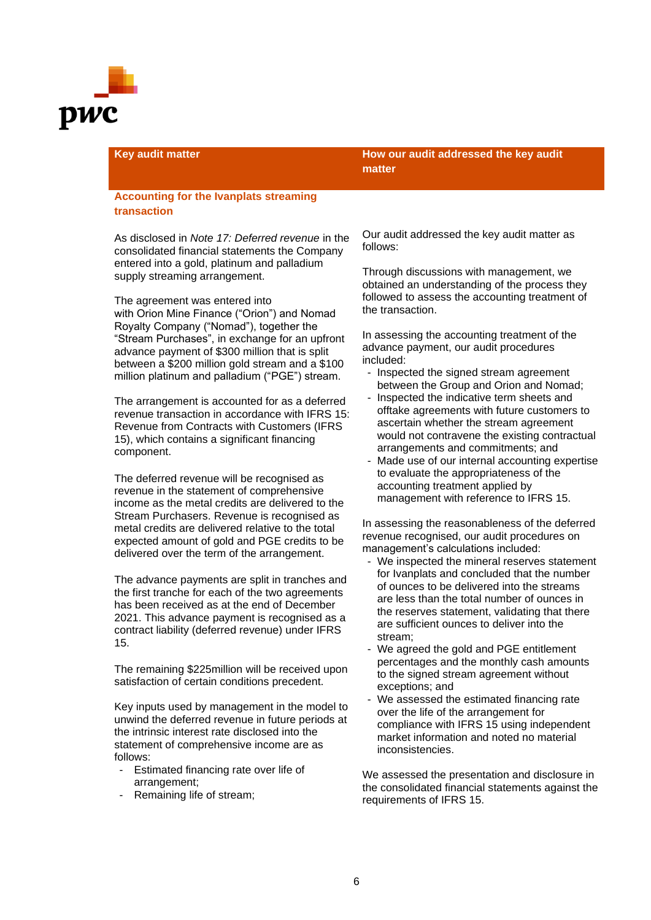| Key audit matter | How our audit addressed the key audit matter |
|---|---|
| **Accounting for the Ivanplats streaming transaction**<br><br>As disclosed in *Note 17: Deferred revenue* in the consolidated financial statements the Company entered into a gold, platinum and palladium supply streaming arrangement.<br><br>The agreement was entered into with Orion Mine Finance ("Orion") and Nomad Royalty Company ("Nomad"), together the "Stream Purchases", in exchange for an upfront advance payment of $300 million that is split between a $200 million gold stream and a $100 million platinum and palladium ("PGE") stream.<br><br>The arrangement is accounted for as a deferred revenue transaction in accordance with IFRS 15: Revenue from Contracts with Customers (IFRS 15), which contains a significant financing component.<br><br>The deferred revenue will be recognised as revenue in the statement of comprehensive income as the metal credits are delivered to the Stream Purchasers. Revenue is recognised as metal credits are delivered relative to the total expected amount of gold and PGE credits to be delivered over the term of the arrangement.<br><br>The advance payments are split in tranches and the first tranche for each of the two agreements has been received as at the end of December 2021. This advance payment is recognised as a contract liability (deferred revenue) under IFRS 15.<br><br>The remaining $225million will be received upon satisfaction of certain conditions precedent.<br><br>Key inputs used by management in the model to unwind the deferred revenue in future periods at the intrinsic interest rate disclosed into the statement of comprehensive income are as follows:<br>- Estimated financing rate over life of arrangement;<br>- Remaining life of stream; | Our audit addressed the key audit matter as follows:<br><br>Through discussions with management, we obtained an understanding of the process they followed to assess the accounting treatment of the transaction.<br><br>In assessing the accounting treatment of the advance payment, our audit procedures included:<br>- Inspected the signed stream agreement between the Group and Orion and Nomad;<br>- Inspected the indicative term sheets and offtake agreements with future customers to ascertain whether the stream agreement would not contravene the existing contractual arrangements and commitments; and<br>- Made use of our internal accounting expertise to evaluate the appropriateness of the accounting treatment applied by management with reference to IFRS 15.<br><br>In assessing the reasonableness of the deferred revenue recognised, our audit procedures on management's calculations included:<br>- We inspected the mineral reserves statement for Ivanplats and concluded that the number of ounces to be delivered into the streams are less than the total number of ounces in the reserves statement, validating that there are sufficient ounces to deliver into the stream;<br>- We agreed the gold and PGE entitlement percentages and the monthly cash amounts to the signed stream agreement without exceptions; and<br>- We assessed the estimated financing rate over the life of the arrangement for compliance with IFRS 15 using independent market information and noted no material inconsistencies.<br><br>We assessed the presentation and disclosure in the consolidated financial statements against the requirements of IFRS 15. |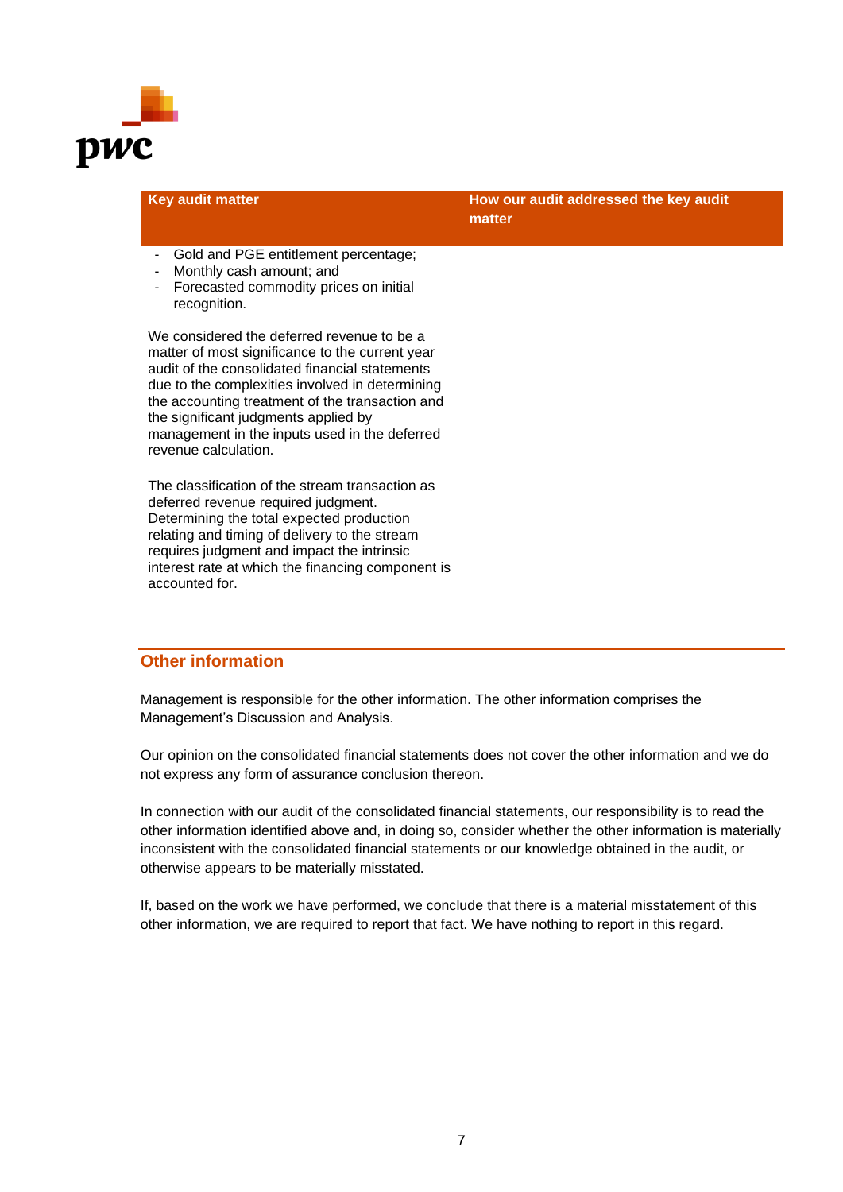| Key audit matter | How our audit addressed the key audit matter |
|---|---|
| - Gold and PGE entitlement percentage;<br>- Monthly cash amount; and<br>- Forecasted commodity prices on initial recognition.<br><br>We considered the deferred revenue to be a matter of most significance to the current year audit of the consolidated financial statements due to the complexities involved in determining the accounting treatment of the transaction and the significant judgments applied by management in the inputs used in the deferred revenue calculation.<br><br>The classification of the stream transaction as deferred revenue required judgment. Determining the total expected production relating and timing of delivery to the stream requires judgment and impact the intrinsic interest rate at which the financing component is accounted for. | |

## Other information

Management is responsible for the other information. The other information comprises the Management's Discussion and Analysis.

Our opinion on the consolidated financial statements does not cover the other information and we do not express any form of assurance conclusion thereon.

In connection with our audit of the consolidated financial statements, our responsibility is to read the other information identified above and, in doing so, consider whether the other information is materially inconsistent with the consolidated financial statements or our knowledge obtained in the audit, or otherwise appears to be materially misstated.

If, based on the work we have performed, we conclude that there is a material misstatement of this other information, we are required to report that fact. We have nothing to report in this regard.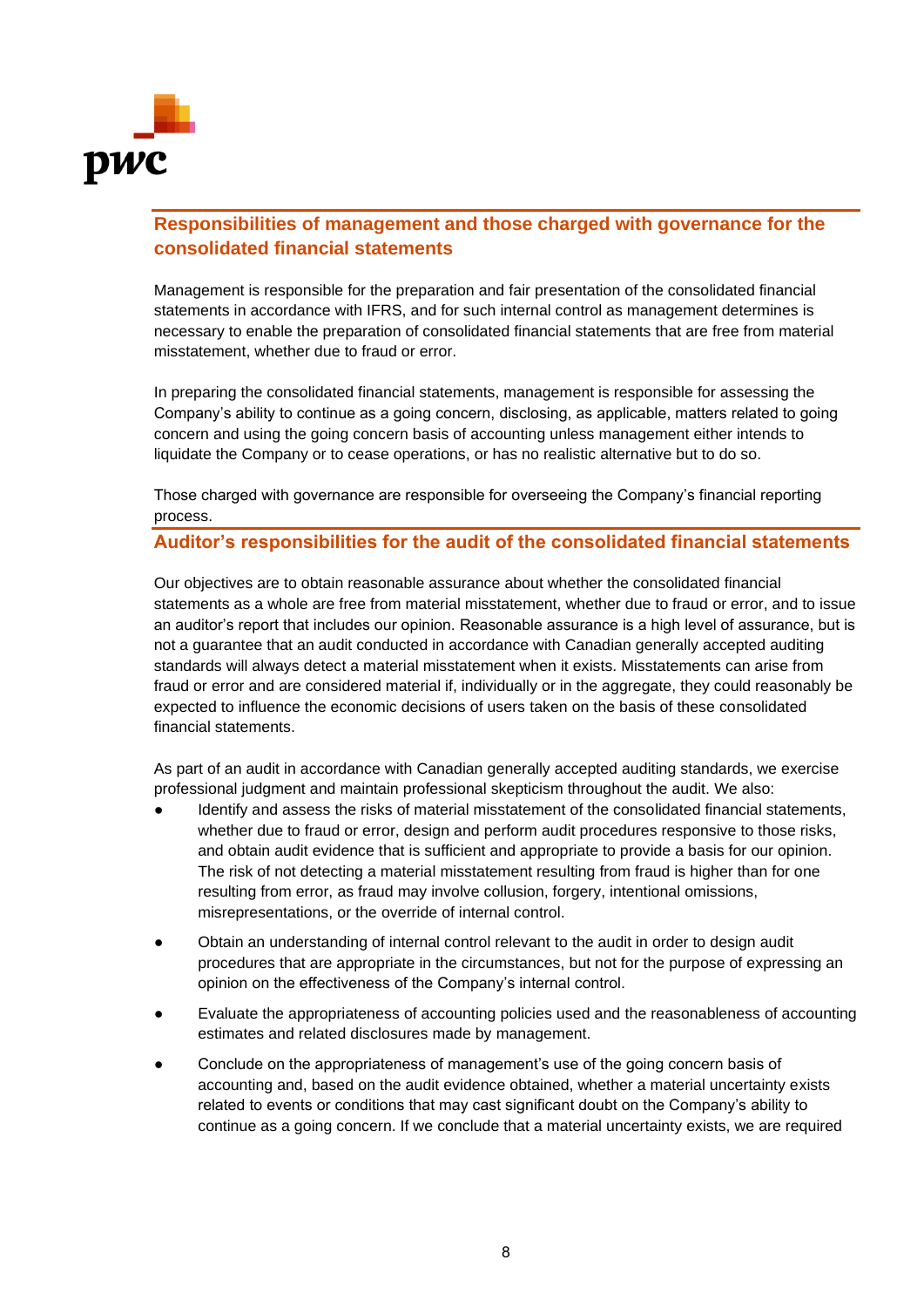## Responsibilities of management and those charged with governance for the consolidated financial statements

Management is responsible for the preparation and fair presentation of the consolidated financial statements in accordance with IFRS, and for such internal control as management determines is necessary to enable the preparation of consolidated financial statements that are free from material misstatement, whether due to fraud or error.

In preparing the consolidated financial statements, management is responsible for assessing the Company's ability to continue as a going concern, disclosing, as applicable, matters related to going concern and using the going concern basis of accounting unless management either intends to liquidate the Company or to cease operations, or has no realistic alternative but to do so.

Those charged with governance are responsible for overseeing the Company's financial reporting process.

## Auditor's responsibilities for the audit of the consolidated financial statements

Our objectives are to obtain reasonable assurance about whether the consolidated financial statements as a whole are free from material misstatement, whether due to fraud or error, and to issue an auditor's report that includes our opinion. Reasonable assurance is a high level of assurance, but is not a guarantee that an audit conducted in accordance with Canadian generally accepted auditing standards will always detect a material misstatement when it exists. Misstatements can arise from fraud or error and are considered material if, individually or in the aggregate, they could reasonably be expected to influence the economic decisions of users taken on the basis of these consolidated financial statements.

As part of an audit in accordance with Canadian generally accepted auditing standards, we exercise professional judgment and maintain professional skepticism throughout the audit. We also:

- Identify and assess the risks of material misstatement of the consolidated financial statements, whether due to fraud or error, design and perform audit procedures responsive to those risks, and obtain audit evidence that is sufficient and appropriate to provide a basis for our opinion. The risk of not detecting a material misstatement resulting from fraud is higher than for one resulting from error, as fraud may involve collusion, forgery, intentional omissions, misrepresentations, or the override of internal control.
- Obtain an understanding of internal control relevant to the audit in order to design audit procedures that are appropriate in the circumstances, but not for the purpose of expressing an opinion on the effectiveness of the Company's internal control.
- Evaluate the appropriateness of accounting policies used and the reasonableness of accounting estimates and related disclosures made by management.
- Conclude on the appropriateness of management's use of the going concern basis of accounting and, based on the audit evidence obtained, whether a material uncertainty exists related to events or conditions that may cast significant doubt on the Company's ability to continue as a going concern. If we conclude that a material uncertainty exists, we are required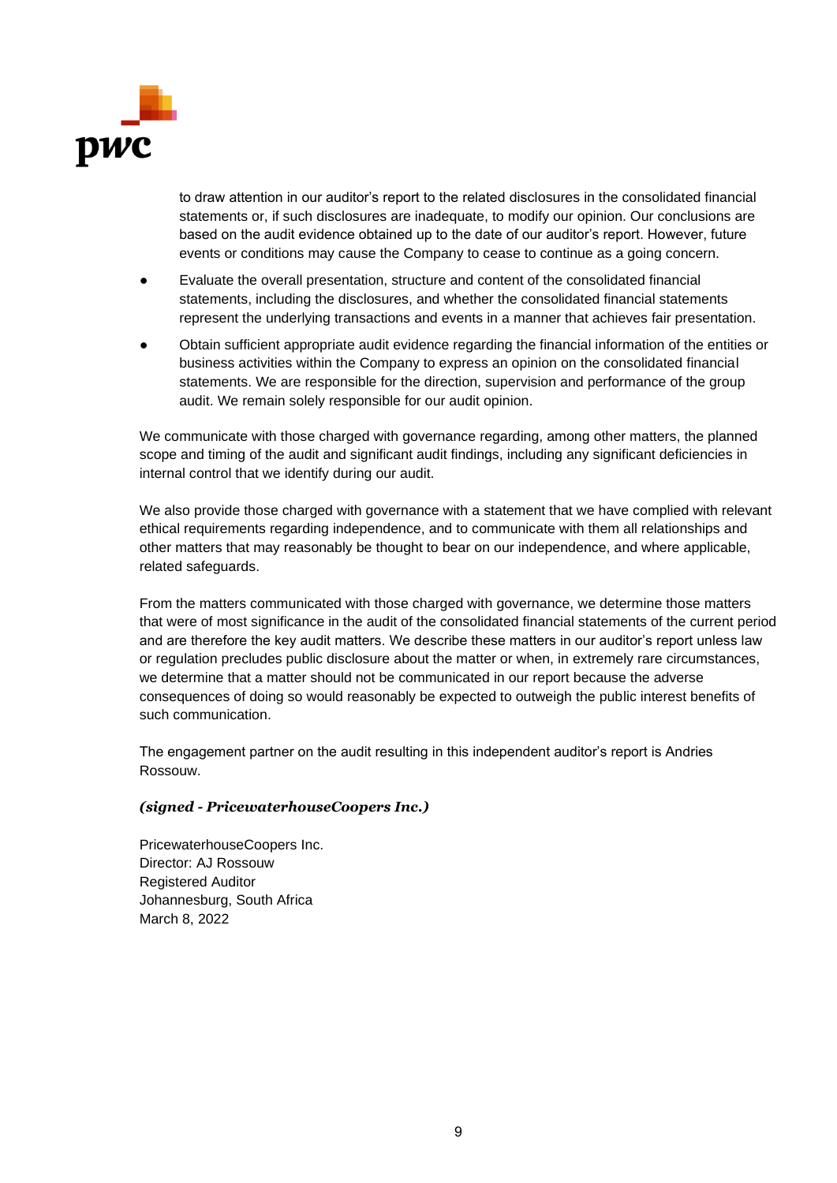to draw attention in our auditor's report to the related disclosures in the consolidated financial statements or, if such disclosures are inadequate, to modify our opinion. Our conclusions are based on the audit evidence obtained up to the date of our auditor's report. However, future events or conditions may cause the Company to cease to continue as a going concern.

- Evaluate the overall presentation, structure and content of the consolidated financial statements, including the disclosures, and whether the consolidated financial statements represent the underlying transactions and events in a manner that achieves fair presentation.
- Obtain sufficient appropriate audit evidence regarding the financial information of the entities or business activities within the Company to express an opinion on the consolidated financial statements. We are responsible for the direction, supervision and performance of the group audit. We remain solely responsible for our audit opinion.

We communicate with those charged with governance regarding, among other matters, the planned scope and timing of the audit and significant audit findings, including any significant deficiencies in internal control that we identify during our audit.

We also provide those charged with governance with a statement that we have complied with relevant ethical requirements regarding independence, and to communicate with them all relationships and other matters that may reasonably be thought to bear on our independence, and where applicable, related safeguards.

From the matters communicated with those charged with governance, we determine those matters that were of most significance in the audit of the consolidated financial statements of the current period and are therefore the key audit matters. We describe these matters in our auditor's report unless law or regulation precludes public disclosure about the matter or when, in extremely rare circumstances, we determine that a matter should not be communicated in our report because the adverse consequences of doing so would reasonably be expected to outweigh the public interest benefits of such communication.

The engagement partner on the audit resulting in this independent auditor's report is Andries Rossouw.

***(signed - PricewaterhouseCoopers Inc.)***

PricewaterhouseCoopers Inc.
Director: AJ Rossouw
Registered Auditor
Johannesburg, South Africa
March 8, 2022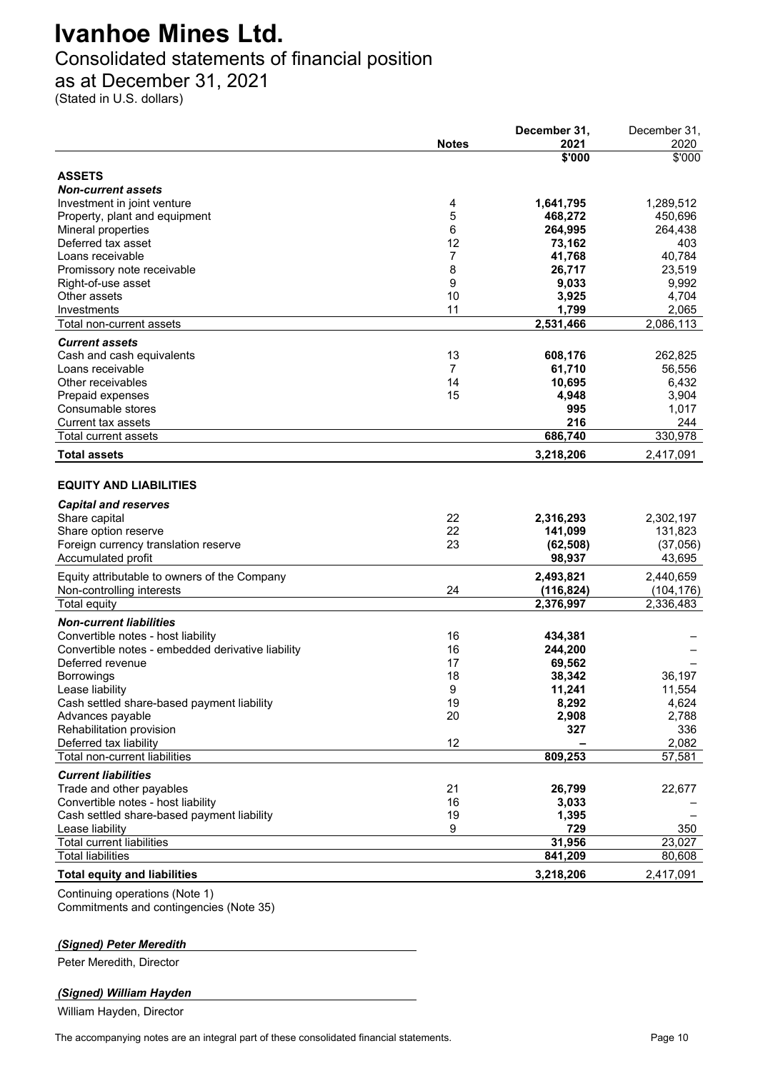# Ivanhoe Mines Ltd.

## Consolidated statements of financial position

## as at December 31, 2021

(Stated in U.S. dollars)

| | Notes | December 31, 2021 | December 31, 2020 |
|---|---|---|---|
| | | **\$'000** | \$'000 |
| **ASSETS** | | | |
| ***Non-current assets*** | | | |
| Investment in joint venture | 4 | **1,641,795** | 1,289,512 |
| Property, plant and equipment | 5 | **468,272** | 450,696 |
| Mineral properties | 6 | **264,995** | 264,438 |
| Deferred tax asset | 12 | **73,162** | 403 |
| Loans receivable | 7 | **41,768** | 40,784 |
| Promissory note receivable | 8 | **26,717** | 23,519 |
| Right-of-use asset | 9 | **9,033** | 9,992 |
| Other assets | 10 | **3,925** | 4,704 |
| Investments | 11 | **1,799** | 2,065 |
| Total non-current assets | | **2,531,466** | 2,086,113 |
| ***Current assets*** | | | |
| Cash and cash equivalents | 13 | **608,176** | 262,825 |
| Loans receivable | 7 | **61,710** | 56,556 |
| Other receivables | 14 | **10,695** | 6,432 |
| Prepaid expenses | 15 | **4,948** | 3,904 |
| Consumable stores | | **995** | 1,017 |
| Current tax assets | | **216** | 244 |
| Total current assets | | **686,740** | 330,978 |
| **Total assets** | | **3,218,206** | 2,417,091 |
| | | | |
| **EQUITY AND LIABILITIES** | | | |
| ***Capital and reserves*** | | | |
| Share capital | 22 | **2,316,293** | 2,302,197 |
| Share option reserve | 22 | **141,099** | 131,823 |
| Foreign currency translation reserve | 23 | **(62,508)** | (37,056) |
| Accumulated profit | | **98,937** | 43,695 |
| Equity attributable to owners of the Company | | **2,493,821** | 2,440,659 |
| Non-controlling interests | 24 | **(116,824)** | (104,176) |
| Total equity | | **2,376,997** | 2,336,483 |
| ***Non-current liabilities*** | | | |
| Convertible notes - host liability | 16 | **434,381** | – |
| Convertible notes - embedded derivative liability | 16 | **244,200** | – |
| Deferred revenue | 17 | **69,562** | – |
| Borrowings | 18 | **38,342** | 36,197 |
| Lease liability | 9 | **11,241** | 11,554 |
| Cash settled share-based payment liability | 19 | **8,292** | 4,624 |
| Advances payable | 20 | **2,908** | 2,788 |
| Rehabilitation provision | | **327** | 336 |
| Deferred tax liability | 12 | **–** | 2,082 |
| Total non-current liabilities | | **809,253** | 57,581 |
| ***Current liabilities*** | | | |
| Trade and other payables | 21 | **26,799** | 22,677 |
| Convertible notes - host liability | 16 | **3,033** | – |
| Cash settled share-based payment liability | 19 | **1,395** | – |
| Lease liability | 9 | **729** | 350 |
| Total current liabilities | | **31,956** | 23,027 |
| Total liabilities | | **841,209** | 80,608 |
| **Total equity and liabilities** | | **3,218,206** | 2,417,091 |

Continuing operations (Note 1)
Commitments and contingencies (Note 35)

***(Signed) Peter Meredith***

Peter Meredith, Director

***(Signed) William Hayden***

William Hayden, Director

The accompanying notes are an integral part of these consolidated financial statements.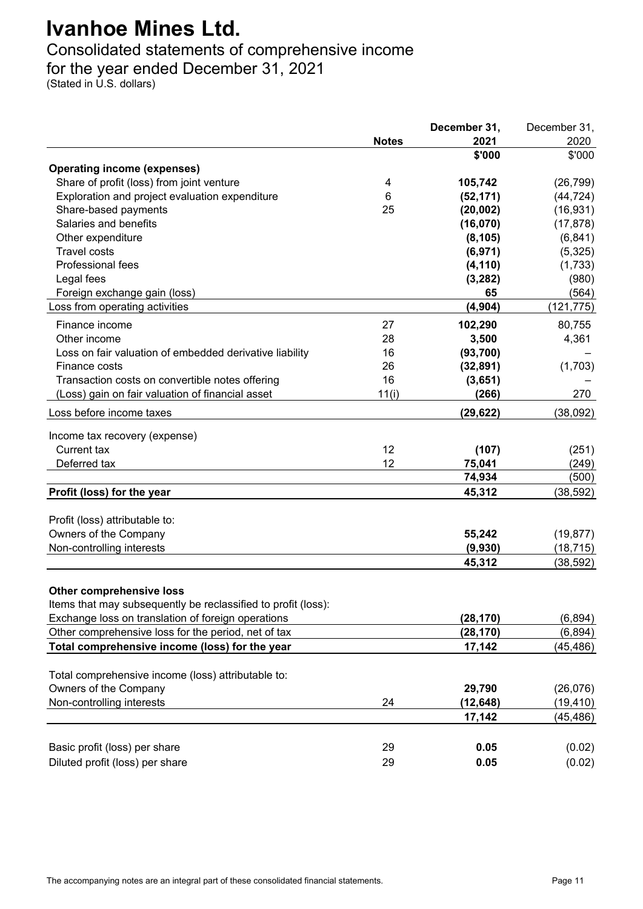# Ivanhoe Mines Ltd.

## Consolidated statements of comprehensive income

## for the year ended December 31, 2021

(Stated in U.S. dollars)

| | Notes | December 31, 2021 | December 31, 2020 |
|---|---|---|---|
| | | **$'000** | $'000 |
| **Operating income (expenses)** | | | |
| Share of profit (loss) from joint venture | 4 | **105,742** | (26,799) |
| Exploration and project evaluation expenditure | 6 | **(52,171)** | (44,724) |
| Share-based payments | 25 | **(20,002)** | (16,931) |
| Salaries and benefits | | **(16,070)** | (17,878) |
| Other expenditure | | **(8,105)** | (6,841) |
| Travel costs | | **(6,971)** | (5,325) |
| Professional fees | | **(4,110)** | (1,733) |
| Legal fees | | **(3,282)** | (980) |
| Foreign exchange gain (loss) | | **65** | (564) |
| Loss from operating activities | | **(4,904)** | (121,775) |
| Finance income | 27 | **102,290** | 80,755 |
| Other income | 28 | **3,500** | 4,361 |
| Loss on fair valuation of embedded derivative liability | 16 | **(93,700)** | – |
| Finance costs | 26 | **(32,891)** | (1,703) |
| Transaction costs on convertible notes offering | 16 | **(3,651)** | – |
| (Loss) gain on fair valuation of financial asset | 11(i) | **(266)** | 270 |
| Loss before income taxes | | **(29,622)** | (38,092) |
| Income tax recovery (expense) | | | |
| Current tax | 12 | **(107)** | (251) |
| Deferred tax | 12 | **75,041** | (249) |
| | | **74,934** | (500) |
| **Profit (loss) for the year** | | **45,312** | (38,592) |
| Profit (loss) attributable to: | | | |
| Owners of the Company | | **55,242** | (19,877) |
| Non-controlling interests | | **(9,930)** | (18,715) |
| | | **45,312** | (38,592) |
| **Other comprehensive loss** | | | |
| Items that may subsequently be reclassified to profit (loss): | | | |
| Exchange loss on translation of foreign operations | | **(28,170)** | (6,894) |
| Other comprehensive loss for the period, net of tax | | **(28,170)** | (6,894) |
| **Total comprehensive income (loss) for the year** | | **17,142** | (45,486) |
| Total comprehensive income (loss) attributable to: | | | |
| Owners of the Company | | **29,790** | (26,076) |
| Non-controlling interests | 24 | **(12,648)** | (19,410) |
| | | **17,142** | (45,486) |
| Basic profit (loss) per share | 29 | **0.05** | (0.02) |
| Diluted profit (loss) per share | 29 | **0.05** | (0.02) |

The accompanying notes are an integral part of these consolidated financial statements.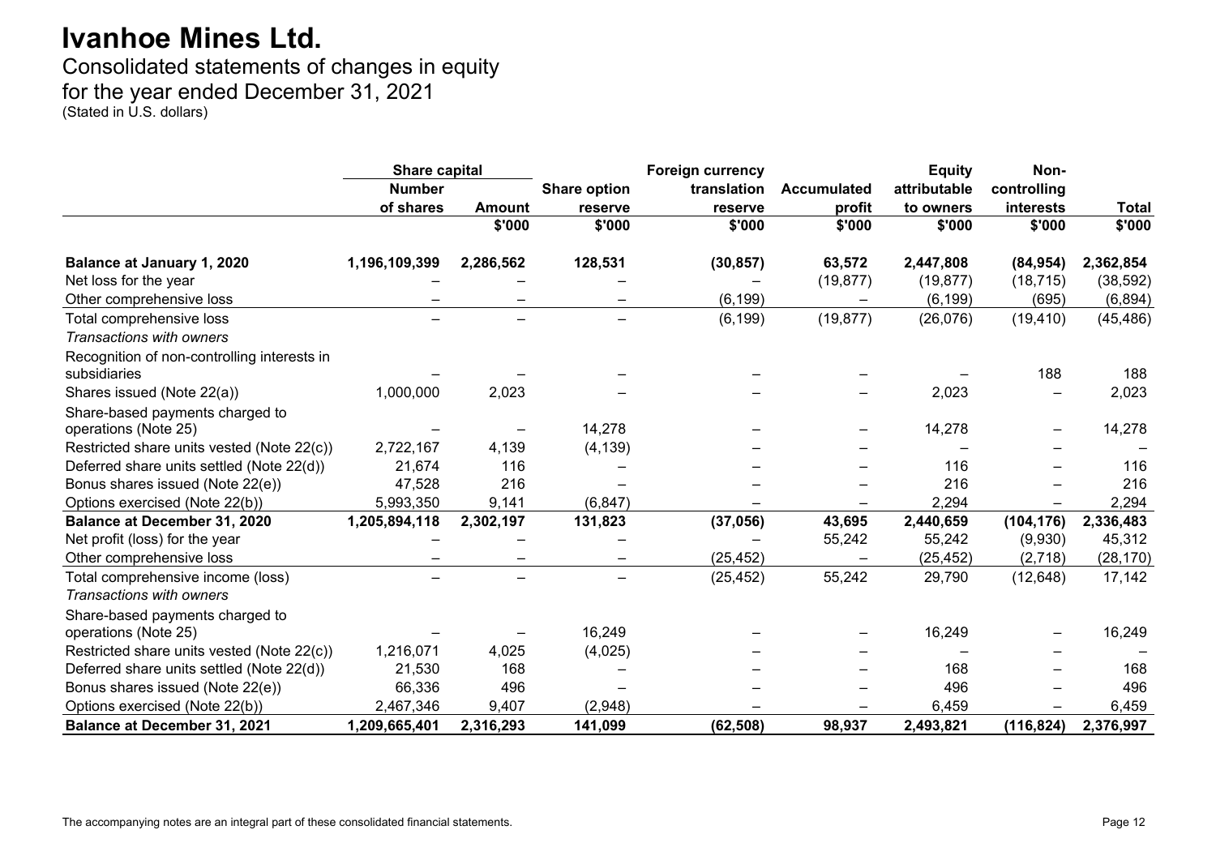# Ivanhoe Mines Ltd.

Consolidated statements of changes in equity
for the year ended December 31, 2021
(Stated in U.S. dollars)

| | Share capital | | | Foreign currency | | Equity | Non- | |
|---|---|---|---|---|---|---|---|---|
| | Number of shares | Amount | Share option reserve | translation reserve | Accumulated profit | attributable to owners | controlling interests | Total |
| | | $'000 | $'000 | $'000 | $'000 | $'000 | $'000 | $'000 |
| **Balance at January 1, 2020** | **1,196,109,399** | **2,286,562** | **128,531** | **(30,857)** | **63,572** | **2,447,808** | **(84,954)** | **2,362,854** |
| Net loss for the year | – | – | – | – | (19,877) | (19,877) | (18,715) | (38,592) |
| Other comprehensive loss | – | – | – | (6,199) | – | (6,199) | (695) | (6,894) |
| Total comprehensive loss | – | – | – | (6,199) | (19,877) | (26,076) | (19,410) | (45,486) |
| *Transactions with owners* | | | | | | | | |
| Recognition of non-controlling interests in subsidiaries | – | – | – | – | – | – | 188 | 188 |
| Shares issued (Note 22(a)) | 1,000,000 | 2,023 | – | – | – | 2,023 | – | 2,023 |
| Share-based payments charged to operations (Note 25) | – | – | 14,278 | – | – | 14,278 | – | 14,278 |
| Restricted share units vested (Note 22(c)) | 2,722,167 | 4,139 | (4,139) | – | – | – | – | – |
| Deferred share units settled (Note 22(d)) | 21,674 | 116 | – | – | – | 116 | – | 116 |
| Bonus shares issued (Note 22(e)) | 47,528 | 216 | – | – | – | 216 | – | 216 |
| Options exercised (Note 22(b)) | 5,993,350 | 9,141 | (6,847) | – | – | 2,294 | – | 2,294 |
| **Balance at December 31, 2020** | **1,205,894,118** | **2,302,197** | **131,823** | **(37,056)** | **43,695** | **2,440,659** | **(104,176)** | **2,336,483** |
| Net profit (loss) for the year | – | – | – | – | 55,242 | 55,242 | (9,930) | 45,312 |
| Other comprehensive loss | – | – | – | (25,452) | – | (25,452) | (2,718) | (28,170) |
| Total comprehensive income (loss) | – | – | – | (25,452) | 55,242 | 29,790 | (12,648) | 17,142 |
| *Transactions with owners* | | | | | | | | |
| Share-based payments charged to operations (Note 25) | – | – | 16,249 | – | – | 16,249 | – | 16,249 |
| Restricted share units vested (Note 22(c)) | 1,216,071 | 4,025 | (4,025) | – | – | – | – | – |
| Deferred share units settled (Note 22(d)) | 21,530 | 168 | – | – | – | 168 | – | 168 |
| Bonus shares issued (Note 22(e)) | 66,336 | 496 | – | – | – | 496 | – | 496 |
| Options exercised (Note 22(b)) | 2,467,346 | 9,407 | (2,948) | – | – | 6,459 | – | 6,459 |
| **Balance at December 31, 2021** | **1,209,665,401** | **2,316,293** | **141,099** | **(62,508)** | **98,937** | **2,493,821** | **(116,824)** | **2,376,997** |

The accompanying notes are an integral part of these consolidated financial statements.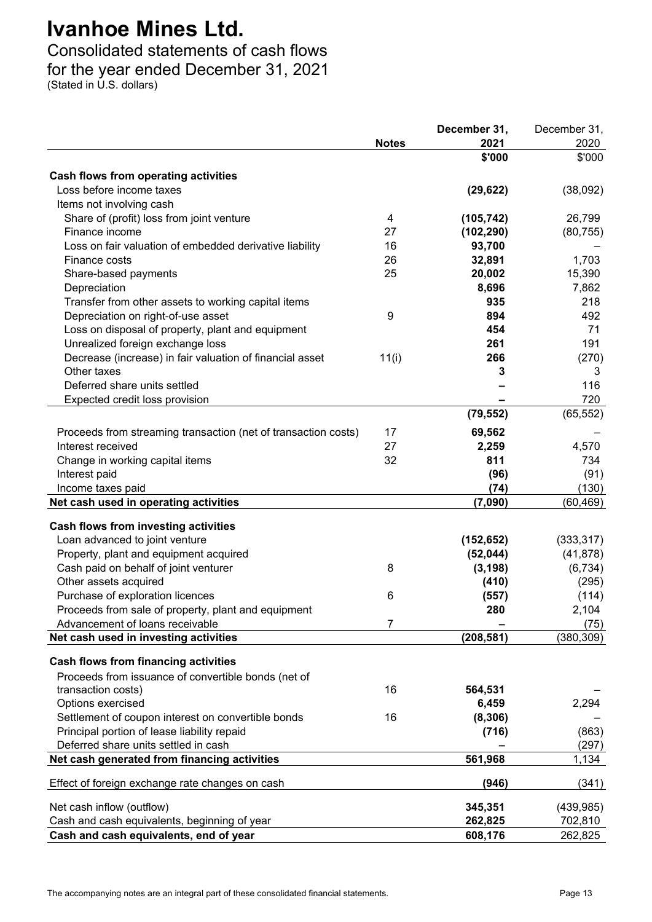# Ivanhoe Mines Ltd.

## Consolidated statements of cash flows
## for the year ended December 31, 2021

(Stated in U.S. dollars)

| | Notes | December 31, 2021 | December 31, 2020 |
|---|---|---|---|
| | | **\$'000** | \$'000 |
| **Cash flows from operating activities** | | | |
| Loss before income taxes | | **(29,622)** | (38,092) |
| Items not involving cash | | | |
| Share of (profit) loss from joint venture | 4 | **(105,742)** | 26,799 |
| Finance income | 27 | **(102,290)** | (80,755) |
| Loss on fair valuation of embedded derivative liability | 16 | **93,700** | – |
| Finance costs | 26 | **32,891** | 1,703 |
| Share-based payments | 25 | **20,002** | 15,390 |
| Depreciation | | **8,696** | 7,862 |
| Transfer from other assets to working capital items | | **935** | 218 |
| Depreciation on right-of-use asset | 9 | **894** | 492 |
| Loss on disposal of property, plant and equipment | | **454** | 71 |
| Unrealized foreign exchange loss | | **261** | 191 |
| Decrease (increase) in fair valuation of financial asset | 11(i) | **266** | (270) |
| Other taxes | | **3** | 3 |
| Deferred share units settled | | **–** | 116 |
| Expected credit loss provision | | **–** | 720 |
| | | **(79,552)** | (65,552) |
| Proceeds from streaming transaction (net of transaction costs) | 17 | **69,562** | – |
| Interest received | 27 | **2,259** | 4,570 |
| Change in working capital items | 32 | **811** | 734 |
| Interest paid | | **(96)** | (91) |
| Income taxes paid | | **(74)** | (130) |
| **Net cash used in operating activities** | | **(7,090)** | (60,469) |
| **Cash flows from investing activities** | | | |
| Loan advanced to joint venture | | **(152,652)** | (333,317) |
| Property, plant and equipment acquired | | **(52,044)** | (41,878) |
| Cash paid on behalf of joint venturer | 8 | **(3,198)** | (6,734) |
| Other assets acquired | | **(410)** | (295) |
| Purchase of exploration licences | 6 | **(557)** | (114) |
| Proceeds from sale of property, plant and equipment | | **280** | 2,104 |
| Advancement of loans receivable | 7 | **–** | (75) |
| **Net cash used in investing activities** | | **(208,581)** | (380,309) |
| **Cash flows from financing activities** | | | |
| Proceeds from issuance of convertible bonds (net of transaction costs) | 16 | **564,531** | – |
| Options exercised | | **6,459** | 2,294 |
| Settlement of coupon interest on convertible bonds | 16 | **(8,306)** | – |
| Principal portion of lease liability repaid | | **(716)** | (863) |
| Deferred share units settled in cash | | **–** | (297) |
| **Net cash generated from financing activities** | | **561,968** | 1,134 |
| Effect of foreign exchange rate changes on cash | | **(946)** | (341) |
| Net cash inflow (outflow) | | **345,351** | (439,985) |
| Cash and cash equivalents, beginning of year | | **262,825** | 702,810 |
| **Cash and cash equivalents, end of year** | | **608,176** | 262,825 |

The accompanying notes are an integral part of these consolidated financial statements.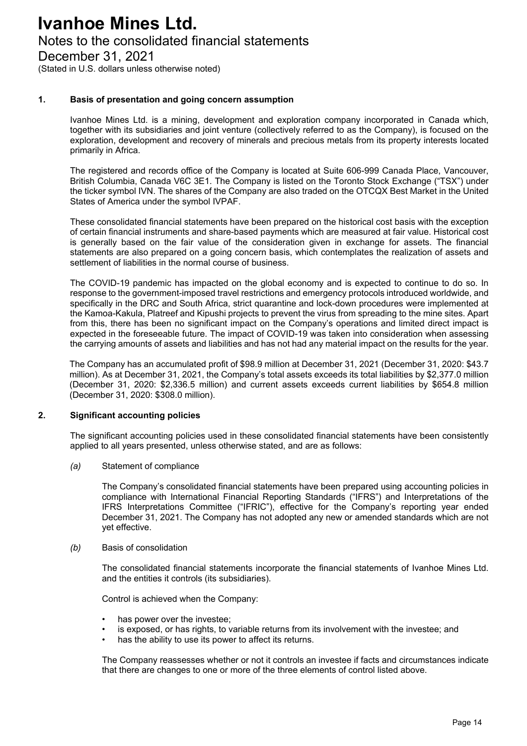# Ivanhoe Mines Ltd.

Notes to the consolidated financial statements

December 31, 2021

(Stated in U.S. dollars unless otherwise noted)

## 1. Basis of presentation and going concern assumption

Ivanhoe Mines Ltd. is a mining, development and exploration company incorporated in Canada which, together with its subsidiaries and joint venture (collectively referred to as the Company), is focused on the exploration, development and recovery of minerals and precious metals from its property interests located primarily in Africa.

The registered and records office of the Company is located at Suite 606-999 Canada Place, Vancouver, British Columbia, Canada V6C 3E1. The Company is listed on the Toronto Stock Exchange ("TSX") under the ticker symbol IVN. The shares of the Company are also traded on the OTCQX Best Market in the United States of America under the symbol IVPAF.

These consolidated financial statements have been prepared on the historical cost basis with the exception of certain financial instruments and share-based payments which are measured at fair value. Historical cost is generally based on the fair value of the consideration given in exchange for assets. The financial statements are also prepared on a going concern basis, which contemplates the realization of assets and settlement of liabilities in the normal course of business.

The COVID-19 pandemic has impacted on the global economy and is expected to continue to do so. In response to the government-imposed travel restrictions and emergency protocols introduced worldwide, and specifically in the DRC and South Africa, strict quarantine and lock-down procedures were implemented at the Kamoa-Kakula, Platreef and Kipushi projects to prevent the virus from spreading to the mine sites. Apart from this, there has been no significant impact on the Company's operations and limited direct impact is expected in the foreseeable future. The impact of COVID-19 was taken into consideration when assessing the carrying amounts of assets and liabilities and has not had any material impact on the results for the year.

The Company has an accumulated profit of $98.9 million at December 31, 2021 (December 31, 2020: $43.7 million). As at December 31, 2021, the Company's total assets exceeds its total liabilities by $2,377.0 million (December 31, 2020: $2,336.5 million) and current assets exceeds current liabilities by $654.8 million (December 31, 2020: $308.0 million).

## 2. Significant accounting policies

The significant accounting policies used in these consolidated financial statements have been consistently applied to all years presented, unless otherwise stated, and are as follows:

*(a)* Statement of compliance

The Company's consolidated financial statements have been prepared using accounting policies in compliance with International Financial Reporting Standards ("IFRS") and Interpretations of the IFRS Interpretations Committee ("IFRIC"), effective for the Company's reporting year ended December 31, 2021. The Company has not adopted any new or amended standards which are not yet effective.

*(b)* Basis of consolidation

The consolidated financial statements incorporate the financial statements of Ivanhoe Mines Ltd. and the entities it controls (its subsidiaries).

Control is achieved when the Company:

- has power over the investee;
- is exposed, or has rights, to variable returns from its involvement with the investee; and
- has the ability to use its power to affect its returns.

The Company reassesses whether or not it controls an investee if facts and circumstances indicate that there are changes to one or more of the three elements of control listed above.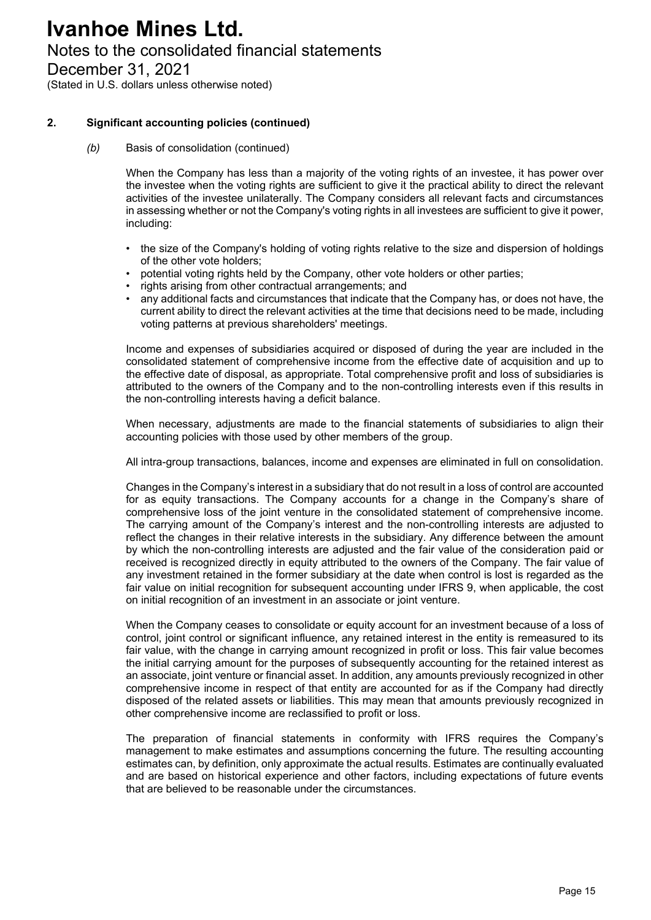## 2. Significant accounting policies (continued)

*(b)* Basis of consolidation (continued)

When the Company has less than a majority of the voting rights of an investee, it has power over the investee when the voting rights are sufficient to give it the practical ability to direct the relevant activities of the investee unilaterally. The Company considers all relevant facts and circumstances in assessing whether or not the Company's voting rights in all investees are sufficient to give it power, including:

- the size of the Company's holding of voting rights relative to the size and dispersion of holdings of the other vote holders;
- potential voting rights held by the Company, other vote holders or other parties;
- rights arising from other contractual arrangements; and
- any additional facts and circumstances that indicate that the Company has, or does not have, the current ability to direct the relevant activities at the time that decisions need to be made, including voting patterns at previous shareholders' meetings.

Income and expenses of subsidiaries acquired or disposed of during the year are included in the consolidated statement of comprehensive income from the effective date of acquisition and up to the effective date of disposal, as appropriate. Total comprehensive profit and loss of subsidiaries is attributed to the owners of the Company and to the non-controlling interests even if this results in the non-controlling interests having a deficit balance.

When necessary, adjustments are made to the financial statements of subsidiaries to align their accounting policies with those used by other members of the group.

All intra-group transactions, balances, income and expenses are eliminated in full on consolidation.

Changes in the Company's interest in a subsidiary that do not result in a loss of control are accounted for as equity transactions. The Company accounts for a change in the Company's share of comprehensive loss of the joint venture in the consolidated statement of comprehensive income. The carrying amount of the Company's interest and the non-controlling interests are adjusted to reflect the changes in their relative interests in the subsidiary. Any difference between the amount by which the non-controlling interests are adjusted and the fair value of the consideration paid or received is recognized directly in equity attributed to the owners of the Company. The fair value of any investment retained in the former subsidiary at the date when control is lost is regarded as the fair value on initial recognition for subsequent accounting under IFRS 9, when applicable, the cost on initial recognition of an investment in an associate or joint venture.

When the Company ceases to consolidate or equity account for an investment because of a loss of control, joint control or significant influence, any retained interest in the entity is remeasured to its fair value, with the change in carrying amount recognized in profit or loss. This fair value becomes the initial carrying amount for the purposes of subsequently accounting for the retained interest as an associate, joint venture or financial asset. In addition, any amounts previously recognized in other comprehensive income in respect of that entity are accounted for as if the Company had directly disposed of the related assets or liabilities. This may mean that amounts previously recognized in other comprehensive income are reclassified to profit or loss.

The preparation of financial statements in conformity with IFRS requires the Company's management to make estimates and assumptions concerning the future. The resulting accounting estimates can, by definition, only approximate the actual results. Estimates are continually evaluated and are based on historical experience and other factors, including expectations of future events that are believed to be reasonable under the circumstances.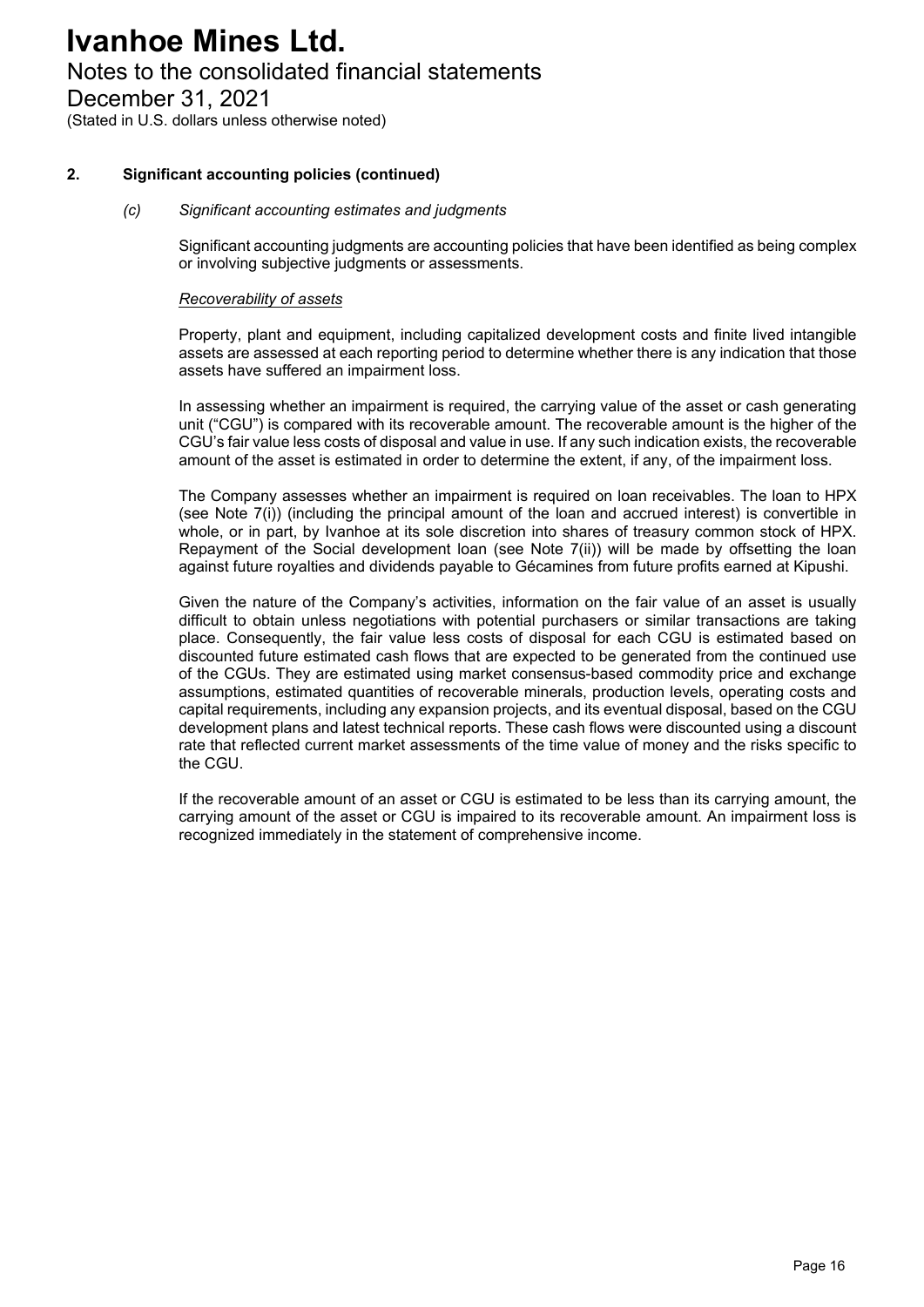## 2. Significant accounting policies (continued)

### *(c) Significant accounting estimates and judgments*

Significant accounting judgments are accounting policies that have been identified as being complex or involving subjective judgments or assessments.

*Recoverability of assets*

Property, plant and equipment, including capitalized development costs and finite lived intangible assets are assessed at each reporting period to determine whether there is any indication that those assets have suffered an impairment loss.

In assessing whether an impairment is required, the carrying value of the asset or cash generating unit ("CGU") is compared with its recoverable amount. The recoverable amount is the higher of the CGU's fair value less costs of disposal and value in use. If any such indication exists, the recoverable amount of the asset is estimated in order to determine the extent, if any, of the impairment loss.

The Company assesses whether an impairment is required on loan receivables. The loan to HPX (see Note 7(i)) (including the principal amount of the loan and accrued interest) is convertible in whole, or in part, by Ivanhoe at its sole discretion into shares of treasury common stock of HPX. Repayment of the Social development loan (see Note 7(ii)) will be made by offsetting the loan against future royalties and dividends payable to Gécamines from future profits earned at Kipushi.

Given the nature of the Company's activities, information on the fair value of an asset is usually difficult to obtain unless negotiations with potential purchasers or similar transactions are taking place. Consequently, the fair value less costs of disposal for each CGU is estimated based on discounted future estimated cash flows that are expected to be generated from the continued use of the CGUs. They are estimated using market consensus-based commodity price and exchange assumptions, estimated quantities of recoverable minerals, production levels, operating costs and capital requirements, including any expansion projects, and its eventual disposal, based on the CGU development plans and latest technical reports. These cash flows were discounted using a discount rate that reflected current market assessments of the time value of money and the risks specific to the CGU.

If the recoverable amount of an asset or CGU is estimated to be less than its carrying amount, the carrying amount of the asset or CGU is impaired to its recoverable amount. An impairment loss is recognized immediately in the statement of comprehensive income.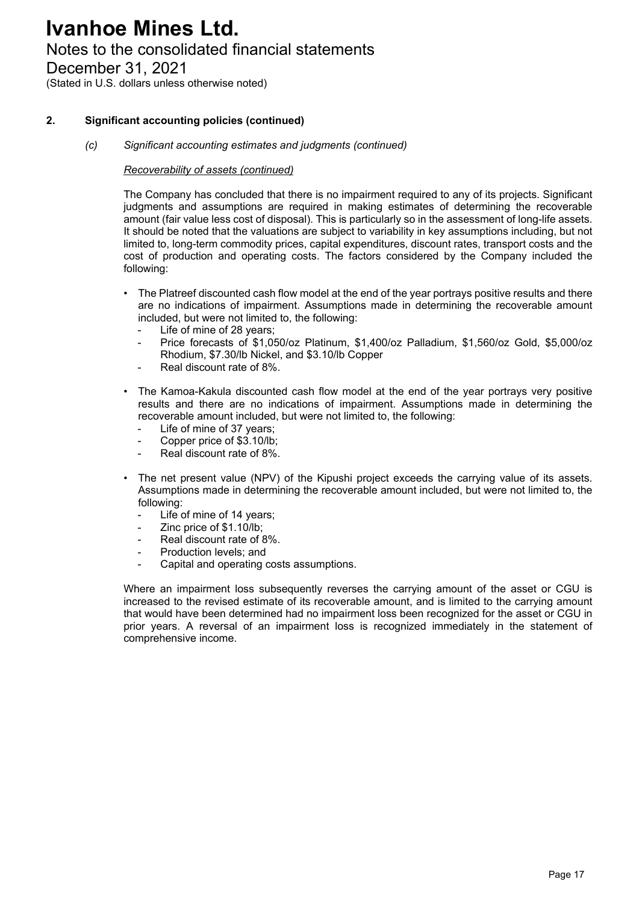## 2. Significant accounting policies (continued)

### *(c) Significant accounting estimates and judgments (continued)*

*Recoverability of assets (continued)*

The Company has concluded that there is no impairment required to any of its projects. Significant judgments and assumptions are required in making estimates of determining the recoverable amount (fair value less cost of disposal). This is particularly so in the assessment of long-life assets. It should be noted that the valuations are subject to variability in key assumptions including, but not limited to, long-term commodity prices, capital expenditures, discount rates, transport costs and the cost of production and operating costs. The factors considered by the Company included the following:

- The Platreef discounted cash flow model at the end of the year portrays positive results and there are no indications of impairment. Assumptions made in determining the recoverable amount included, but were not limited to, the following:
  - Life of mine of 28 years;
  - Price forecasts of $1,050/oz Platinum, $1,400/oz Palladium, $1,560/oz Gold, $5,000/oz Rhodium, $7.30/lb Nickel, and $3.10/lb Copper
  - Real discount rate of 8%.

- The Kamoa-Kakula discounted cash flow model at the end of the year portrays very positive results and there are no indications of impairment. Assumptions made in determining the recoverable amount included, but were not limited to, the following:
  - Life of mine of 37 years;
  - Copper price of $3.10/lb;
  - Real discount rate of 8%.

- The net present value (NPV) of the Kipushi project exceeds the carrying value of its assets. Assumptions made in determining the recoverable amount included, but were not limited to, the following:
  - Life of mine of 14 years;
  - Zinc price of $1.10/lb;
  - Real discount rate of 8%.
  - Production levels; and
  - Capital and operating costs assumptions.

Where an impairment loss subsequently reverses the carrying amount of the asset or CGU is increased to the revised estimate of its recoverable amount, and is limited to the carrying amount that would have been determined had no impairment loss been recognized for the asset or CGU in prior years. A reversal of an impairment loss is recognized immediately in the statement of comprehensive income.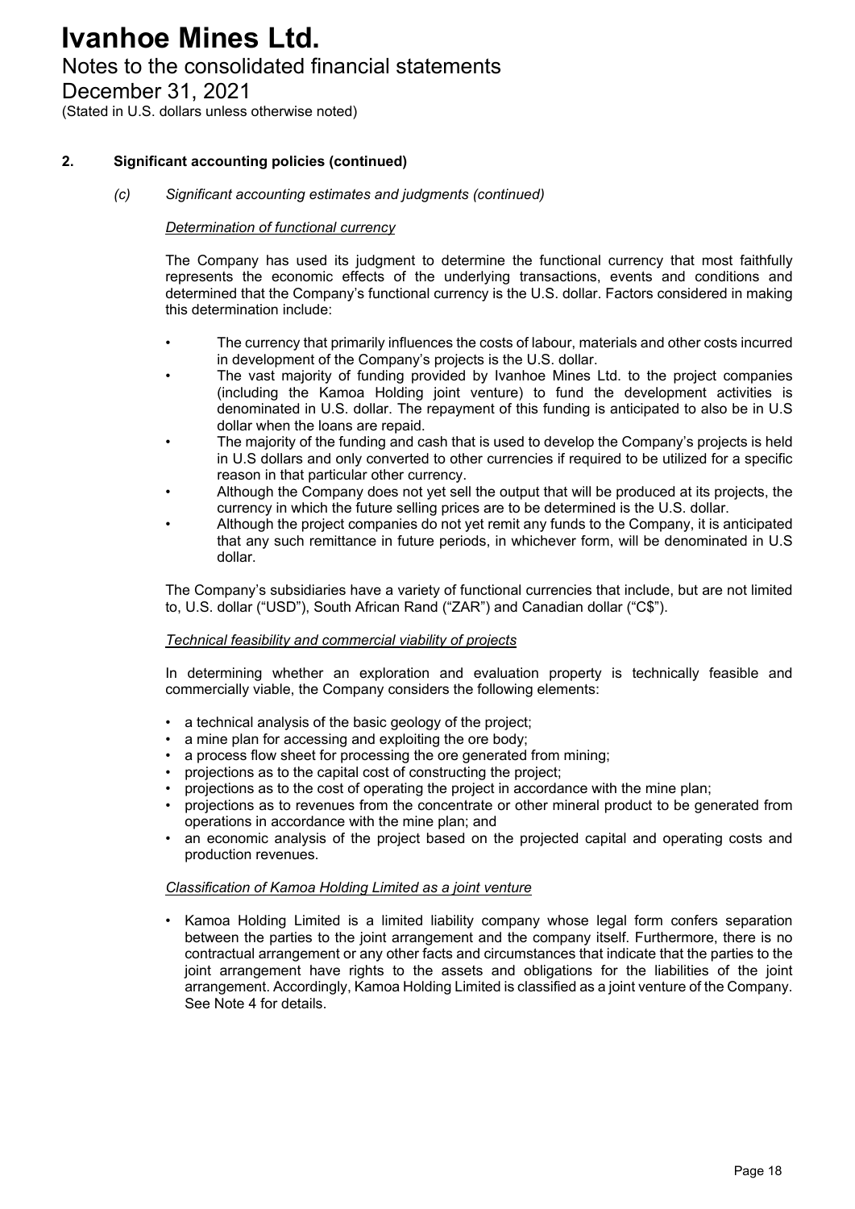## 2. Significant accounting policies (continued)

### *(c) Significant accounting estimates and judgments (continued)*

*Determination of functional currency*

The Company has used its judgment to determine the functional currency that most faithfully represents the economic effects of the underlying transactions, events and conditions and determined that the Company's functional currency is the U.S. dollar. Factors considered in making this determination include:

- The currency that primarily influences the costs of labour, materials and other costs incurred in development of the Company's projects is the U.S. dollar.
- The vast majority of funding provided by Ivanhoe Mines Ltd. to the project companies (including the Kamoa Holding joint venture) to fund the development activities is denominated in U.S. dollar. The repayment of this funding is anticipated to also be in U.S dollar when the loans are repaid.
- The majority of the funding and cash that is used to develop the Company's projects is held in U.S dollars and only converted to other currencies if required to be utilized for a specific reason in that particular other currency.
- Although the Company does not yet sell the output that will be produced at its projects, the currency in which the future selling prices are to be determined is the U.S. dollar.
- Although the project companies do not yet remit any funds to the Company, it is anticipated that any such remittance in future periods, in whichever form, will be denominated in U.S dollar.

The Company's subsidiaries have a variety of functional currencies that include, but are not limited to, U.S. dollar ("USD"), South African Rand ("ZAR") and Canadian dollar ("C$").

*Technical feasibility and commercial viability of projects*

In determining whether an exploration and evaluation property is technically feasible and commercially viable, the Company considers the following elements:

- a technical analysis of the basic geology of the project;
- a mine plan for accessing and exploiting the ore body;
- a process flow sheet for processing the ore generated from mining;
- projections as to the capital cost of constructing the project;
- projections as to the cost of operating the project in accordance with the mine plan;
- projections as to revenues from the concentrate or other mineral product to be generated from operations in accordance with the mine plan; and
- an economic analysis of the project based on the projected capital and operating costs and production revenues.

*Classification of Kamoa Holding Limited as a joint venture*

- Kamoa Holding Limited is a limited liability company whose legal form confers separation between the parties to the joint arrangement and the company itself. Furthermore, there is no contractual arrangement or any other facts and circumstances that indicate that the parties to the joint arrangement have rights to the assets and obligations for the liabilities of the joint arrangement. Accordingly, Kamoa Holding Limited is classified as a joint venture of the Company. See Note 4 for details.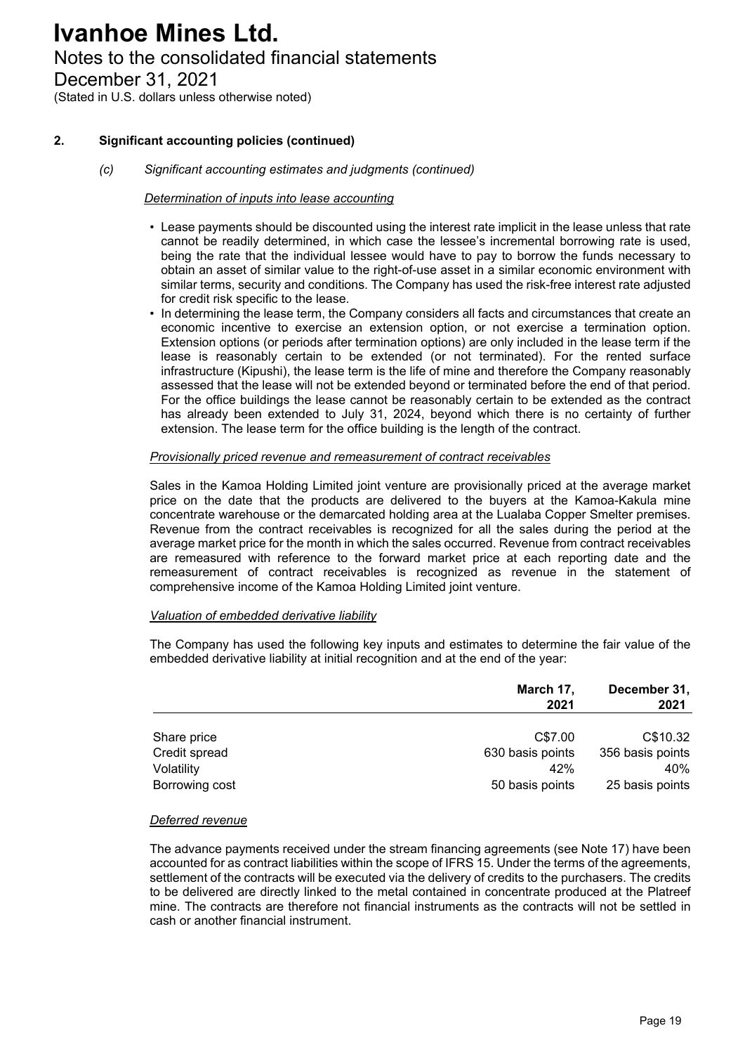## 2. Significant accounting policies (continued)

### *(c) Significant accounting estimates and judgments (continued)*

*Determination of inputs into lease accounting*

- Lease payments should be discounted using the interest rate implicit in the lease unless that rate cannot be readily determined, in which case the lessee's incremental borrowing rate is used, being the rate that the individual lessee would have to pay to borrow the funds necessary to obtain an asset of similar value to the right-of-use asset in a similar economic environment with similar terms, security and conditions. The Company has used the risk-free interest rate adjusted for credit risk specific to the lease.
- In determining the lease term, the Company considers all facts and circumstances that create an economic incentive to exercise an extension option, or not exercise a termination option. Extension options (or periods after termination options) are only included in the lease term if the lease is reasonably certain to be extended (or not terminated). For the rented surface infrastructure (Kipushi), the lease term is the life of mine and therefore the Company reasonably assessed that the lease will not be extended beyond or terminated before the end of that period. For the office buildings the lease cannot be reasonably certain to be extended as the contract has already been extended to July 31, 2024, beyond which there is no certainty of further extension. The lease term for the office building is the length of the contract.

*Provisionally priced revenue and remeasurement of contract receivables*

Sales in the Kamoa Holding Limited joint venture are provisionally priced at the average market price on the date that the products are delivered to the buyers at the Kamoa-Kakula mine concentrate warehouse or the demarcated holding area at the Lualaba Copper Smelter premises. Revenue from the contract receivables is recognized for all the sales during the period at the average market price for the month in which the sales occurred. Revenue from contract receivables are remeasured with reference to the forward market price at each reporting date and the remeasurement of contract receivables is recognized as revenue in the statement of comprehensive income of the Kamoa Holding Limited joint venture.

*Valuation of embedded derivative liability*

The Company has used the following key inputs and estimates to determine the fair value of the embedded derivative liability at initial recognition and at the end of the year:

| | March 17, 2021 | December 31, 2021 |
|---|---|---|
| Share price | C$7.00 | C$10.32 |
| Credit spread | 630 basis points | 356 basis points |
| Volatility | 42% | 40% |
| Borrowing cost | 50 basis points | 25 basis points |

*Deferred revenue*

The advance payments received under the stream financing agreements (see Note 17) have been accounted for as contract liabilities within the scope of IFRS 15. Under the terms of the agreements, settlement of the contracts will be executed via the delivery of credits to the purchasers. The credits to be delivered are directly linked to the metal contained in concentrate produced at the Platreef mine. The contracts are therefore not financial instruments as the contracts will not be settled in cash or another financial instrument.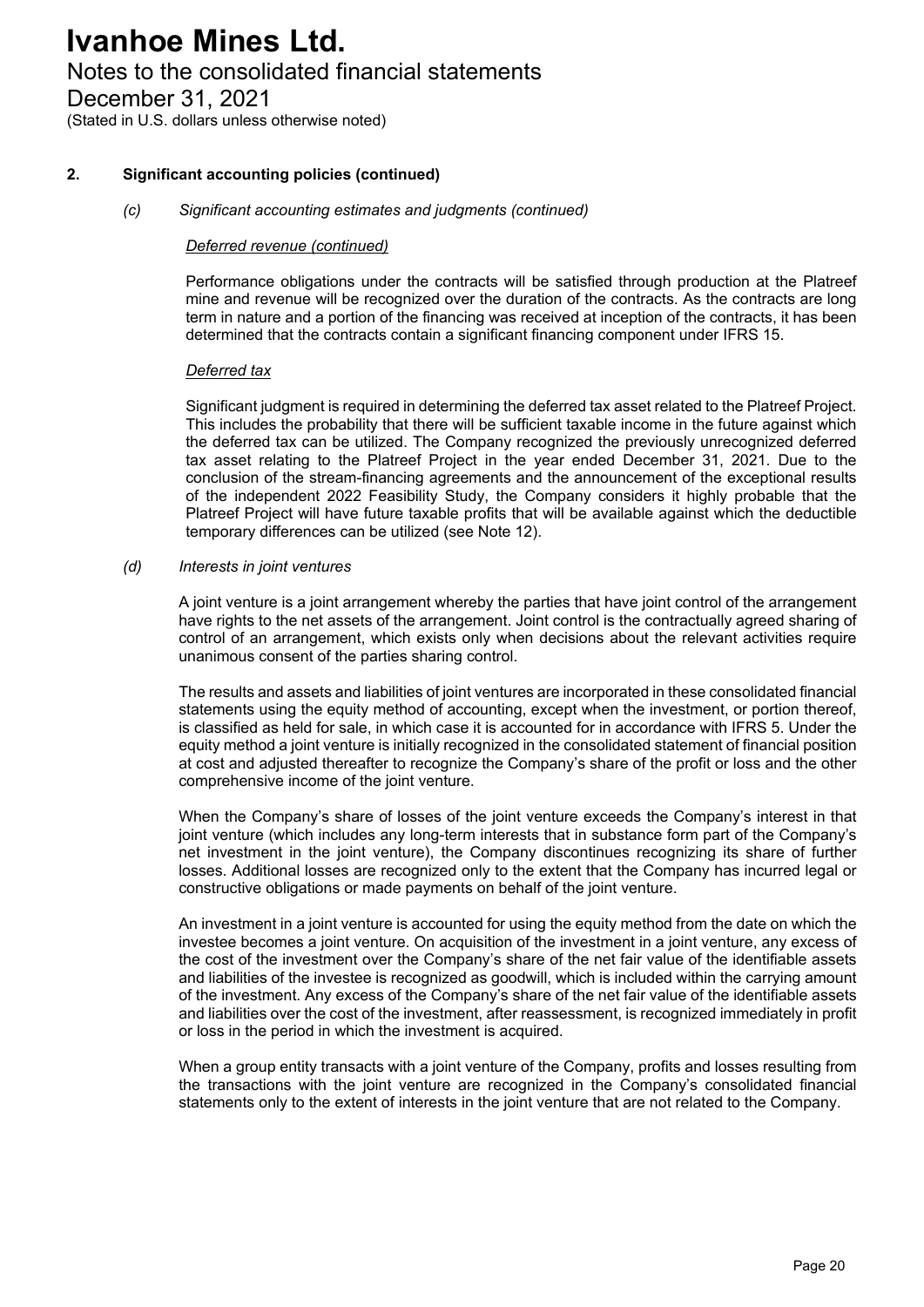## 2. Significant accounting policies (continued)

### *(c) Significant accounting estimates and judgments (continued)*

*Deferred revenue (continued)*

Performance obligations under the contracts will be satisfied through production at the Platreef mine and revenue will be recognized over the duration of the contracts. As the contracts are long term in nature and a portion of the financing was received at inception of the contracts, it has been determined that the contracts contain a significant financing component under IFRS 15.

*Deferred tax*

Significant judgment is required in determining the deferred tax asset related to the Platreef Project. This includes the probability that there will be sufficient taxable income in the future against which the deferred tax can be utilized. The Company recognized the previously unrecognized deferred tax asset relating to the Platreef Project in the year ended December 31, 2021. Due to the conclusion of the stream-financing agreements and the announcement of the exceptional results of the independent 2022 Feasibility Study, the Company considers it highly probable that the Platreef Project will have future taxable profits that will be available against which the deductible temporary differences can be utilized (see Note 12).

### *(d) Interests in joint ventures*

A joint venture is a joint arrangement whereby the parties that have joint control of the arrangement have rights to the net assets of the arrangement. Joint control is the contractually agreed sharing of control of an arrangement, which exists only when decisions about the relevant activities require unanimous consent of the parties sharing control.

The results and assets and liabilities of joint ventures are incorporated in these consolidated financial statements using the equity method of accounting, except when the investment, or portion thereof, is classified as held for sale, in which case it is accounted for in accordance with IFRS 5. Under the equity method a joint venture is initially recognized in the consolidated statement of financial position at cost and adjusted thereafter to recognize the Company's share of the profit or loss and the other comprehensive income of the joint venture.

When the Company's share of losses of the joint venture exceeds the Company's interest in that joint venture (which includes any long-term interests that in substance form part of the Company's net investment in the joint venture), the Company discontinues recognizing its share of further losses. Additional losses are recognized only to the extent that the Company has incurred legal or constructive obligations or made payments on behalf of the joint venture.

An investment in a joint venture is accounted for using the equity method from the date on which the investee becomes a joint venture. On acquisition of the investment in a joint venture, any excess of the cost of the investment over the Company's share of the net fair value of the identifiable assets and liabilities of the investee is recognized as goodwill, which is included within the carrying amount of the investment. Any excess of the Company's share of the net fair value of the identifiable assets and liabilities over the cost of the investment, after reassessment, is recognized immediately in profit or loss in the period in which the investment is acquired.

When a group entity transacts with a joint venture of the Company, profits and losses resulting from the transactions with the joint venture are recognized in the Company's consolidated financial statements only to the extent of interests in the joint venture that are not related to the Company.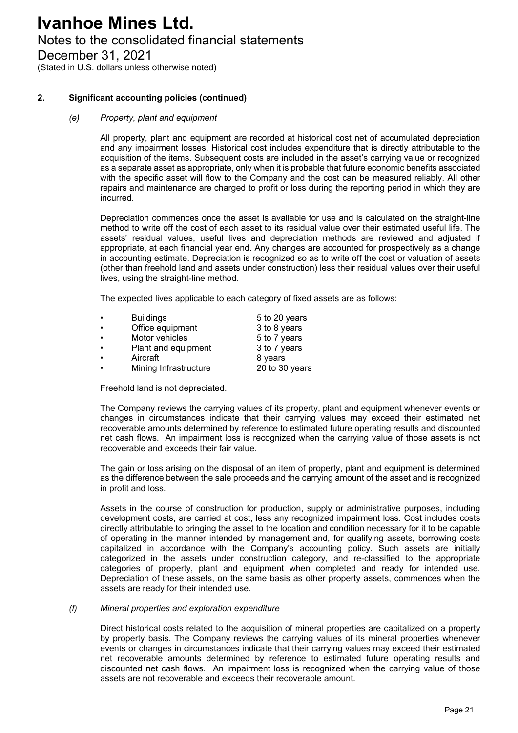## 2. Significant accounting policies (continued)

### *(e) Property, plant and equipment*

All property, plant and equipment are recorded at historical cost net of accumulated depreciation and any impairment losses. Historical cost includes expenditure that is directly attributable to the acquisition of the items. Subsequent costs are included in the asset's carrying value or recognized as a separate asset as appropriate, only when it is probable that future economic benefits associated with the specific asset will flow to the Company and the cost can be measured reliably. All other repairs and maintenance are charged to profit or loss during the reporting period in which they are incurred.

Depreciation commences once the asset is available for use and is calculated on the straight-line method to write off the cost of each asset to its residual value over their estimated useful life. The assets' residual values, useful lives and depreciation methods are reviewed and adjusted if appropriate, at each financial year end. Any changes are accounted for prospectively as a change in accounting estimate. Depreciation is recognized so as to write off the cost or valuation of assets (other than freehold land and assets under construction) less their residual values over their useful lives, using the straight-line method.

The expected lives applicable to each category of fixed assets are as follows:

- Buildings — 5 to 20 years
- Office equipment — 3 to 8 years
- Motor vehicles — 5 to 7 years
- Plant and equipment — 3 to 7 years
- Aircraft — 8 years
- Mining Infrastructure — 20 to 30 years

Freehold land is not depreciated.

The Company reviews the carrying values of its property, plant and equipment whenever events or changes in circumstances indicate that their carrying values may exceed their estimated net recoverable amounts determined by reference to estimated future operating results and discounted net cash flows. An impairment loss is recognized when the carrying value of those assets is not recoverable and exceeds their fair value.

The gain or loss arising on the disposal of an item of property, plant and equipment is determined as the difference between the sale proceeds and the carrying amount of the asset and is recognized in profit and loss.

Assets in the course of construction for production, supply or administrative purposes, including development costs, are carried at cost, less any recognized impairment loss. Cost includes costs directly attributable to bringing the asset to the location and condition necessary for it to be capable of operating in the manner intended by management and, for qualifying assets, borrowing costs capitalized in accordance with the Company's accounting policy. Such assets are initially categorized in the assets under construction category, and re-classified to the appropriate categories of property, plant and equipment when completed and ready for intended use. Depreciation of these assets, on the same basis as other property assets, commences when the assets are ready for their intended use.

### *(f) Mineral properties and exploration expenditure*

Direct historical costs related to the acquisition of mineral properties are capitalized on a property by property basis. The Company reviews the carrying values of its mineral properties whenever events or changes in circumstances indicate that their carrying values may exceed their estimated net recoverable amounts determined by reference to estimated future operating results and discounted net cash flows. An impairment loss is recognized when the carrying value of those assets are not recoverable and exceeds their recoverable amount.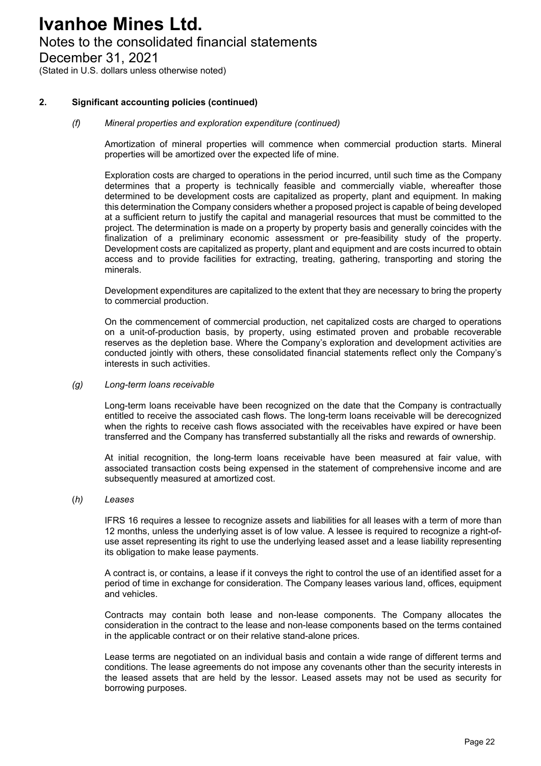## 2. Significant accounting policies (continued)

### *(f) Mineral properties and exploration expenditure (continued)*

Amortization of mineral properties will commence when commercial production starts. Mineral properties will be amortized over the expected life of mine.

Exploration costs are charged to operations in the period incurred, until such time as the Company determines that a property is technically feasible and commercially viable, whereafter those determined to be development costs are capitalized as property, plant and equipment. In making this determination the Company considers whether a proposed project is capable of being developed at a sufficient return to justify the capital and managerial resources that must be committed to the project. The determination is made on a property by property basis and generally coincides with the finalization of a preliminary economic assessment or pre-feasibility study of the property. Development costs are capitalized as property, plant and equipment and are costs incurred to obtain access and to provide facilities for extracting, treating, gathering, transporting and storing the minerals.

Development expenditures are capitalized to the extent that they are necessary to bring the property to commercial production.

On the commencement of commercial production, net capitalized costs are charged to operations on a unit-of-production basis, by property, using estimated proven and probable recoverable reserves as the depletion base. Where the Company's exploration and development activities are conducted jointly with others, these consolidated financial statements reflect only the Company's interests in such activities.

### *(g) Long-term loans receivable*

Long-term loans receivable have been recognized on the date that the Company is contractually entitled to receive the associated cash flows. The long-term loans receivable will be derecognized when the rights to receive cash flows associated with the receivables have expired or have been transferred and the Company has transferred substantially all the risks and rewards of ownership.

At initial recognition, the long-term loans receivable have been measured at fair value, with associated transaction costs being expensed in the statement of comprehensive income and are subsequently measured at amortized cost.

### (*h) Leases*

IFRS 16 requires a lessee to recognize assets and liabilities for all leases with a term of more than 12 months, unless the underlying asset is of low value. A lessee is required to recognize a right-of-use asset representing its right to use the underlying leased asset and a lease liability representing its obligation to make lease payments.

A contract is, or contains, a lease if it conveys the right to control the use of an identified asset for a period of time in exchange for consideration. The Company leases various land, offices, equipment and vehicles.

Contracts may contain both lease and non-lease components. The Company allocates the consideration in the contract to the lease and non-lease components based on the terms contained in the applicable contract or on their relative stand-alone prices.

Lease terms are negotiated on an individual basis and contain a wide range of different terms and conditions. The lease agreements do not impose any covenants other than the security interests in the leased assets that are held by the lessor. Leased assets may not be used as security for borrowing purposes.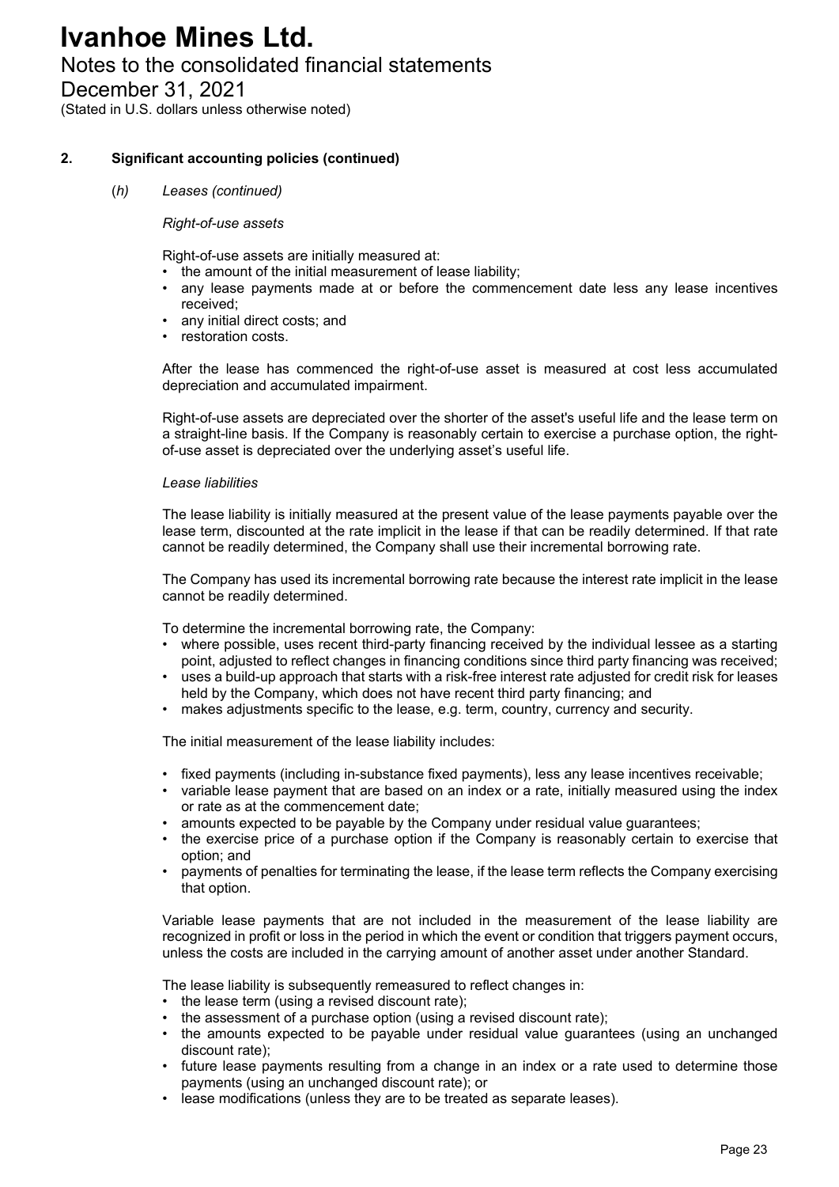# Ivanhoe Mines Ltd.

Notes to the consolidated financial statements

December 31, 2021

(Stated in U.S. dollars unless otherwise noted)

## 2. Significant accounting policies (continued)

### (*h*) *Leases (continued)*

*Right-of-use assets*

Right-of-use assets are initially measured at:

- the amount of the initial measurement of lease liability;
- any lease payments made at or before the commencement date less any lease incentives received;
- any initial direct costs; and
- restoration costs.

After the lease has commenced the right-of-use asset is measured at cost less accumulated depreciation and accumulated impairment.

Right-of-use assets are depreciated over the shorter of the asset's useful life and the lease term on a straight-line basis. If the Company is reasonably certain to exercise a purchase option, the right-of-use asset is depreciated over the underlying asset's useful life.

*Lease liabilities*

The lease liability is initially measured at the present value of the lease payments payable over the lease term, discounted at the rate implicit in the lease if that can be readily determined. If that rate cannot be readily determined, the Company shall use their incremental borrowing rate.

The Company has used its incremental borrowing rate because the interest rate implicit in the lease cannot be readily determined.

To determine the incremental borrowing rate, the Company:

- where possible, uses recent third-party financing received by the individual lessee as a starting point, adjusted to reflect changes in financing conditions since third party financing was received;
- uses a build-up approach that starts with a risk-free interest rate adjusted for credit risk for leases held by the Company, which does not have recent third party financing; and
- makes adjustments specific to the lease, e.g. term, country, currency and security.

The initial measurement of the lease liability includes:

- fixed payments (including in-substance fixed payments), less any lease incentives receivable;
- variable lease payment that are based on an index or a rate, initially measured using the index or rate as at the commencement date;
- amounts expected to be payable by the Company under residual value guarantees;
- the exercise price of a purchase option if the Company is reasonably certain to exercise that option; and
- payments of penalties for terminating the lease, if the lease term reflects the Company exercising that option.

Variable lease payments that are not included in the measurement of the lease liability are recognized in profit or loss in the period in which the event or condition that triggers payment occurs, unless the costs are included in the carrying amount of another asset under another Standard.

The lease liability is subsequently remeasured to reflect changes in:

- the lease term (using a revised discount rate);
- the assessment of a purchase option (using a revised discount rate);
- the amounts expected to be payable under residual value guarantees (using an unchanged discount rate);
- future lease payments resulting from a change in an index or a rate used to determine those payments (using an unchanged discount rate); or
- lease modifications (unless they are to be treated as separate leases).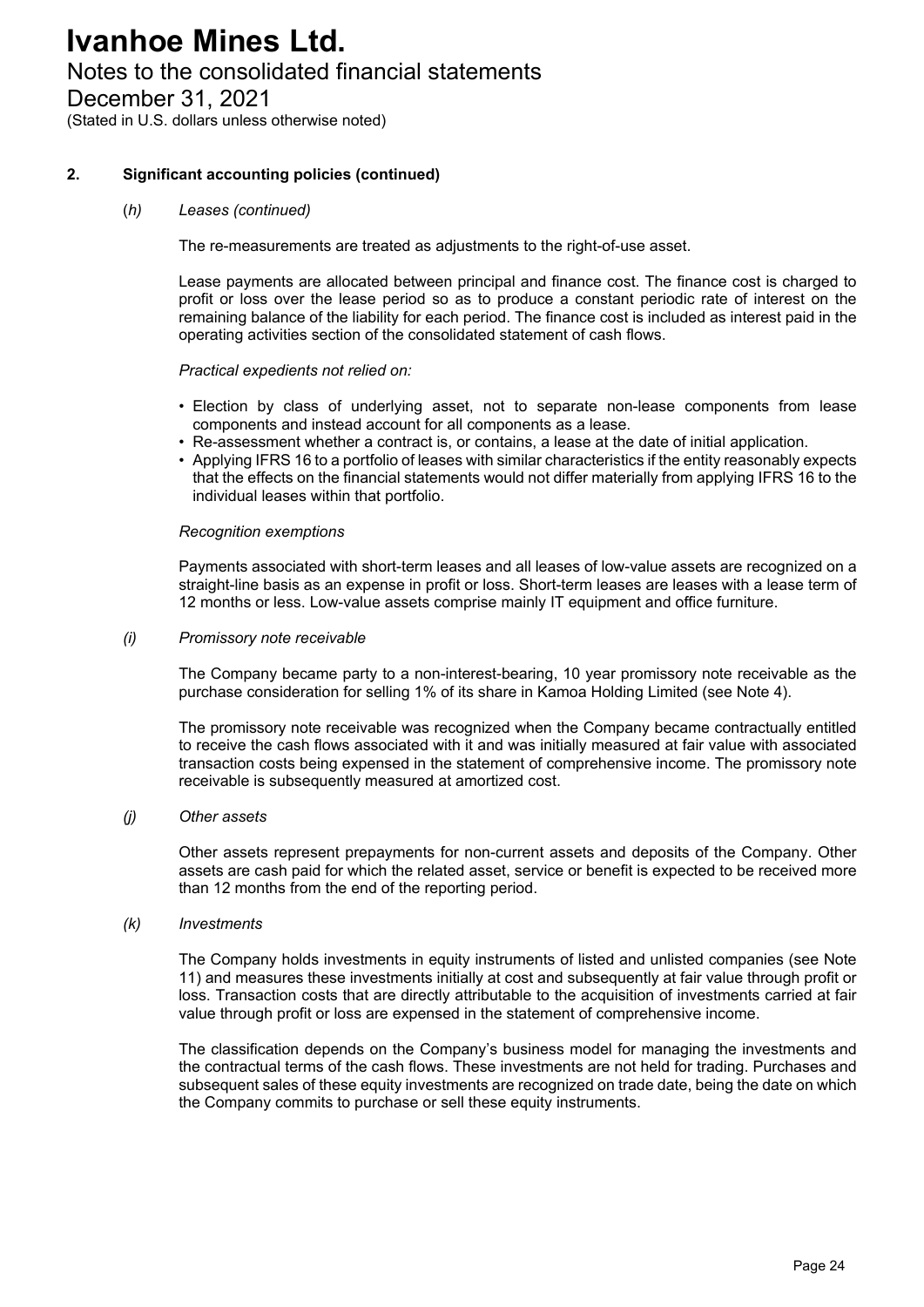## 2. Significant accounting policies (continued)

### *(h) Leases (continued)*

The re-measurements are treated as adjustments to the right-of-use asset.

Lease payments are allocated between principal and finance cost. The finance cost is charged to profit or loss over the lease period so as to produce a constant periodic rate of interest on the remaining balance of the liability for each period. The finance cost is included as interest paid in the operating activities section of the consolidated statement of cash flows.

*Practical expedients not relied on:*

- Election by class of underlying asset, not to separate non-lease components from lease components and instead account for all components as a lease.
- Re-assessment whether a contract is, or contains, a lease at the date of initial application.
- Applying IFRS 16 to a portfolio of leases with similar characteristics if the entity reasonably expects that the effects on the financial statements would not differ materially from applying IFRS 16 to the individual leases within that portfolio.

*Recognition exemptions*

Payments associated with short-term leases and all leases of low-value assets are recognized on a straight-line basis as an expense in profit or loss. Short-term leases are leases with a lease term of 12 months or less. Low-value assets comprise mainly IT equipment and office furniture.

### *(i) Promissory note receivable*

The Company became party to a non-interest-bearing, 10 year promissory note receivable as the purchase consideration for selling 1% of its share in Kamoa Holding Limited (see Note 4).

The promissory note receivable was recognized when the Company became contractually entitled to receive the cash flows associated with it and was initially measured at fair value with associated transaction costs being expensed in the statement of comprehensive income. The promissory note receivable is subsequently measured at amortized cost.

### *(j) Other assets*

Other assets represent prepayments for non-current assets and deposits of the Company. Other assets are cash paid for which the related asset, service or benefit is expected to be received more than 12 months from the end of the reporting period.

### *(k) Investments*

The Company holds investments in equity instruments of listed and unlisted companies (see Note 11) and measures these investments initially at cost and subsequently at fair value through profit or loss. Transaction costs that are directly attributable to the acquisition of investments carried at fair value through profit or loss are expensed in the statement of comprehensive income.

The classification depends on the Company's business model for managing the investments and the contractual terms of the cash flows. These investments are not held for trading. Purchases and subsequent sales of these equity investments are recognized on trade date, being the date on which the Company commits to purchase or sell these equity instruments.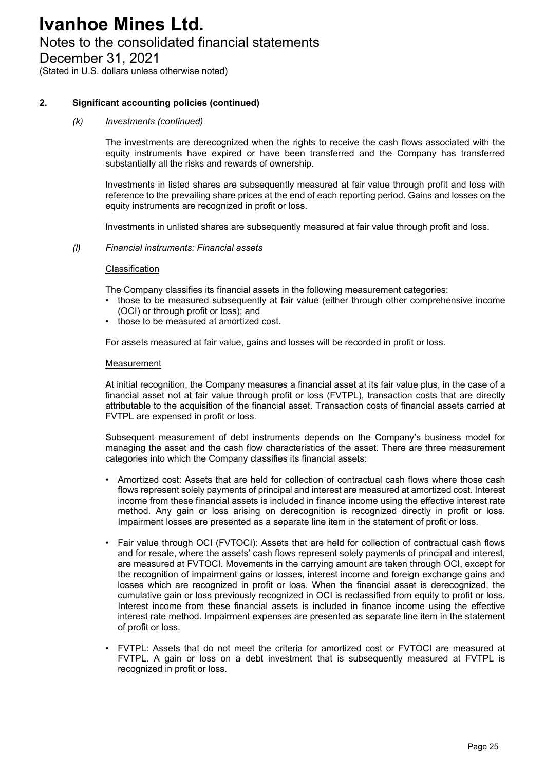## 2. Significant accounting policies (continued)

### *(k) Investments (continued)*

The investments are derecognized when the rights to receive the cash flows associated with the equity instruments have expired or have been transferred and the Company has transferred substantially all the risks and rewards of ownership.

Investments in listed shares are subsequently measured at fair value through profit and loss with reference to the prevailing share prices at the end of each reporting period. Gains and losses on the equity instruments are recognized in profit or loss.

Investments in unlisted shares are subsequently measured at fair value through profit and loss.

### *(l) Financial instruments: Financial assets*

Classification

The Company classifies its financial assets in the following measurement categories:

- those to be measured subsequently at fair value (either through other comprehensive income (OCI) or through profit or loss); and
- those to be measured at amortized cost.

For assets measured at fair value, gains and losses will be recorded in profit or loss.

Measurement

At initial recognition, the Company measures a financial asset at its fair value plus, in the case of a financial asset not at fair value through profit or loss (FVTPL), transaction costs that are directly attributable to the acquisition of the financial asset. Transaction costs of financial assets carried at FVTPL are expensed in profit or loss.

Subsequent measurement of debt instruments depends on the Company's business model for managing the asset and the cash flow characteristics of the asset. There are three measurement categories into which the Company classifies its financial assets:

- Amortized cost: Assets that are held for collection of contractual cash flows where those cash flows represent solely payments of principal and interest are measured at amortized cost. Interest income from these financial assets is included in finance income using the effective interest rate method. Any gain or loss arising on derecognition is recognized directly in profit or loss. Impairment losses are presented as a separate line item in the statement of profit or loss.
- Fair value through OCI (FVTOCI): Assets that are held for collection of contractual cash flows and for resale, where the assets' cash flows represent solely payments of principal and interest, are measured at FVTOCI. Movements in the carrying amount are taken through OCI, except for the recognition of impairment gains or losses, interest income and foreign exchange gains and losses which are recognized in profit or loss. When the financial asset is derecognized, the cumulative gain or loss previously recognized in OCI is reclassified from equity to profit or loss. Interest income from these financial assets is included in finance income using the effective interest rate method. Impairment expenses are presented as separate line item in the statement of profit or loss.
- FVTPL: Assets that do not meet the criteria for amortized cost or FVTOCI are measured at FVTPL. A gain or loss on a debt investment that is subsequently measured at FVTPL is recognized in profit or loss.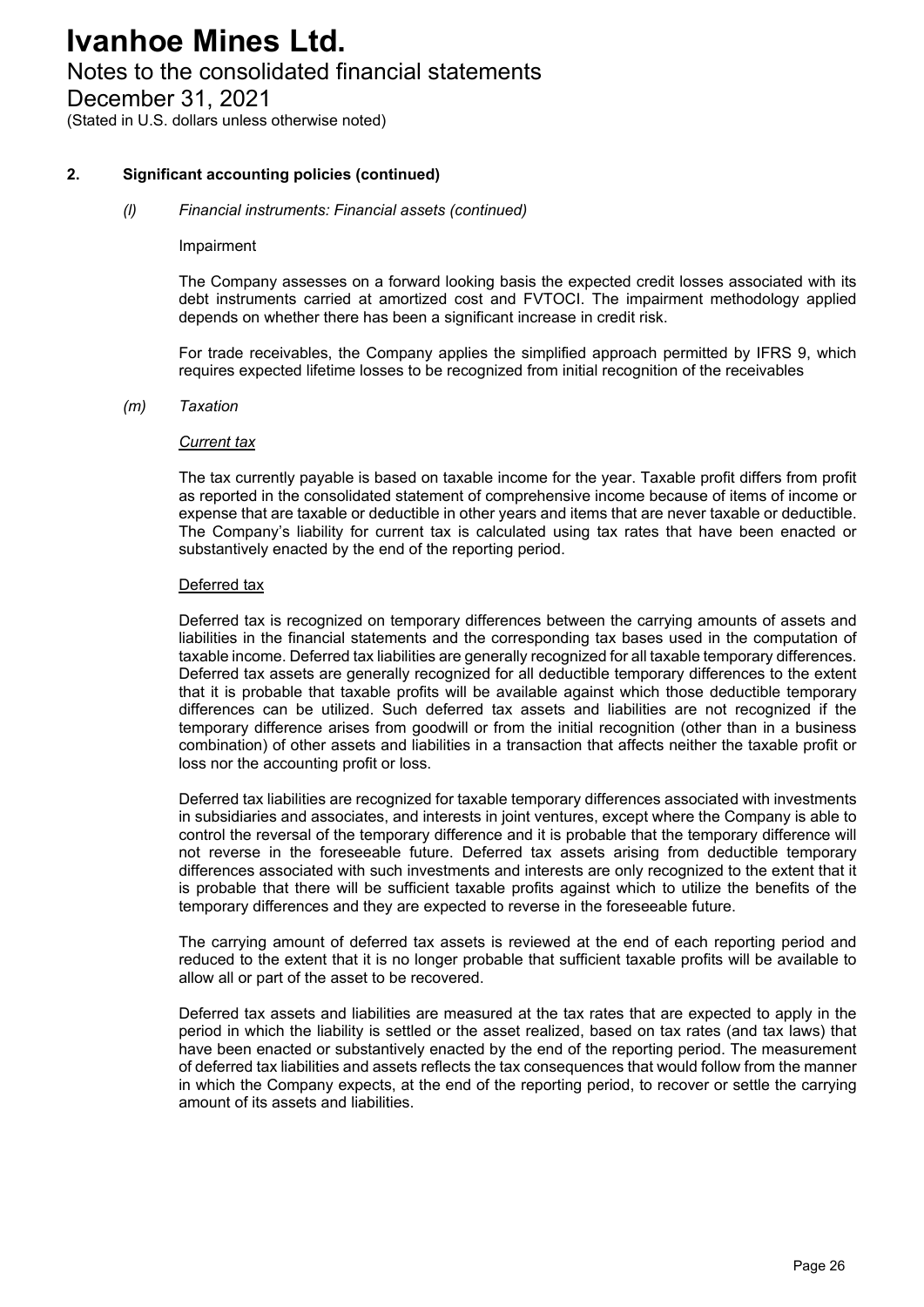## 2. Significant accounting policies (continued)

### *(l) Financial instruments: Financial assets (continued)*

Impairment

The Company assesses on a forward looking basis the expected credit losses associated with its debt instruments carried at amortized cost and FVTOCI. The impairment methodology applied depends on whether there has been a significant increase in credit risk.

For trade receivables, the Company applies the simplified approach permitted by IFRS 9, which requires expected lifetime losses to be recognized from initial recognition of the receivables

### *(m) Taxation*

*Current tax*

The tax currently payable is based on taxable income for the year. Taxable profit differs from profit as reported in the consolidated statement of comprehensive income because of items of income or expense that are taxable or deductible in other years and items that are never taxable or deductible. The Company's liability for current tax is calculated using tax rates that have been enacted or substantively enacted by the end of the reporting period.

Deferred tax

Deferred tax is recognized on temporary differences between the carrying amounts of assets and liabilities in the financial statements and the corresponding tax bases used in the computation of taxable income. Deferred tax liabilities are generally recognized for all taxable temporary differences. Deferred tax assets are generally recognized for all deductible temporary differences to the extent that it is probable that taxable profits will be available against which those deductible temporary differences can be utilized. Such deferred tax assets and liabilities are not recognized if the temporary difference arises from goodwill or from the initial recognition (other than in a business combination) of other assets and liabilities in a transaction that affects neither the taxable profit or loss nor the accounting profit or loss.

Deferred tax liabilities are recognized for taxable temporary differences associated with investments in subsidiaries and associates, and interests in joint ventures, except where the Company is able to control the reversal of the temporary difference and it is probable that the temporary difference will not reverse in the foreseeable future. Deferred tax assets arising from deductible temporary differences associated with such investments and interests are only recognized to the extent that it is probable that there will be sufficient taxable profits against which to utilize the benefits of the temporary differences and they are expected to reverse in the foreseeable future.

The carrying amount of deferred tax assets is reviewed at the end of each reporting period and reduced to the extent that it is no longer probable that sufficient taxable profits will be available to allow all or part of the asset to be recovered.

Deferred tax assets and liabilities are measured at the tax rates that are expected to apply in the period in which the liability is settled or the asset realized, based on tax rates (and tax laws) that have been enacted or substantively enacted by the end of the reporting period. The measurement of deferred tax liabilities and assets reflects the tax consequences that would follow from the manner in which the Company expects, at the end of the reporting period, to recover or settle the carrying amount of its assets and liabilities.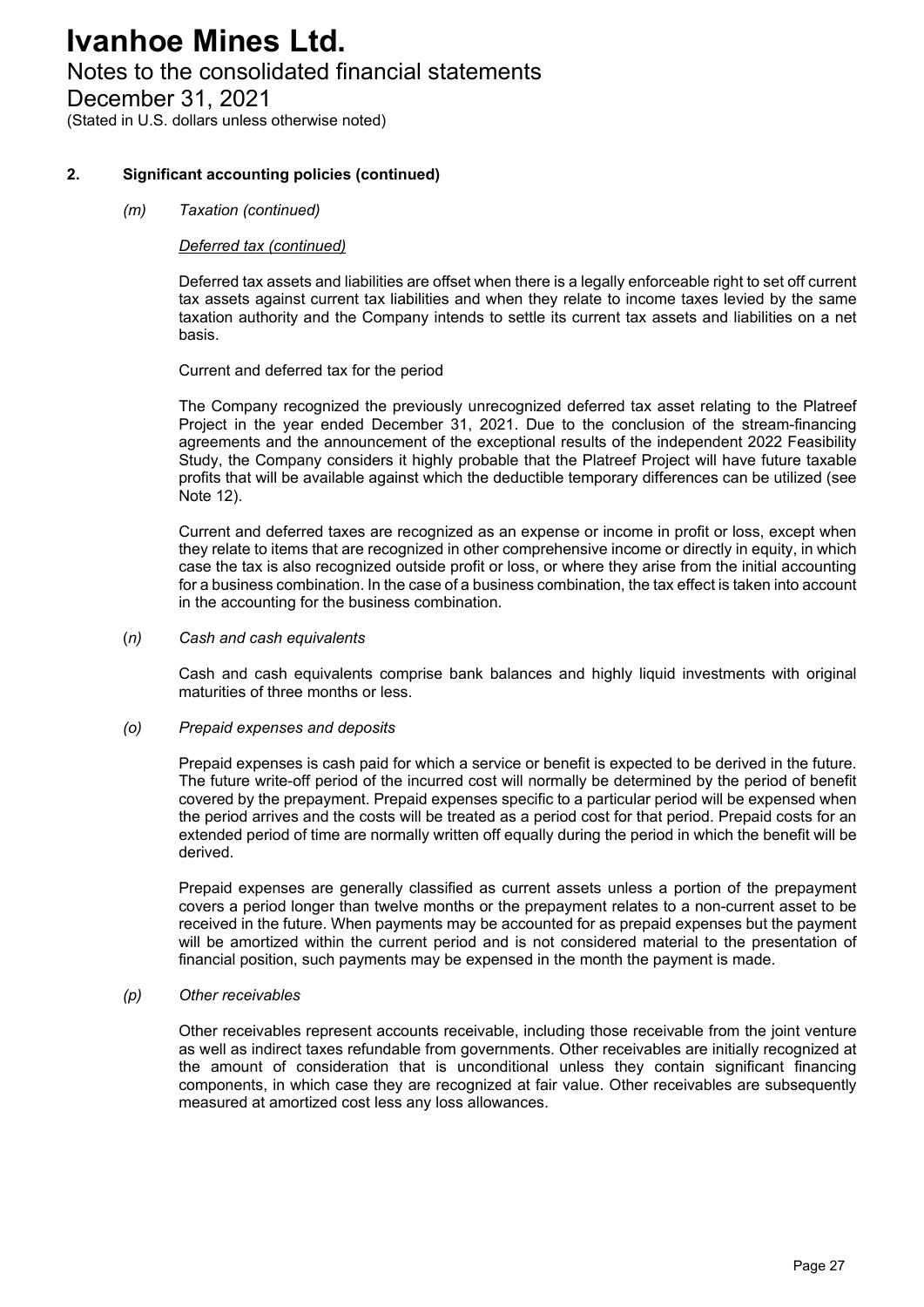## 2. Significant accounting policies (continued)

*(m) Taxation (continued)*

*Deferred tax (continued)*

Deferred tax assets and liabilities are offset when there is a legally enforceable right to set off current tax assets against current tax liabilities and when they relate to income taxes levied by the same taxation authority and the Company intends to settle its current tax assets and liabilities on a net basis.

Current and deferred tax for the period

The Company recognized the previously unrecognized deferred tax asset relating to the Platreef Project in the year ended December 31, 2021. Due to the conclusion of the stream-financing agreements and the announcement of the exceptional results of the independent 2022 Feasibility Study, the Company considers it highly probable that the Platreef Project will have future taxable profits that will be available against which the deductible temporary differences can be utilized (see Note 12).

Current and deferred taxes are recognized as an expense or income in profit or loss, except when they relate to items that are recognized in other comprehensive income or directly in equity, in which case the tax is also recognized outside profit or loss, or where they arise from the initial accounting for a business combination. In the case of a business combination, the tax effect is taken into account in the accounting for the business combination.

*(n) Cash and cash equivalents*

Cash and cash equivalents comprise bank balances and highly liquid investments with original maturities of three months or less.

*(o) Prepaid expenses and deposits*

Prepaid expenses is cash paid for which a service or benefit is expected to be derived in the future. The future write-off period of the incurred cost will normally be determined by the period of benefit covered by the prepayment. Prepaid expenses specific to a particular period will be expensed when the period arrives and the costs will be treated as a period cost for that period. Prepaid costs for an extended period of time are normally written off equally during the period in which the benefit will be derived.

Prepaid expenses are generally classified as current assets unless a portion of the prepayment covers a period longer than twelve months or the prepayment relates to a non-current asset to be received in the future. When payments may be accounted for as prepaid expenses but the payment will be amortized within the current period and is not considered material to the presentation of financial position, such payments may be expensed in the month the payment is made.

*(p) Other receivables*

Other receivables represent accounts receivable, including those receivable from the joint venture as well as indirect taxes refundable from governments. Other receivables are initially recognized at the amount of consideration that is unconditional unless they contain significant financing components, in which case they are recognized at fair value. Other receivables are subsequently measured at amortized cost less any loss allowances.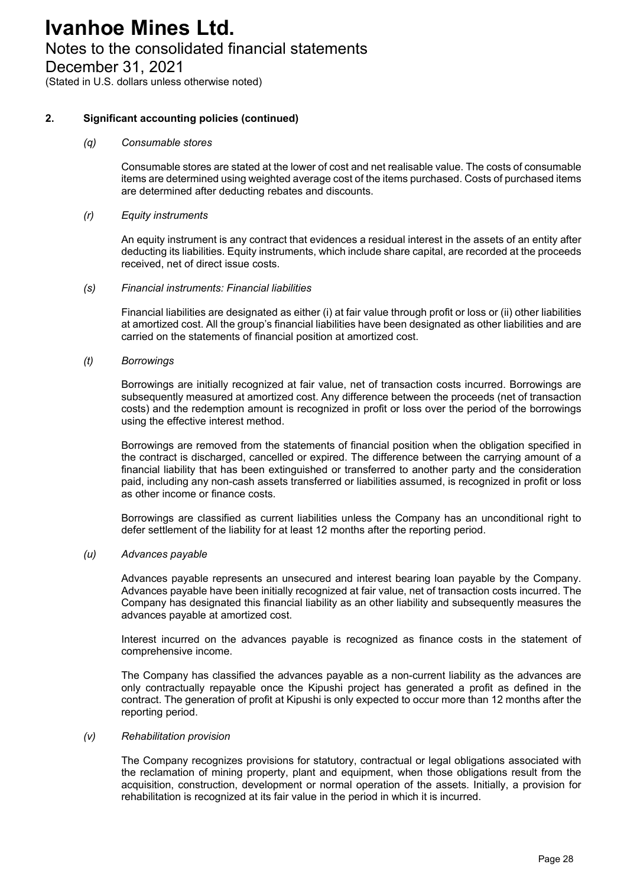## 2. Significant accounting policies (continued)

### *(q) Consumable stores*

Consumable stores are stated at the lower of cost and net realisable value. The costs of consumable items are determined using weighted average cost of the items purchased. Costs of purchased items are determined after deducting rebates and discounts.

### *(r) Equity instruments*

An equity instrument is any contract that evidences a residual interest in the assets of an entity after deducting its liabilities. Equity instruments, which include share capital, are recorded at the proceeds received, net of direct issue costs.

### *(s) Financial instruments: Financial liabilities*

Financial liabilities are designated as either (i) at fair value through profit or loss or (ii) other liabilities at amortized cost. All the group's financial liabilities have been designated as other liabilities and are carried on the statements of financial position at amortized cost.

### *(t) Borrowings*

Borrowings are initially recognized at fair value, net of transaction costs incurred. Borrowings are subsequently measured at amortized cost. Any difference between the proceeds (net of transaction costs) and the redemption amount is recognized in profit or loss over the period of the borrowings using the effective interest method.

Borrowings are removed from the statements of financial position when the obligation specified in the contract is discharged, cancelled or expired. The difference between the carrying amount of a financial liability that has been extinguished or transferred to another party and the consideration paid, including any non-cash assets transferred or liabilities assumed, is recognized in profit or loss as other income or finance costs.

Borrowings are classified as current liabilities unless the Company has an unconditional right to defer settlement of the liability for at least 12 months after the reporting period.

### *(u) Advances payable*

Advances payable represents an unsecured and interest bearing loan payable by the Company. Advances payable have been initially recognized at fair value, net of transaction costs incurred. The Company has designated this financial liability as an other liability and subsequently measures the advances payable at amortized cost.

Interest incurred on the advances payable is recognized as finance costs in the statement of comprehensive income.

The Company has classified the advances payable as a non-current liability as the advances are only contractually repayable once the Kipushi project has generated a profit as defined in the contract. The generation of profit at Kipushi is only expected to occur more than 12 months after the reporting period.

### *(v) Rehabilitation provision*

The Company recognizes provisions for statutory, contractual or legal obligations associated with the reclamation of mining property, plant and equipment, when those obligations result from the acquisition, construction, development or normal operation of the assets. Initially, a provision for rehabilitation is recognized at its fair value in the period in which it is incurred.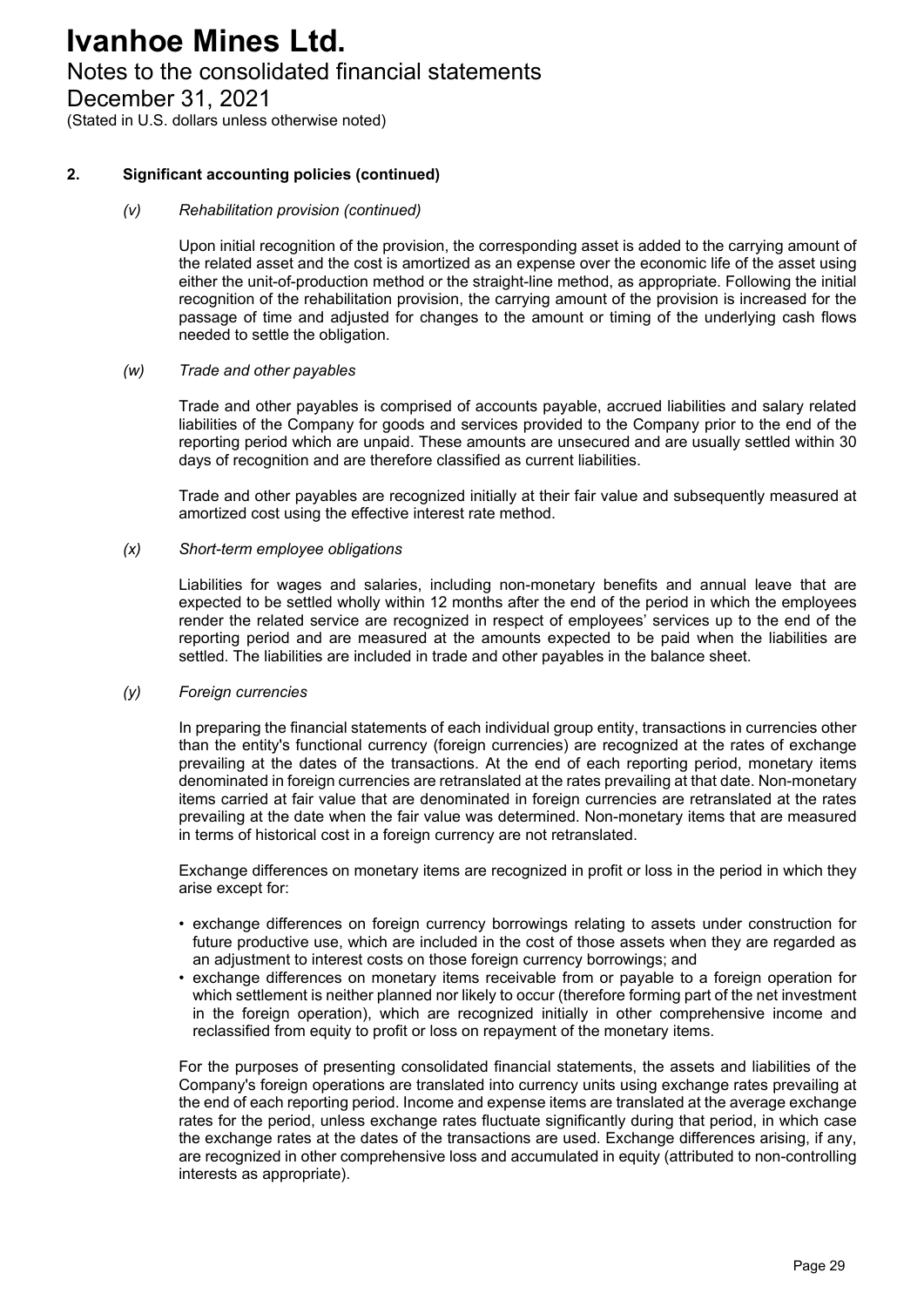## 2. Significant accounting policies (continued)

*(v) Rehabilitation provision (continued)*

Upon initial recognition of the provision, the corresponding asset is added to the carrying amount of the related asset and the cost is amortized as an expense over the economic life of the asset using either the unit-of-production method or the straight-line method, as appropriate. Following the initial recognition of the rehabilitation provision, the carrying amount of the provision is increased for the passage of time and adjusted for changes to the amount or timing of the underlying cash flows needed to settle the obligation.

*(w) Trade and other payables*

Trade and other payables is comprised of accounts payable, accrued liabilities and salary related liabilities of the Company for goods and services provided to the Company prior to the end of the reporting period which are unpaid. These amounts are unsecured and are usually settled within 30 days of recognition and are therefore classified as current liabilities.

Trade and other payables are recognized initially at their fair value and subsequently measured at amortized cost using the effective interest rate method.

*(x) Short-term employee obligations*

Liabilities for wages and salaries, including non-monetary benefits and annual leave that are expected to be settled wholly within 12 months after the end of the period in which the employees render the related service are recognized in respect of employees' services up to the end of the reporting period and are measured at the amounts expected to be paid when the liabilities are settled. The liabilities are included in trade and other payables in the balance sheet.

*(y) Foreign currencies*

In preparing the financial statements of each individual group entity, transactions in currencies other than the entity's functional currency (foreign currencies) are recognized at the rates of exchange prevailing at the dates of the transactions. At the end of each reporting period, monetary items denominated in foreign currencies are retranslated at the rates prevailing at that date. Non-monetary items carried at fair value that are denominated in foreign currencies are retranslated at the rates prevailing at the date when the fair value was determined. Non-monetary items that are measured in terms of historical cost in a foreign currency are not retranslated.

Exchange differences on monetary items are recognized in profit or loss in the period in which they arise except for:

- exchange differences on foreign currency borrowings relating to assets under construction for future productive use, which are included in the cost of those assets when they are regarded as an adjustment to interest costs on those foreign currency borrowings; and
- exchange differences on monetary items receivable from or payable to a foreign operation for which settlement is neither planned nor likely to occur (therefore forming part of the net investment in the foreign operation), which are recognized initially in other comprehensive income and reclassified from equity to profit or loss on repayment of the monetary items.

For the purposes of presenting consolidated financial statements, the assets and liabilities of the Company's foreign operations are translated into currency units using exchange rates prevailing at the end of each reporting period. Income and expense items are translated at the average exchange rates for the period, unless exchange rates fluctuate significantly during that period, in which case the exchange rates at the dates of the transactions are used. Exchange differences arising, if any, are recognized in other comprehensive loss and accumulated in equity (attributed to non-controlling interests as appropriate).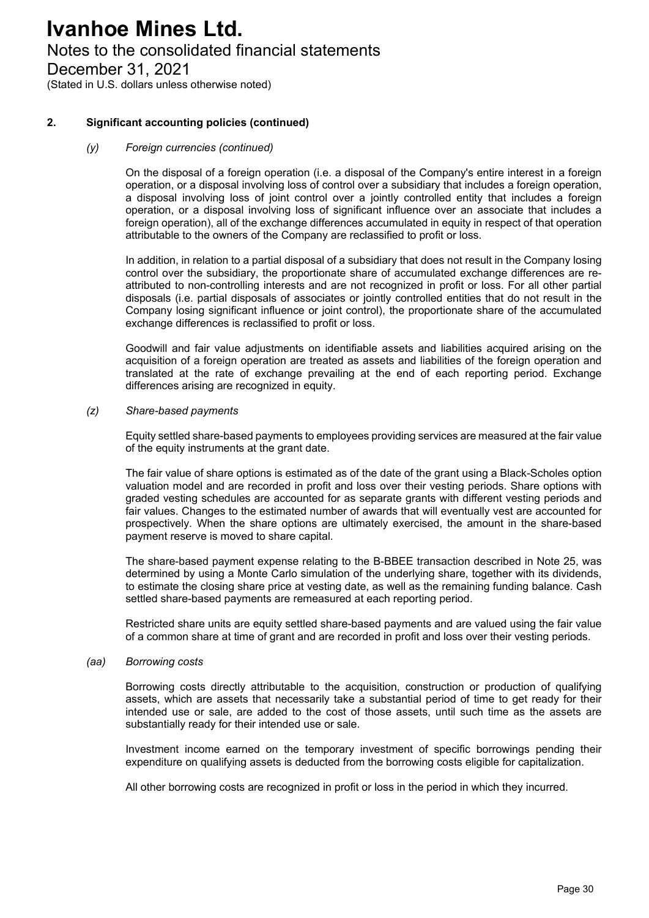# Ivanhoe Mines Ltd.

Notes to the consolidated financial statements

December 31, 2021

(Stated in U.S. dollars unless otherwise noted)

## 2. Significant accounting policies (continued)

### *(y) Foreign currencies (continued)*

On the disposal of a foreign operation (i.e. a disposal of the Company's entire interest in a foreign operation, or a disposal involving loss of control over a subsidiary that includes a foreign operation, a disposal involving loss of joint control over a jointly controlled entity that includes a foreign operation, or a disposal involving loss of significant influence over an associate that includes a foreign operation), all of the exchange differences accumulated in equity in respect of that operation attributable to the owners of the Company are reclassified to profit or loss.

In addition, in relation to a partial disposal of a subsidiary that does not result in the Company losing control over the subsidiary, the proportionate share of accumulated exchange differences are re-attributed to non-controlling interests and are not recognized in profit or loss. For all other partial disposals (i.e. partial disposals of associates or jointly controlled entities that do not result in the Company losing significant influence or joint control), the proportionate share of the accumulated exchange differences is reclassified to profit or loss.

Goodwill and fair value adjustments on identifiable assets and liabilities acquired arising on the acquisition of a foreign operation are treated as assets and liabilities of the foreign operation and translated at the rate of exchange prevailing at the end of each reporting period. Exchange differences arising are recognized in equity.

### *(z) Share-based payments*

Equity settled share-based payments to employees providing services are measured at the fair value of the equity instruments at the grant date.

The fair value of share options is estimated as of the date of the grant using a Black-Scholes option valuation model and are recorded in profit and loss over their vesting periods. Share options with graded vesting schedules are accounted for as separate grants with different vesting periods and fair values. Changes to the estimated number of awards that will eventually vest are accounted for prospectively. When the share options are ultimately exercised, the amount in the share-based payment reserve is moved to share capital.

The share-based payment expense relating to the B-BBEE transaction described in Note 25, was determined by using a Monte Carlo simulation of the underlying share, together with its dividends, to estimate the closing share price at vesting date, as well as the remaining funding balance. Cash settled share-based payments are remeasured at each reporting period.

Restricted share units are equity settled share-based payments and are valued using the fair value of a common share at time of grant and are recorded in profit and loss over their vesting periods.

### *(aa) Borrowing costs*

Borrowing costs directly attributable to the acquisition, construction or production of qualifying assets, which are assets that necessarily take a substantial period of time to get ready for their intended use or sale, are added to the cost of those assets, until such time as the assets are substantially ready for their intended use or sale.

Investment income earned on the temporary investment of specific borrowings pending their expenditure on qualifying assets is deducted from the borrowing costs eligible for capitalization.

All other borrowing costs are recognized in profit or loss in the period in which they incurred.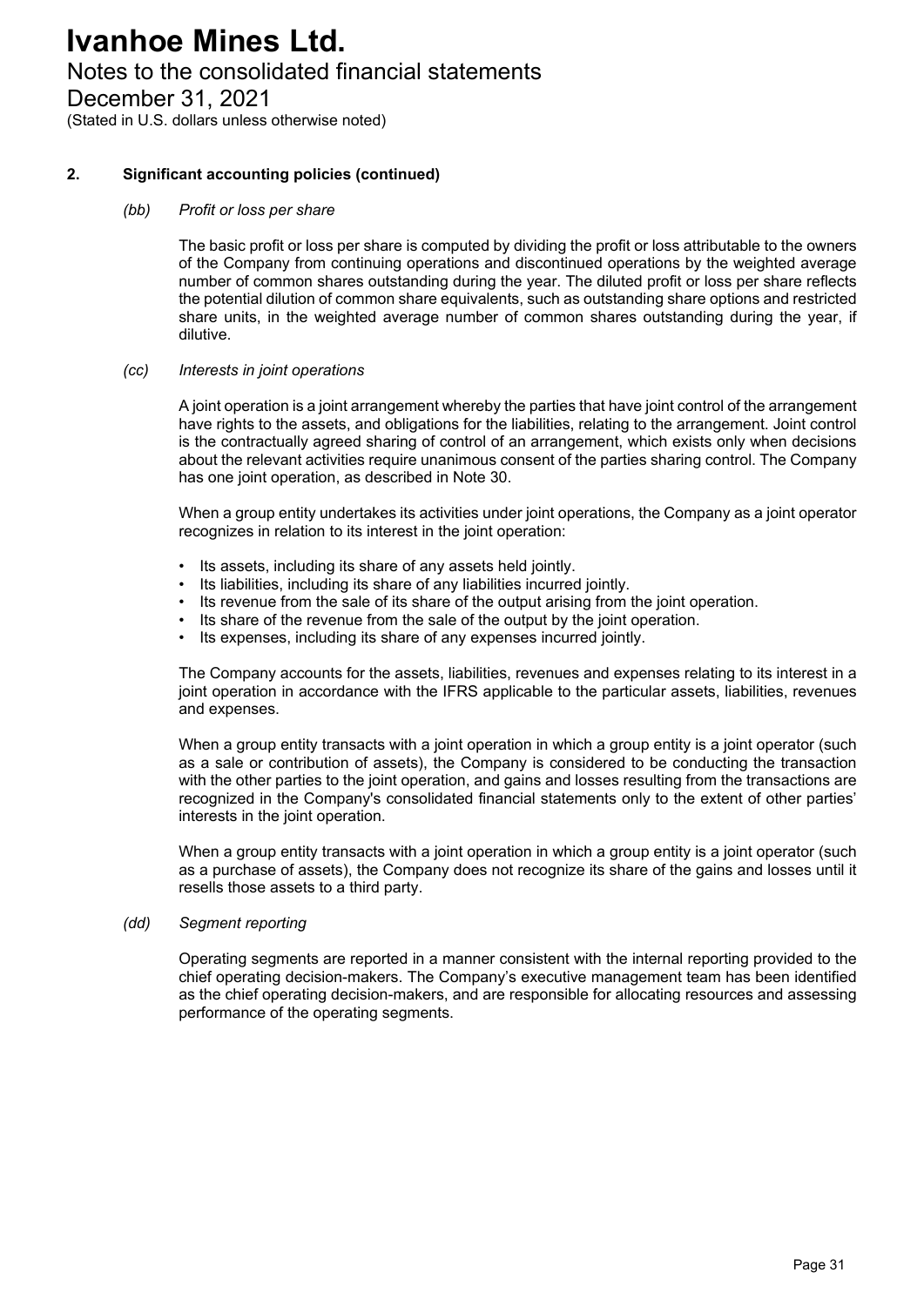## 2. Significant accounting policies (continued)

### *(bb) Profit or loss per share*

The basic profit or loss per share is computed by dividing the profit or loss attributable to the owners of the Company from continuing operations and discontinued operations by the weighted average number of common shares outstanding during the year. The diluted profit or loss per share reflects the potential dilution of common share equivalents, such as outstanding share options and restricted share units, in the weighted average number of common shares outstanding during the year, if dilutive.

### *(cc) Interests in joint operations*

A joint operation is a joint arrangement whereby the parties that have joint control of the arrangement have rights to the assets, and obligations for the liabilities, relating to the arrangement. Joint control is the contractually agreed sharing of control of an arrangement, which exists only when decisions about the relevant activities require unanimous consent of the parties sharing control. The Company has one joint operation, as described in Note 30.

When a group entity undertakes its activities under joint operations, the Company as a joint operator recognizes in relation to its interest in the joint operation:

- Its assets, including its share of any assets held jointly.
- Its liabilities, including its share of any liabilities incurred jointly.
- Its revenue from the sale of its share of the output arising from the joint operation.
- Its share of the revenue from the sale of the output by the joint operation.
- Its expenses, including its share of any expenses incurred jointly.

The Company accounts for the assets, liabilities, revenues and expenses relating to its interest in a joint operation in accordance with the IFRS applicable to the particular assets, liabilities, revenues and expenses.

When a group entity transacts with a joint operation in which a group entity is a joint operator (such as a sale or contribution of assets), the Company is considered to be conducting the transaction with the other parties to the joint operation, and gains and losses resulting from the transactions are recognized in the Company's consolidated financial statements only to the extent of other parties' interests in the joint operation.

When a group entity transacts with a joint operation in which a group entity is a joint operator (such as a purchase of assets), the Company does not recognize its share of the gains and losses until it resells those assets to a third party.

### *(dd) Segment reporting*

Operating segments are reported in a manner consistent with the internal reporting provided to the chief operating decision-makers. The Company's executive management team has been identified as the chief operating decision-makers, and are responsible for allocating resources and assessing performance of the operating segments.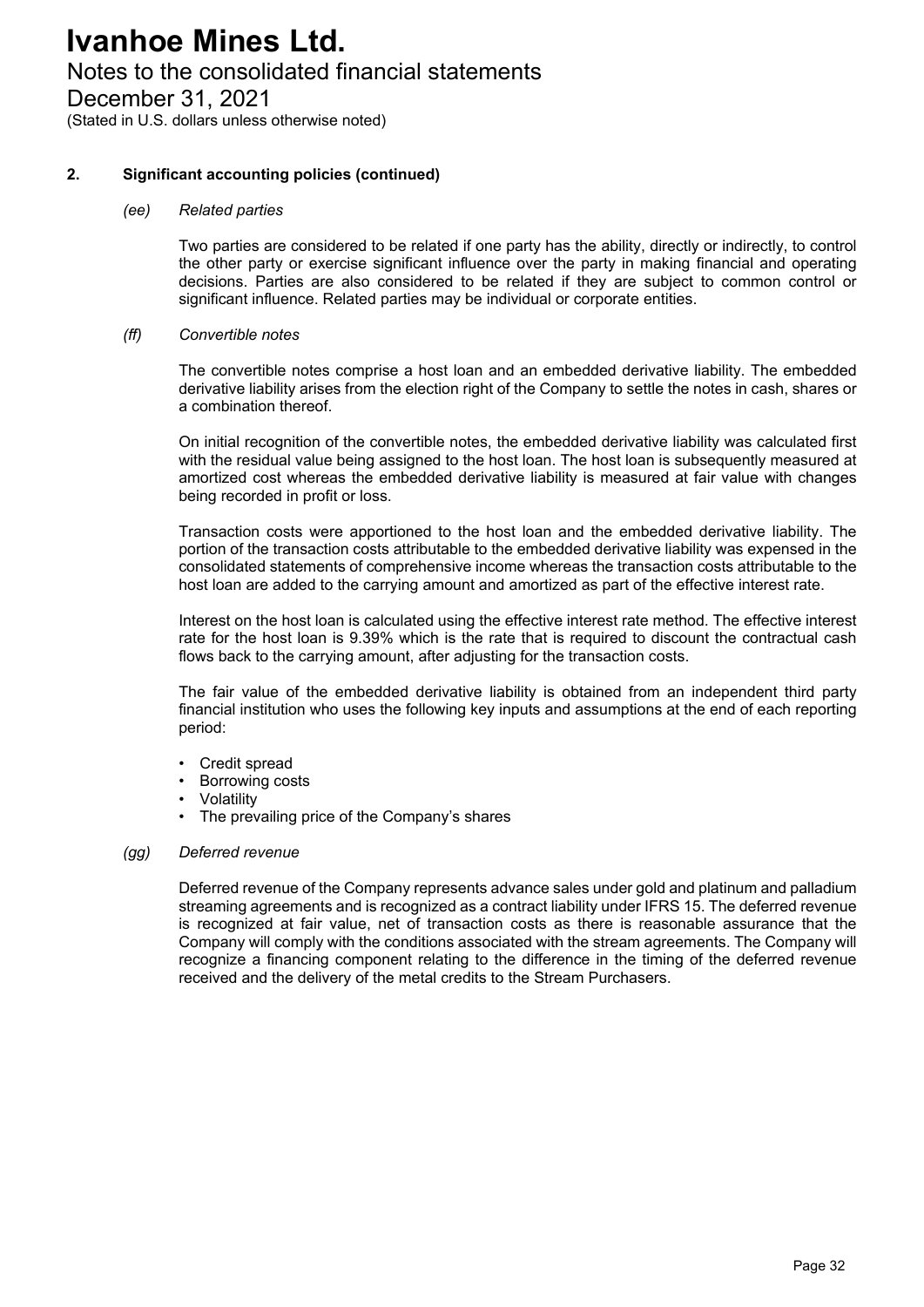## 2. Significant accounting policies (continued)

### *(ee) Related parties*

Two parties are considered to be related if one party has the ability, directly or indirectly, to control the other party or exercise significant influence over the party in making financial and operating decisions. Parties are also considered to be related if they are subject to common control or significant influence. Related parties may be individual or corporate entities.

### *(ff) Convertible notes*

The convertible notes comprise a host loan and an embedded derivative liability. The embedded derivative liability arises from the election right of the Company to settle the notes in cash, shares or a combination thereof.

On initial recognition of the convertible notes, the embedded derivative liability was calculated first with the residual value being assigned to the host loan. The host loan is subsequently measured at amortized cost whereas the embedded derivative liability is measured at fair value with changes being recorded in profit or loss.

Transaction costs were apportioned to the host loan and the embedded derivative liability. The portion of the transaction costs attributable to the embedded derivative liability was expensed in the consolidated statements of comprehensive income whereas the transaction costs attributable to the host loan are added to the carrying amount and amortized as part of the effective interest rate.

Interest on the host loan is calculated using the effective interest rate method. The effective interest rate for the host loan is 9.39% which is the rate that is required to discount the contractual cash flows back to the carrying amount, after adjusting for the transaction costs.

The fair value of the embedded derivative liability is obtained from an independent third party financial institution who uses the following key inputs and assumptions at the end of each reporting period:

- Credit spread
- Borrowing costs
- Volatility
- The prevailing price of the Company's shares

### *(gg) Deferred revenue*

Deferred revenue of the Company represents advance sales under gold and platinum and palladium streaming agreements and is recognized as a contract liability under IFRS 15. The deferred revenue is recognized at fair value, net of transaction costs as there is reasonable assurance that the Company will comply with the conditions associated with the stream agreements. The Company will recognize a financing component relating to the difference in the timing of the deferred revenue received and the delivery of the metal credits to the Stream Purchasers.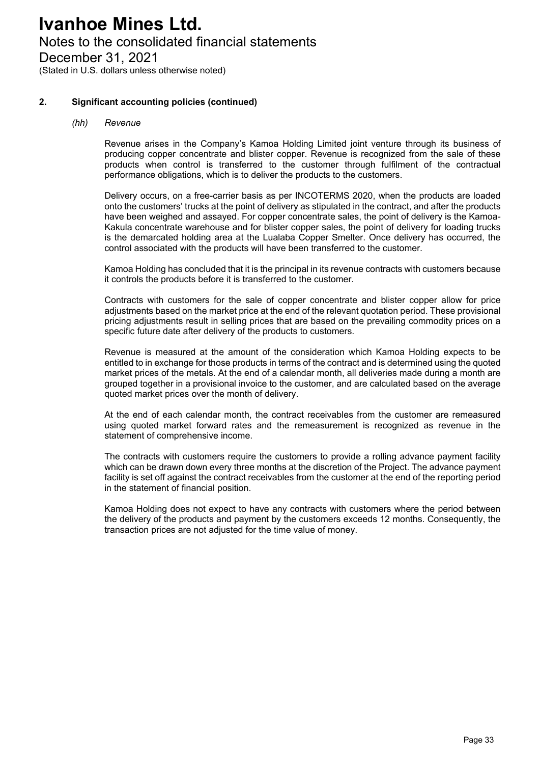## 2. Significant accounting policies (continued)

### *(hh) Revenue*

Revenue arises in the Company's Kamoa Holding Limited joint venture through its business of producing copper concentrate and blister copper. Revenue is recognized from the sale of these products when control is transferred to the customer through fulfilment of the contractual performance obligations, which is to deliver the products to the customers.

Delivery occurs, on a free-carrier basis as per INCOTERMS 2020, when the products are loaded onto the customers' trucks at the point of delivery as stipulated in the contract, and after the products have been weighed and assayed. For copper concentrate sales, the point of delivery is the Kamoa-Kakula concentrate warehouse and for blister copper sales, the point of delivery for loading trucks is the demarcated holding area at the Lualaba Copper Smelter. Once delivery has occurred, the control associated with the products will have been transferred to the customer.

Kamoa Holding has concluded that it is the principal in its revenue contracts with customers because it controls the products before it is transferred to the customer.

Contracts with customers for the sale of copper concentrate and blister copper allow for price adjustments based on the market price at the end of the relevant quotation period. These provisional pricing adjustments result in selling prices that are based on the prevailing commodity prices on a specific future date after delivery of the products to customers.

Revenue is measured at the amount of the consideration which Kamoa Holding expects to be entitled to in exchange for those products in terms of the contract and is determined using the quoted market prices of the metals. At the end of a calendar month, all deliveries made during a month are grouped together in a provisional invoice to the customer, and are calculated based on the average quoted market prices over the month of delivery.

At the end of each calendar month, the contract receivables from the customer are remeasured using quoted market forward rates and the remeasurement is recognized as revenue in the statement of comprehensive income.

The contracts with customers require the customers to provide a rolling advance payment facility which can be drawn down every three months at the discretion of the Project. The advance payment facility is set off against the contract receivables from the customer at the end of the reporting period in the statement of financial position.

Kamoa Holding does not expect to have any contracts with customers where the period between the delivery of the products and payment by the customers exceeds 12 months. Consequently, the transaction prices are not adjusted for the time value of money.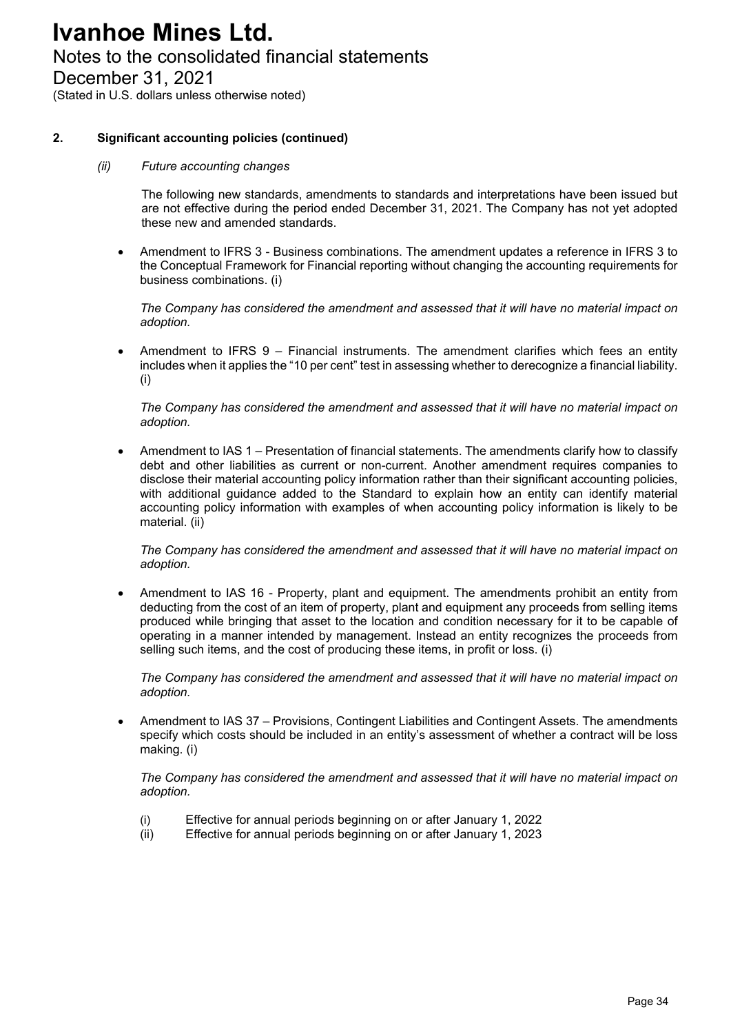## 2. Significant accounting policies (continued)

*(ii) Future accounting changes*

The following new standards, amendments to standards and interpretations have been issued but are not effective during the period ended December 31, 2021. The Company has not yet adopted these new and amended standards.

- Amendment to IFRS 3 - Business combinations. The amendment updates a reference in IFRS 3 to the Conceptual Framework for Financial reporting without changing the accounting requirements for business combinations. (i)

  *The Company has considered the amendment and assessed that it will have no material impact on adoption.*

- Amendment to IFRS 9 – Financial instruments. The amendment clarifies which fees an entity includes when it applies the "10 per cent" test in assessing whether to derecognize a financial liability. (i)

  *The Company has considered the amendment and assessed that it will have no material impact on adoption.*

- Amendment to IAS 1 – Presentation of financial statements. The amendments clarify how to classify debt and other liabilities as current or non-current. Another amendment requires companies to disclose their material accounting policy information rather than their significant accounting policies, with additional guidance added to the Standard to explain how an entity can identify material accounting policy information with examples of when accounting policy information is likely to be material. (ii)

  *The Company has considered the amendment and assessed that it will have no material impact on adoption.*

- Amendment to IAS 16 - Property, plant and equipment. The amendments prohibit an entity from deducting from the cost of an item of property, plant and equipment any proceeds from selling items produced while bringing that asset to the location and condition necessary for it to be capable of operating in a manner intended by management. Instead an entity recognizes the proceeds from selling such items, and the cost of producing these items, in profit or loss. (i)

  *The Company has considered the amendment and assessed that it will have no material impact on adoption.*

- Amendment to IAS 37 – Provisions, Contingent Liabilities and Contingent Assets. The amendments specify which costs should be included in an entity's assessment of whether a contract will be loss making. (i)

  *The Company has considered the amendment and assessed that it will have no material impact on adoption.*

(i) Effective for annual periods beginning on or after January 1, 2022
(ii) Effective for annual periods beginning on or after January 1, 2023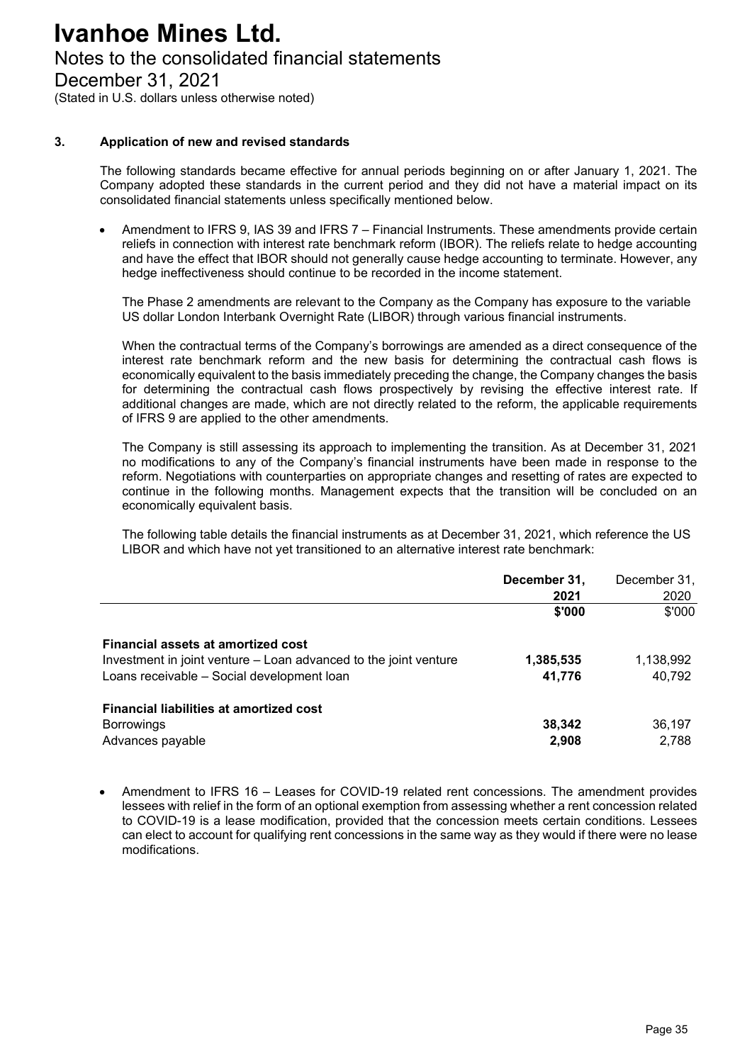### 3. Application of new and revised standards

The following standards became effective for annual periods beginning on or after January 1, 2021. The Company adopted these standards in the current period and they did not have a material impact on its consolidated financial statements unless specifically mentioned below.

- Amendment to IFRS 9, IAS 39 and IFRS 7 – Financial Instruments. These amendments provide certain reliefs in connection with interest rate benchmark reform (IBOR). The reliefs relate to hedge accounting and have the effect that IBOR should not generally cause hedge accounting to terminate. However, any hedge ineffectiveness should continue to be recorded in the income statement.

  The Phase 2 amendments are relevant to the Company as the Company has exposure to the variable US dollar London Interbank Overnight Rate (LIBOR) through various financial instruments.

  When the contractual terms of the Company's borrowings are amended as a direct consequence of the interest rate benchmark reform and the new basis for determining the contractual cash flows is economically equivalent to the basis immediately preceding the change, the Company changes the basis for determining the contractual cash flows prospectively by revising the effective interest rate. If additional changes are made, which are not directly related to the reform, the applicable requirements of IFRS 9 are applied to the other amendments.

  The Company is still assessing its approach to implementing the transition. As at December 31, 2021 no modifications to any of the Company's financial instruments have been made in response to the reform. Negotiations with counterparties on appropriate changes and resetting of rates are expected to continue in the following months. Management expects that the transition will be concluded on an economically equivalent basis.

  The following table details the financial instruments as at December 31, 2021, which reference the US LIBOR and which have not yet transitioned to an alternative interest rate benchmark:

| | **December 31, 2021** | December 31, 2020 |
|---|---|---|
| | **\$'000** | \$'000 |
| **Financial assets at amortized cost** | | |
| Investment in joint venture – Loan advanced to the joint venture | **1,385,535** | 1,138,992 |
| Loans receivable – Social development loan | **41,776** | 40,792 |
| **Financial liabilities at amortized cost** | | |
| Borrowings | **38,342** | 36,197 |
| Advances payable | **2,908** | 2,788 |

- Amendment to IFRS 16 – Leases for COVID-19 related rent concessions. The amendment provides lessees with relief in the form of an optional exemption from assessing whether a rent concession related to COVID-19 is a lease modification, provided that the concession meets certain conditions. Lessees can elect to account for qualifying rent concessions in the same way as they would if there were no lease modifications.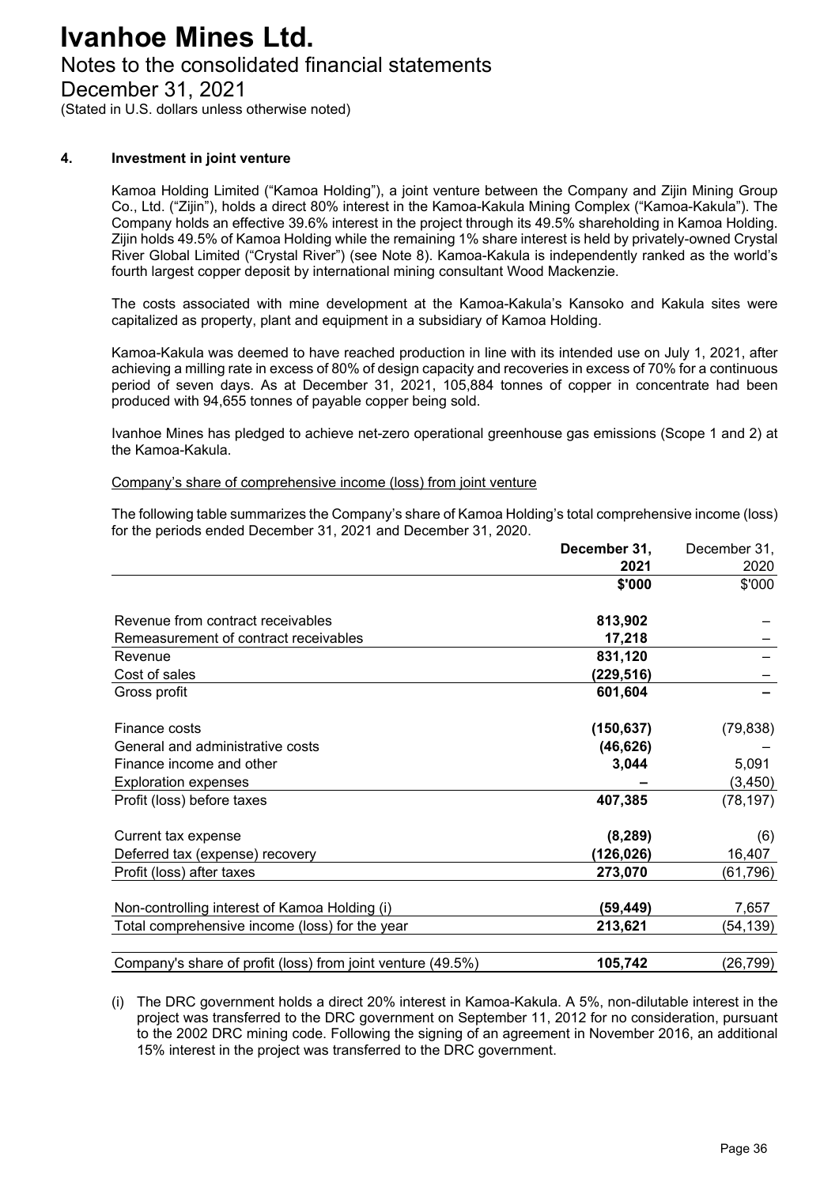# Ivanhoe Mines Ltd.

## Notes to the consolidated financial statements

## December 31, 2021

(Stated in U.S. dollars unless otherwise noted)

### 4. Investment in joint venture

Kamoa Holding Limited ("Kamoa Holding"), a joint venture between the Company and Zijin Mining Group Co., Ltd. ("Zijin"), holds a direct 80% interest in the Kamoa-Kakula Mining Complex ("Kamoa-Kakula"). The Company holds an effective 39.6% interest in the project through its 49.5% shareholding in Kamoa Holding. Zijin holds 49.5% of Kamoa Holding while the remaining 1% share interest is held by privately-owned Crystal River Global Limited ("Crystal River") (see Note 8). Kamoa-Kakula is independently ranked as the world's fourth largest copper deposit by international mining consultant Wood Mackenzie.

The costs associated with mine development at the Kamoa-Kakula's Kansoko and Kakula sites were capitalized as property, plant and equipment in a subsidiary of Kamoa Holding.

Kamoa-Kakula was deemed to have reached production in line with its intended use on July 1, 2021, after achieving a milling rate in excess of 80% of design capacity and recoveries in excess of 70% for a continuous period of seven days. As at December 31, 2021, 105,884 tonnes of copper in concentrate had been produced with 94,655 tonnes of payable copper being sold.

Ivanhoe Mines has pledged to achieve net-zero operational greenhouse gas emissions (Scope 1 and 2) at the Kamoa-Kakula.

Company's share of comprehensive income (loss) from joint venture

The following table summarizes the Company's share of Kamoa Holding's total comprehensive income (loss) for the periods ended December 31, 2021 and December 31, 2020.

| | **December 31, 2021** | December 31, 2020 |
|---|---|---|
| | **$'000** | $'000 |
| Revenue from contract receivables | **813,902** | – |
| Remeasurement of contract receivables | **17,218** | – |
| Revenue | **831,120** | – |
| Cost of sales | **(229,516)** | – |
| Gross profit | **601,604** | **–** |
| Finance costs | **(150,637)** | (79,838) |
| General and administrative costs | **(46,626)** | – |
| Finance income and other | **3,044** | 5,091 |
| Exploration expenses | **–** | (3,450) |
| Profit (loss) before taxes | **407,385** | (78,197) |
| Current tax expense | **(8,289)** | (6) |
| Deferred tax (expense) recovery | **(126,026)** | 16,407 |
| Profit (loss) after taxes | **273,070** | (61,796) |
| Non-controlling interest of Kamoa Holding (i) | **(59,449)** | 7,657 |
| Total comprehensive income (loss) for the year | **213,621** | (54,139) |
| Company's share of profit (loss) from joint venture (49.5%) | **105,742** | (26,799) |

(i) The DRC government holds a direct 20% interest in Kamoa-Kakula. A 5%, non-dilutable interest in the project was transferred to the DRC government on September 11, 2012 for no consideration, pursuant to the 2002 DRC mining code. Following the signing of an agreement in November 2016, an additional 15% interest in the project was transferred to the DRC government.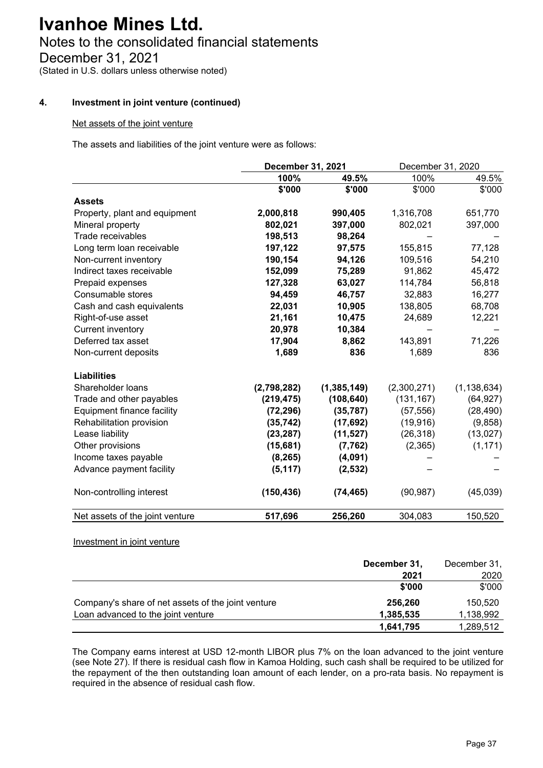# Ivanhoe Mines Ltd.

Notes to the consolidated financial statements

December 31, 2021

(Stated in U.S. dollars unless otherwise noted)

**4. Investment in joint venture (continued)**

Net assets of the joint venture

The assets and liabilities of the joint venture were as follows:

| | **December 31, 2021** | | December 31, 2020 | |
|---|---|---|---|---|
| | **100%** | **49.5%** | 100% | 49.5% |
| | **$'000** | **$'000** | $'000 | $'000 |
| **Assets** | | | | |
| Property, plant and equipment | **2,000,818** | **990,405** | 1,316,708 | 651,770 |
| Mineral property | **802,021** | **397,000** | 802,021 | 397,000 |
| Trade receivables | **198,513** | **98,264** | – | – |
| Long term loan receivable | **197,122** | **97,575** | 155,815 | 77,128 |
| Non-current inventory | **190,154** | **94,126** | 109,516 | 54,210 |
| Indirect taxes receivable | **152,099** | **75,289** | 91,862 | 45,472 |
| Prepaid expenses | **127,328** | **63,027** | 114,784 | 56,818 |
| Consumable stores | **94,459** | **46,757** | 32,883 | 16,277 |
| Cash and cash equivalents | **22,031** | **10,905** | 138,805 | 68,708 |
| Right-of-use asset | **21,161** | **10,475** | 24,689 | 12,221 |
| Current inventory | **20,978** | **10,384** | – | – |
| Deferred tax asset | **17,904** | **8,862** | 143,891 | 71,226 |
| Non-current deposits | **1,689** | **836** | 1,689 | 836 |
| **Liabilities** | | | | |
| Shareholder loans | **(2,798,282)** | **(1,385,149)** | (2,300,271) | (1,138,634) |
| Trade and other payables | **(219,475)** | **(108,640)** | (131,167) | (64,927) |
| Equipment finance facility | **(72,296)** | **(35,787)** | (57,556) | (28,490) |
| Rehabilitation provision | **(35,742)** | **(17,692)** | (19,916) | (9,858) |
| Lease liability | **(23,287)** | **(11,527)** | (26,318) | (13,027) |
| Other provisions | **(15,681)** | **(7,762)** | (2,365) | (1,171) |
| Income taxes payable | **(8,265)** | **(4,091)** | – | – |
| Advance payment facility | **(5,117)** | **(2,532)** | – | – |
| Non-controlling interest | **(150,436)** | **(74,465)** | (90,987) | (45,039) |
| Net assets of the joint venture | **517,696** | **256,260** | 304,083 | 150,520 |

Investment in joint venture

| | **December 31, 2021** | December 31, 2020 |
|---|---|---|
| | **$'000** | $'000 |
| Company's share of net assets of the joint venture | **256,260** | 150,520 |
| Loan advanced to the joint venture | **1,385,535** | 1,138,992 |
| | **1,641,795** | 1,289,512 |

The Company earns interest at USD 12-month LIBOR plus 7% on the loan advanced to the joint venture (see Note 27). If there is residual cash flow in Kamoa Holding, such cash shall be required to be utilized for the repayment of the then outstanding loan amount of each lender, on a pro-rata basis. No repayment is required in the absence of residual cash flow.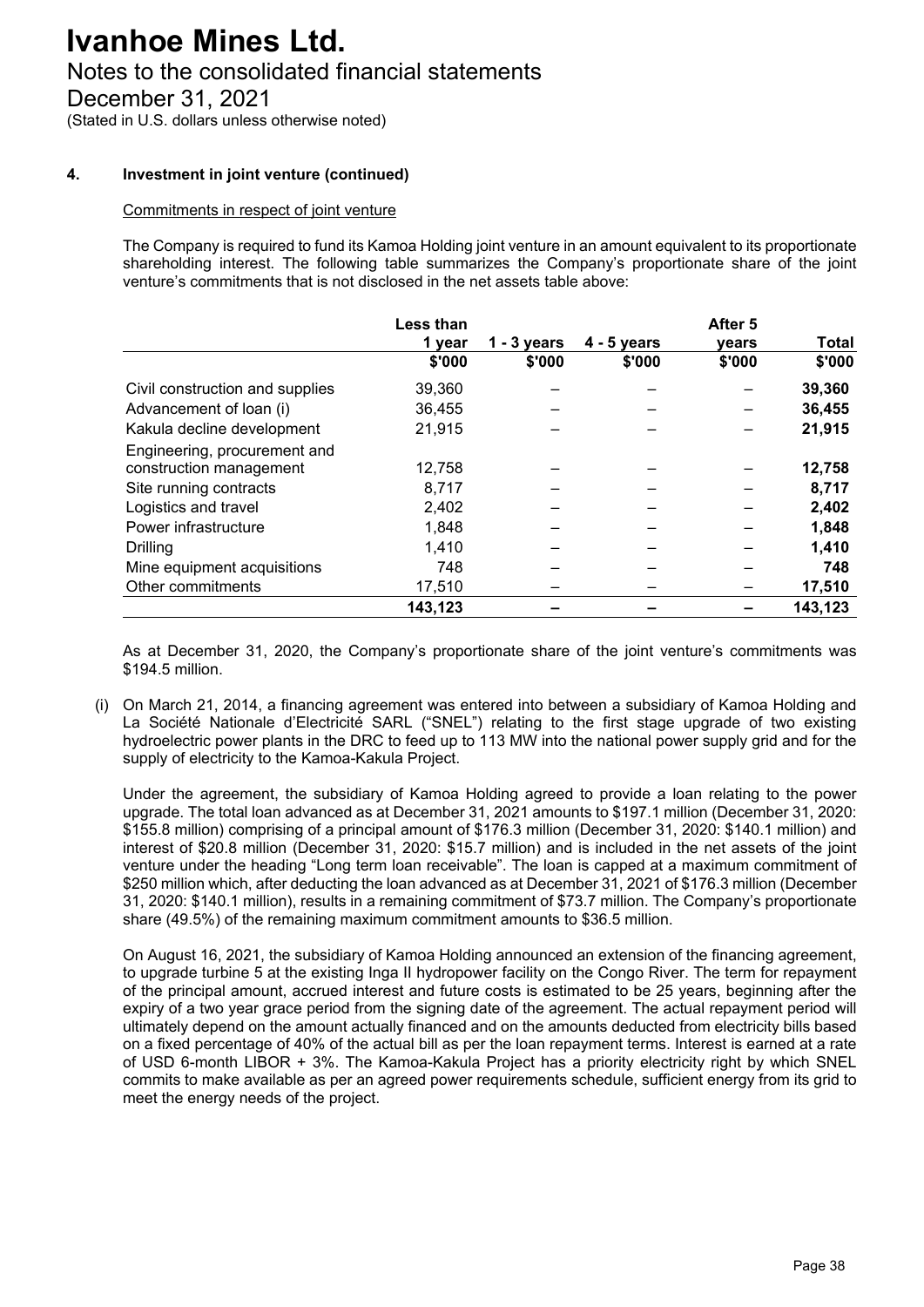### 4. Investment in joint venture (continued)

Commitments in respect of joint venture

The Company is required to fund its Kamoa Holding joint venture in an amount equivalent to its proportionate shareholding interest. The following table summarizes the Company's proportionate share of the joint venture's commitments that is not disclosed in the net assets table above:

| | Less than 1 year | 1 - 3 years | 4 - 5 years | After 5 years | Total |
|---|---|---|---|---|---|
| | $'000 | $'000 | $'000 | $'000 | $'000 |
| Civil construction and supplies | 39,360 | – | – | – | **39,360** |
| Advancement of loan (i) | 36,455 | – | – | – | **36,455** |
| Kakula decline development | 21,915 | – | – | – | **21,915** |
| Engineering, procurement and construction management | 12,758 | – | – | – | **12,758** |
| Site running contracts | 8,717 | – | – | – | **8,717** |
| Logistics and travel | 2,402 | – | – | – | **2,402** |
| Power infrastructure | 1,848 | – | – | – | **1,848** |
| Drilling | 1,410 | – | – | – | **1,410** |
| Mine equipment acquisitions | 748 | – | – | – | **748** |
| Other commitments | 17,510 | – | – | – | **17,510** |
| | **143,123** | **–** | **–** | **–** | **143,123** |

As at December 31, 2020, the Company's proportionate share of the joint venture's commitments was $194.5 million.

(i) On March 21, 2014, a financing agreement was entered into between a subsidiary of Kamoa Holding and La Société Nationale d'Electricité SARL ("SNEL") relating to the first stage upgrade of two existing hydroelectric power plants in the DRC to feed up to 113 MW into the national power supply grid and for the supply of electricity to the Kamoa-Kakula Project.

Under the agreement, the subsidiary of Kamoa Holding agreed to provide a loan relating to the power upgrade. The total loan advanced as at December 31, 2021 amounts to $197.1 million (December 31, 2020: $155.8 million) comprising of a principal amount of $176.3 million (December 31, 2020: $140.1 million) and interest of $20.8 million (December 31, 2020: $15.7 million) and is included in the net assets of the joint venture under the heading "Long term loan receivable". The loan is capped at a maximum commitment of $250 million which, after deducting the loan advanced as at December 31, 2021 of $176.3 million (December 31, 2020: $140.1 million), results in a remaining commitment of $73.7 million. The Company's proportionate share (49.5%) of the remaining maximum commitment amounts to $36.5 million.

On August 16, 2021, the subsidiary of Kamoa Holding announced an extension of the financing agreement, to upgrade turbine 5 at the existing Inga II hydropower facility on the Congo River. The term for repayment of the principal amount, accrued interest and future costs is estimated to be 25 years, beginning after the expiry of a two year grace period from the signing date of the agreement. The actual repayment period will ultimately depend on the amount actually financed and on the amounts deducted from electricity bills based on a fixed percentage of 40% of the actual bill as per the loan repayment terms. Interest is earned at a rate of USD 6-month LIBOR + 3%. The Kamoa-Kakula Project has a priority electricity right by which SNEL commits to make available as per an agreed power requirements schedule, sufficient energy from its grid to meet the energy needs of the project.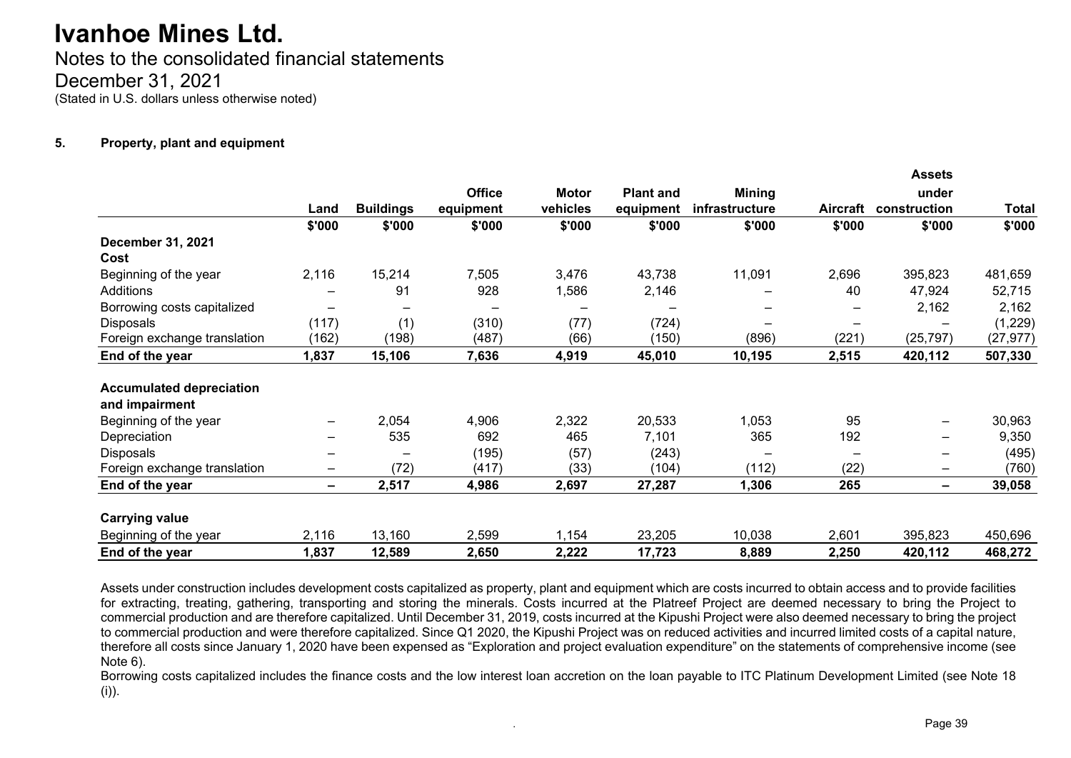# Ivanhoe Mines Ltd.

Notes to the consolidated financial statements
December 31, 2021
(Stated in U.S. dollars unless otherwise noted)

## 5. Property, plant and equipment

| | Land | Buildings | Office equipment | Motor vehicles | Plant and equipment | Mining infrastructure | Aircraft | Assets under construction | Total |
|---|---|---|---|---|---|---|---|---|---|
| | $'000 | $'000 | $'000 | $'000 | $'000 | $'000 | $'000 | $'000 | $'000 |
| **December 31, 2021** | | | | | | | | | |
| **Cost** | | | | | | | | | |
| Beginning of the year | 2,116 | 15,214 | 7,505 | 3,476 | 43,738 | 11,091 | 2,696 | 395,823 | 481,659 |
| Additions | – | 91 | 928 | 1,586 | 2,146 | – | 40 | 47,924 | 52,715 |
| Borrowing costs capitalized | – | – | – | – | – | – | – | 2,162 | 2,162 |
| Disposals | (117) | (1) | (310) | (77) | (724) | – | – | – | (1,229) |
| Foreign exchange translation | (162) | (198) | (487) | (66) | (150) | (896) | (221) | (25,797) | (27,977) |
| **End of the year** | **1,837** | **15,106** | **7,636** | **4,919** | **45,010** | **10,195** | **2,515** | **420,112** | **507,330** |
| **Accumulated depreciation and impairment** | | | | | | | | | |
| Beginning of the year | – | 2,054 | 4,906 | 2,322 | 20,533 | 1,053 | 95 | – | 30,963 |
| Depreciation | – | 535 | 692 | 465 | 7,101 | 365 | 192 | – | 9,350 |
| Disposals | – | – | (195) | (57) | (243) | – | – | – | (495) |
| Foreign exchange translation | – | (72) | (417) | (33) | (104) | (112) | (22) | – | (760) |
| **End of the year** | **–** | **2,517** | **4,986** | **2,697** | **27,287** | **1,306** | **265** | **–** | **39,058** |
| **Carrying value** | | | | | | | | | |
| Beginning of the year | 2,116 | 13,160 | 2,599 | 1,154 | 23,205 | 10,038 | 2,601 | 395,823 | 450,696 |
| **End of the year** | **1,837** | **12,589** | **2,650** | **2,222** | **17,723** | **8,889** | **2,250** | **420,112** | **468,272** |

Assets under construction includes development costs capitalized as property, plant and equipment which are costs incurred to obtain access and to provide facilities for extracting, treating, gathering, transporting and storing the minerals. Costs incurred at the Platreef Project are deemed necessary to bring the Project to commercial production and are therefore capitalized. Until December 31, 2019, costs incurred at the Kipushi Project were also deemed necessary to bring the project to commercial production and were therefore capitalized. Since Q1 2020, the Kipushi Project was on reduced activities and incurred limited costs of a capital nature, therefore all costs since January 1, 2020 have been expensed as "Exploration and project evaluation expenditure" on the statements of comprehensive income (see Note 6).

Borrowing costs capitalized includes the finance costs and the low interest loan accretion on the loan payable to ITC Platinum Development Limited (see Note 18 (i)).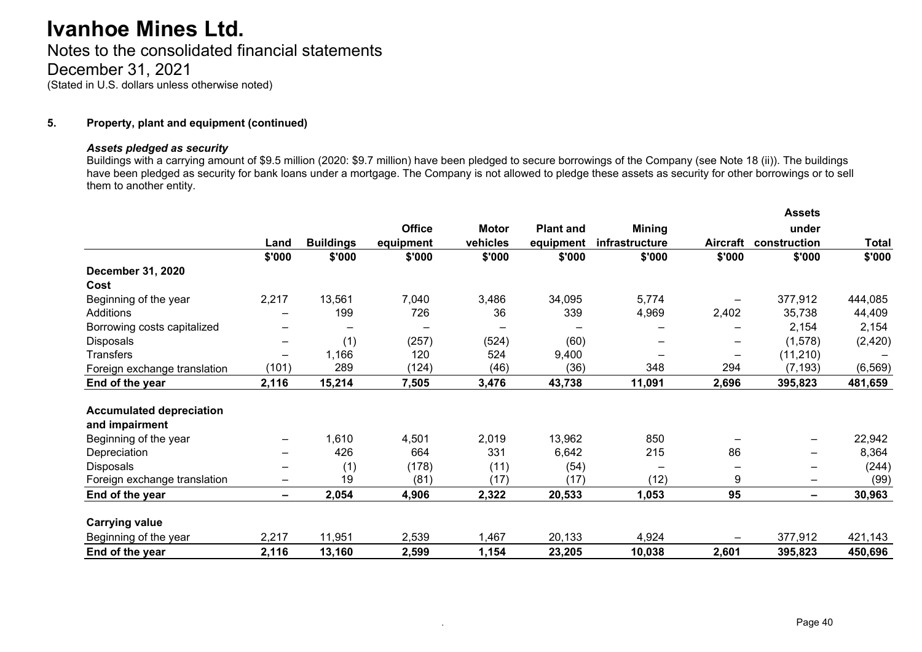# Ivanhoe Mines Ltd.

Notes to the consolidated financial statements

December 31, 2021

(Stated in U.S. dollars unless otherwise noted)

## 5. Property, plant and equipment (continued)

### *Assets pledged as security*

Buildings with a carrying amount of $9.5 million (2020: $9.7 million) have been pledged to secure borrowings of the Company (see Note 18 (ii)). The buildings have been pledged as security for bank loans under a mortgage. The Company is not allowed to pledge these assets as security for other borrowings or to sell them to another entity.

| | Land | Buildings | Office equipment | Motor vehicles | Plant and equipment | Mining infrastructure | Aircraft | Assets under construction | Total |
|---|---|---|---|---|---|---|---|---|---|
| | $'000 | $'000 | $'000 | $'000 | $'000 | $'000 | $'000 | $'000 | $'000 |
| **December 31, 2020** | | | | | | | | | |
| **Cost** | | | | | | | | | |
| Beginning of the year | 2,217 | 13,561 | 7,040 | 3,486 | 34,095 | 5,774 | – | 377,912 | 444,085 |
| Additions | – | 199 | 726 | 36 | 339 | 4,969 | 2,402 | 35,738 | 44,409 |
| Borrowing costs capitalized | – | – | – | – | – | – | – | 2,154 | 2,154 |
| Disposals | – | (1) | (257) | (524) | (60) | – | – | (1,578) | (2,420) |
| Transfers | – | 1,166 | 120 | 524 | 9,400 | – | – | (11,210) | – |
| Foreign exchange translation | (101) | 289 | (124) | (46) | (36) | 348 | 294 | (7,193) | (6,569) |
| **End of the year** | **2,116** | **15,214** | **7,505** | **3,476** | **43,738** | **11,091** | **2,696** | **395,823** | **481,659** |
| **Accumulated depreciation and impairment** | | | | | | | | | |
| Beginning of the year | – | 1,610 | 4,501 | 2,019 | 13,962 | 850 | – | – | 22,942 |
| Depreciation | – | 426 | 664 | 331 | 6,642 | 215 | 86 | – | 8,364 |
| Disposals | – | (1) | (178) | (11) | (54) | – | – | – | (244) |
| Foreign exchange translation | – | 19 | (81) | (17) | (17) | (12) | 9 | – | (99) |
| **End of the year** | **–** | **2,054** | **4,906** | **2,322** | **20,533** | **1,053** | **95** | **–** | **30,963** |
| **Carrying value** | | | | | | | | | |
| Beginning of the year | 2,217 | 11,951 | 2,539 | 1,467 | 20,133 | 4,924 | – | 377,912 | 421,143 |
| **End of the year** | **2,116** | **13,160** | **2,599** | **1,154** | **23,205** | **10,038** | **2,601** | **395,823** | **450,696** |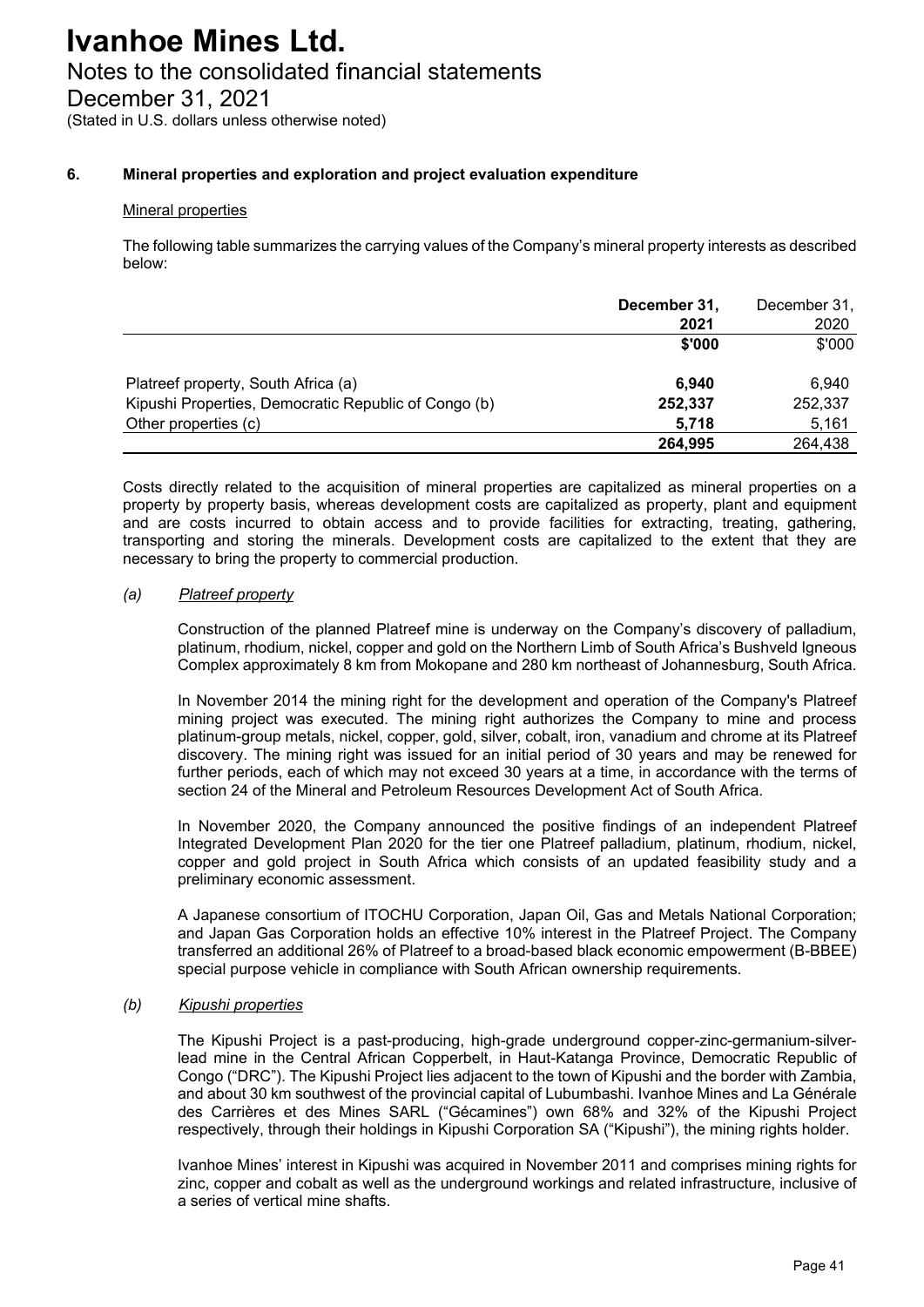# Ivanhoe Mines Ltd.

Notes to the consolidated financial statements

December 31, 2021

(Stated in U.S. dollars unless otherwise noted)

## 6. Mineral properties and exploration and project evaluation expenditure

Mineral properties

The following table summarizes the carrying values of the Company's mineral property interests as described below:

| | **December 31, 2021** | December 31, 2020 |
|---|---|---|
| | **$'000** | $'000 |
| Platreef property, South Africa (a) | **6,940** | 6,940 |
| Kipushi Properties, Democratic Republic of Congo (b) | **252,337** | 252,337 |
| Other properties (c) | **5,718** | 5,161 |
| | **264,995** | 264,438 |

Costs directly related to the acquisition of mineral properties are capitalized as mineral properties on a property by property basis, whereas development costs are capitalized as property, plant and equipment and are costs incurred to obtain access and to provide facilities for extracting, treating, gathering, transporting and storing the minerals. Development costs are capitalized to the extent that they are necessary to bring the property to commercial production.

*(a) Platreef property*

Construction of the planned Platreef mine is underway on the Company's discovery of palladium, platinum, rhodium, nickel, copper and gold on the Northern Limb of South Africa's Bushveld Igneous Complex approximately 8 km from Mokopane and 280 km northeast of Johannesburg, South Africa.

In November 2014 the mining right for the development and operation of the Company's Platreef mining project was executed. The mining right authorizes the Company to mine and process platinum-group metals, nickel, copper, gold, silver, cobalt, iron, vanadium and chrome at its Platreef discovery. The mining right was issued for an initial period of 30 years and may be renewed for further periods, each of which may not exceed 30 years at a time, in accordance with the terms of section 24 of the Mineral and Petroleum Resources Development Act of South Africa.

In November 2020, the Company announced the positive findings of an independent Platreef Integrated Development Plan 2020 for the tier one Platreef palladium, platinum, rhodium, nickel, copper and gold project in South Africa which consists of an updated feasibility study and a preliminary economic assessment.

A Japanese consortium of ITOCHU Corporation, Japan Oil, Gas and Metals National Corporation; and Japan Gas Corporation holds an effective 10% interest in the Platreef Project. The Company transferred an additional 26% of Platreef to a broad-based black economic empowerment (B-BBEE) special purpose vehicle in compliance with South African ownership requirements.

*(b) Kipushi properties*

The Kipushi Project is a past-producing, high-grade underground copper-zinc-germanium-silver-lead mine in the Central African Copperbelt, in Haut-Katanga Province, Democratic Republic of Congo ("DRC"). The Kipushi Project lies adjacent to the town of Kipushi and the border with Zambia, and about 30 km southwest of the provincial capital of Lubumbashi. Ivanhoe Mines and La Générale des Carrières et des Mines SARL ("Gécamines") own 68% and 32% of the Kipushi Project respectively, through their holdings in Kipushi Corporation SA ("Kipushi"), the mining rights holder.

Ivanhoe Mines' interest in Kipushi was acquired in November 2011 and comprises mining rights for zinc, copper and cobalt as well as the underground workings and related infrastructure, inclusive of a series of vertical mine shafts.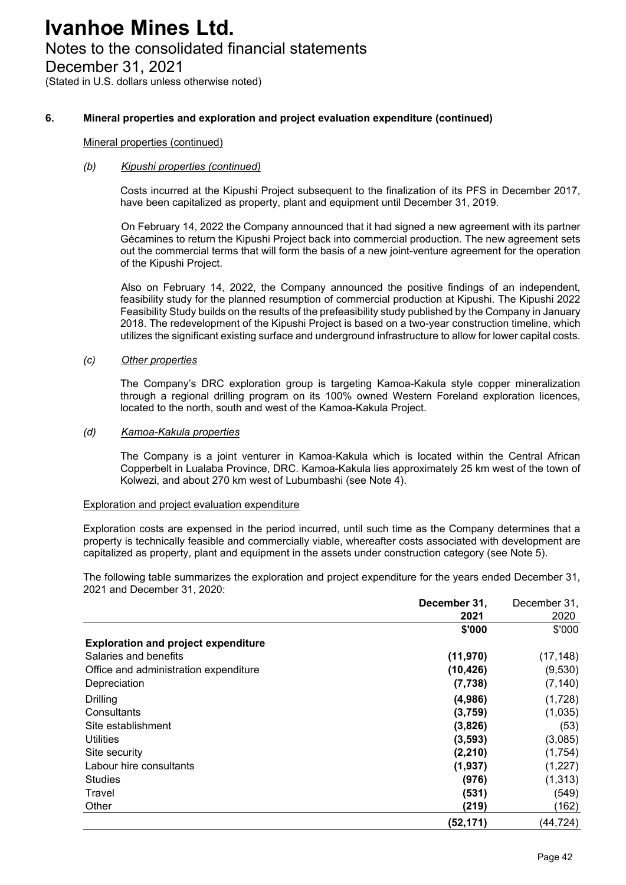### 6. Mineral properties and exploration and project evaluation expenditure (continued)

Mineral properties (continued)

*(b) Kipushi properties (continued)*

Costs incurred at the Kipushi Project subsequent to the finalization of its PFS in December 2017, have been capitalized as property, plant and equipment until December 31, 2019.

On February 14, 2022 the Company announced that it had signed a new agreement with its partner Gécamines to return the Kipushi Project back into commercial production. The new agreement sets out the commercial terms that will form the basis of a new joint-venture agreement for the operation of the Kipushi Project.

Also on February 14, 2022, the Company announced the positive findings of an independent, feasibility study for the planned resumption of commercial production at Kipushi. The Kipushi 2022 Feasibility Study builds on the results of the prefeasibility study published by the Company in January 2018. The redevelopment of the Kipushi Project is based on a two-year construction timeline, which utilizes the significant existing surface and underground infrastructure to allow for lower capital costs.

*(c) Other properties*

The Company's DRC exploration group is targeting Kamoa-Kakula style copper mineralization through a regional drilling program on its 100% owned Western Foreland exploration licences, located to the north, south and west of the Kamoa-Kakula Project.

*(d) Kamoa-Kakula properties*

The Company is a joint venturer in Kamoa-Kakula which is located within the Central African Copperbelt in Lualaba Province, DRC. Kamoa-Kakula lies approximately 25 km west of the town of Kolwezi, and about 270 km west of Lubumbashi (see Note 4).

Exploration and project evaluation expenditure

Exploration costs are expensed in the period incurred, until such time as the Company determines that a property is technically feasible and commercially viable, whereafter costs associated with development are capitalized as property, plant and equipment in the assets under construction category (see Note 5).

The following table summarizes the exploration and project expenditure for the years ended December 31, 2021 and December 31, 2020:

| | **December 31, 2021** | December 31, 2020 |
|---|---|---|
| | **$'000** | $'000 |
| **Exploration and project expenditure** | | |
| Salaries and benefits | **(11,970)** | (17,148) |
| Office and administration expenditure | **(10,426)** | (9,530) |
| Depreciation | **(7,738)** | (7,140) |
| Drilling | **(4,986)** | (1,728) |
| Consultants | **(3,759)** | (1,035) |
| Site establishment | **(3,826)** | (53) |
| Utilities | **(3,593)** | (3,085) |
| Site security | **(2,210)** | (1,754) |
| Labour hire consultants | **(1,937)** | (1,227) |
| Studies | **(976)** | (1,313) |
| Travel | **(531)** | (549) |
| Other | **(219)** | (162) |
| | **(52,171)** | (44,724) |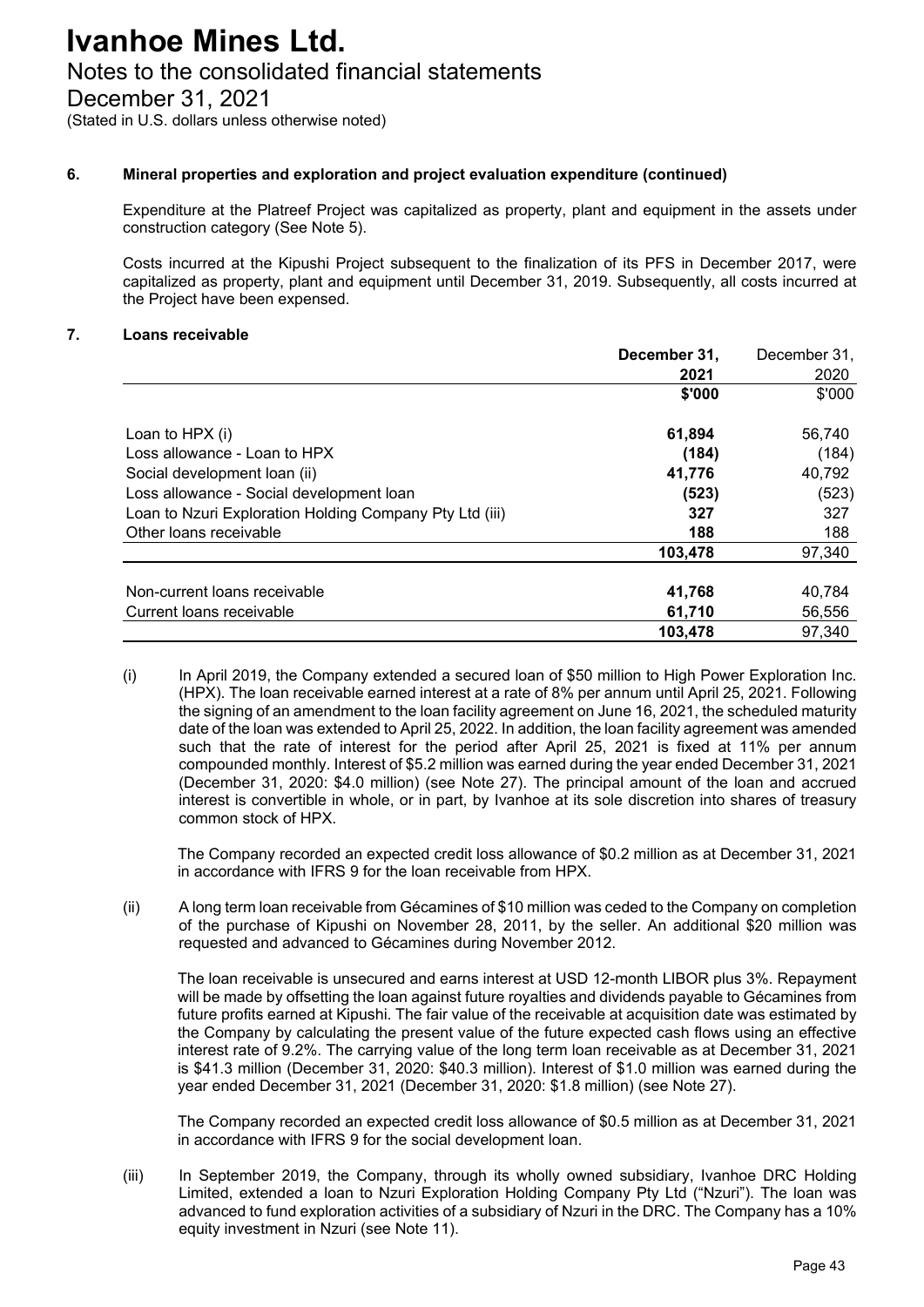# Ivanhoe Mines Ltd.

## Notes to the consolidated financial statements

## December 31, 2021

(Stated in U.S. dollars unless otherwise noted)

### 6. Mineral properties and exploration and project evaluation expenditure (continued)

Expenditure at the Platreef Project was capitalized as property, plant and equipment in the assets under construction category (See Note 5).

Costs incurred at the Kipushi Project subsequent to the finalization of its PFS in December 2017, were capitalized as property, plant and equipment until December 31, 2019. Subsequently, all costs incurred at the Project have been expensed.

### 7. Loans receivable

| | **December 31, 2021** | December 31, 2020 |
|---|---|---|
| | **\$'000** | \$'000 |
| Loan to HPX (i) | **61,894** | 56,740 |
| Loss allowance - Loan to HPX | **(184)** | (184) |
| Social development loan (ii) | **41,776** | 40,792 |
| Loss allowance - Social development loan | **(523)** | (523) |
| Loan to Nzuri Exploration Holding Company Pty Ltd (iii) | **327** | 327 |
| Other loans receivable | **188** | 188 |
| | **103,478** | 97,340 |
| | | |
| Non-current loans receivable | **41,768** | 40,784 |
| Current loans receivable | **61,710** | 56,556 |
| | **103,478** | 97,340 |

(i) In April 2019, the Company extended a secured loan of \$50 million to High Power Exploration Inc. (HPX). The loan receivable earned interest at a rate of 8% per annum until April 25, 2021. Following the signing of an amendment to the loan facility agreement on June 16, 2021, the scheduled maturity date of the loan was extended to April 25, 2022. In addition, the loan facility agreement was amended such that the rate of interest for the period after April 25, 2021 is fixed at 11% per annum compounded monthly. Interest of \$5.2 million was earned during the year ended December 31, 2021 (December 31, 2020: \$4.0 million) (see Note 27). The principal amount of the loan and accrued interest is convertible in whole, or in part, by Ivanhoe at its sole discretion into shares of treasury common stock of HPX.

The Company recorded an expected credit loss allowance of \$0.2 million as at December 31, 2021 in accordance with IFRS 9 for the loan receivable from HPX.

(ii) A long term loan receivable from Gécamines of \$10 million was ceded to the Company on completion of the purchase of Kipushi on November 28, 2011, by the seller. An additional \$20 million was requested and advanced to Gécamines during November 2012.

The loan receivable is unsecured and earns interest at USD 12-month LIBOR plus 3%. Repayment will be made by offsetting the loan against future royalties and dividends payable to Gécamines from future profits earned at Kipushi. The fair value of the receivable at acquisition date was estimated by the Company by calculating the present value of the future expected cash flows using an effective interest rate of 9.2%. The carrying value of the long term loan receivable as at December 31, 2021 is \$41.3 million (December 31, 2020: \$40.3 million). Interest of \$1.0 million was earned during the year ended December 31, 2021 (December 31, 2020: \$1.8 million) (see Note 27).

The Company recorded an expected credit loss allowance of \$0.5 million as at December 31, 2021 in accordance with IFRS 9 for the social development loan.

(iii) In September 2019, the Company, through its wholly owned subsidiary, Ivanhoe DRC Holding Limited, extended a loan to Nzuri Exploration Holding Company Pty Ltd ("Nzuri"). The loan was advanced to fund exploration activities of a subsidiary of Nzuri in the DRC. The Company has a 10% equity investment in Nzuri (see Note 11).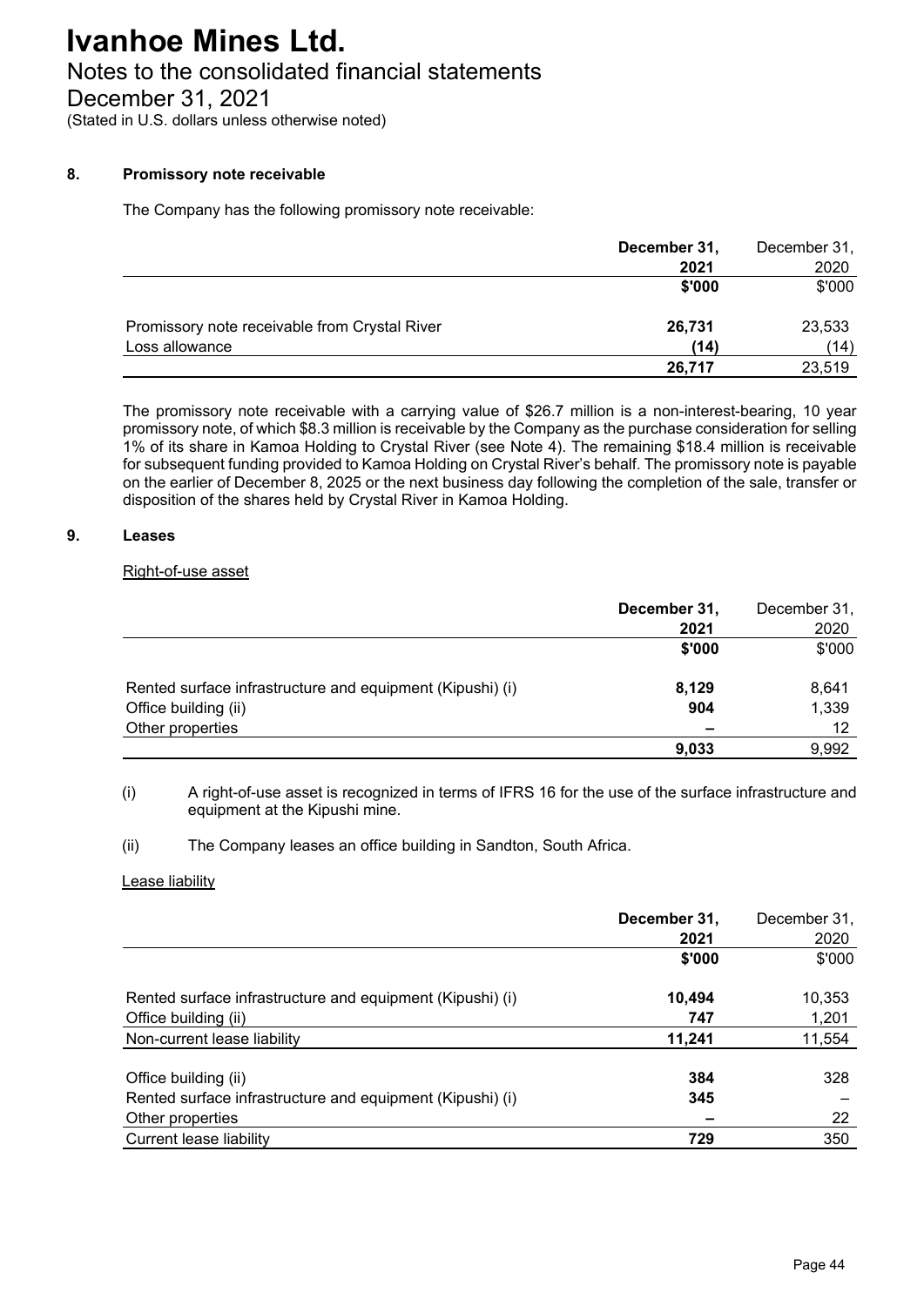# Ivanhoe Mines Ltd.

## Notes to the consolidated financial statements

## December 31, 2021

(Stated in U.S. dollars unless otherwise noted)

### 8. Promissory note receivable

The Company has the following promissory note receivable:

| | December 31, 2021 | December 31, 2020 |
|---|---|---|
| | $'000 | $'000 |
| Promissory note receivable from Crystal River | 26,731 | 23,533 |
| Loss allowance | (14) | (14) |
| | 26,717 | 23,519 |

The promissory note receivable with a carrying value of $26.7 million is a non-interest-bearing, 10 year promissory note, of which $8.3 million is receivable by the Company as the purchase consideration for selling 1% of its share in Kamoa Holding to Crystal River (see Note 4). The remaining $18.4 million is receivable for subsequent funding provided to Kamoa Holding on Crystal River's behalf. The promissory note is payable on the earlier of December 8, 2025 or the next business day following the completion of the sale, transfer or disposition of the shares held by Crystal River in Kamoa Holding.

### 9. Leases

Right-of-use asset

| | December 31, 2021 | December 31, 2020 |
|---|---|---|
| | $'000 | $'000 |
| Rented surface infrastructure and equipment (Kipushi) (i) | 8,129 | 8,641 |
| Office building (ii) | 904 | 1,339 |
| Other properties | – | 12 |
| | 9,033 | 9,992 |

(i) A right-of-use asset is recognized in terms of IFRS 16 for the use of the surface infrastructure and equipment at the Kipushi mine.

(ii) The Company leases an office building in Sandton, South Africa.

Lease liability

| | December 31, 2021 | December 31, 2020 |
|---|---|---|
| | $'000 | $'000 |
| Rented surface infrastructure and equipment (Kipushi) (i) | 10,494 | 10,353 |
| Office building (ii) | 747 | 1,201 |
| Non-current lease liability | 11,241 | 11,554 |
| | | |
| Office building (ii) | 384 | 328 |
| Rented surface infrastructure and equipment (Kipushi) (i) | 345 | – |
| Other properties | – | 22 |
| Current lease liability | 729 | 350 |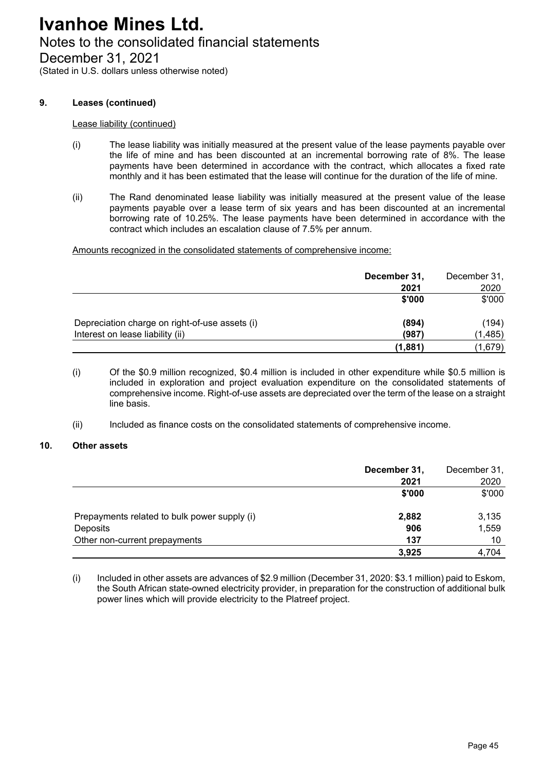**9. Leases (continued)**

Lease liability (continued)

(i) The lease liability was initially measured at the present value of the lease payments payable over the life of mine and has been discounted at an incremental borrowing rate of 8%. The lease payments have been determined in accordance with the contract, which allocates a fixed rate monthly and it has been estimated that the lease will continue for the duration of the life of mine.

(ii) The Rand denominated lease liability was initially measured at the present value of the lease payments payable over a lease term of six years and has been discounted at an incremental borrowing rate of 10.25%. The lease payments have been determined in accordance with the contract which includes an escalation clause of 7.5% per annum.

Amounts recognized in the consolidated statements of comprehensive income:

| | **December 31, 2021** | December 31, 2020 |
|---|---|---|
| | **$'000** | $'000 |
| Depreciation charge on right-of-use assets (i) | **(894)** | (194) |
| Interest on lease liability (ii) | **(987)** | (1,485) |
| | **(1,881)** | (1,679) |

(i) Of the $0.9 million recognized, $0.4 million is included in other expenditure while $0.5 million is included in exploration and project evaluation expenditure on the consolidated statements of comprehensive income. Right-of-use assets are depreciated over the term of the lease on a straight line basis.

(ii) Included as finance costs on the consolidated statements of comprehensive income.

**10. Other assets**

| | **December 31, 2021** | December 31, 2020 |
|---|---|---|
| | **$'000** | $'000 |
| Prepayments related to bulk power supply (i) | **2,882** | 3,135 |
| Deposits | **906** | 1,559 |
| Other non-current prepayments | **137** | 10 |
| | **3,925** | 4,704 |

(i) Included in other assets are advances of $2.9 million (December 31, 2020: $3.1 million) paid to Eskom, the South African state-owned electricity provider, in preparation for the construction of additional bulk power lines which will provide electricity to the Platreef project.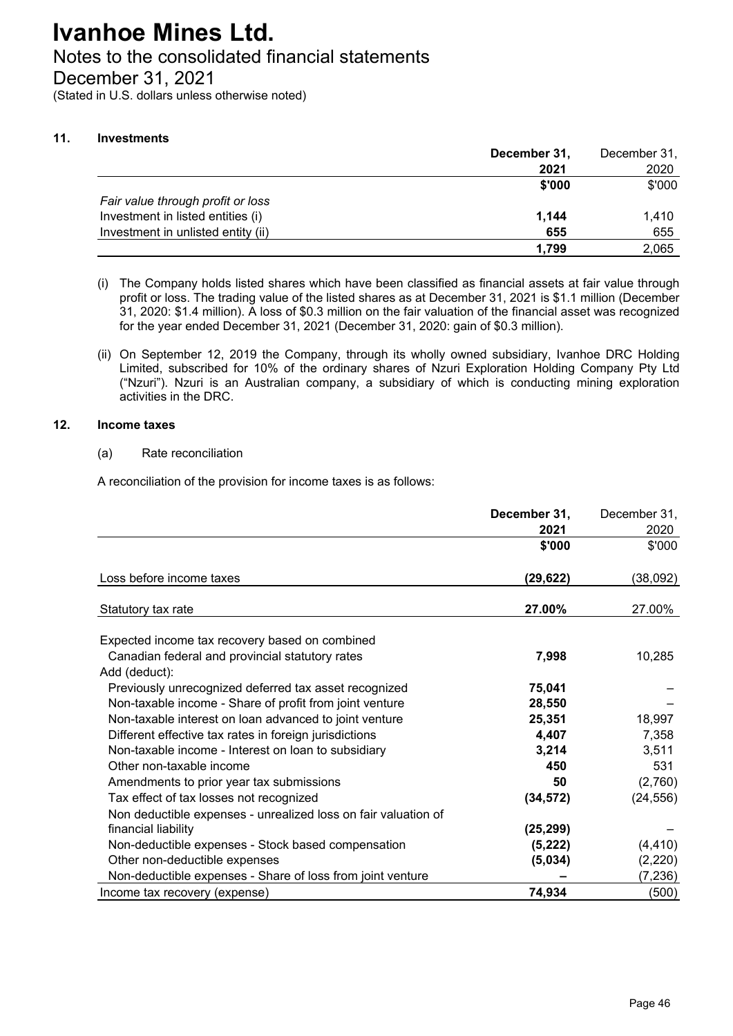# Ivanhoe Mines Ltd.

## Notes to the consolidated financial statements

## December 31, 2021

(Stated in U.S. dollars unless otherwise noted)

### 11. Investments

| | **December 31, 2021** | December 31, 2020 |
|---|---|---|
| | **$'000** | $'000 |
| *Fair value through profit or loss* | | |
| Investment in listed entities (i) | **1,144** | 1,410 |
| Investment in unlisted entity (ii) | **655** | 655 |
| | **1,799** | 2,065 |

(i) The Company holds listed shares which have been classified as financial assets at fair value through profit or loss. The trading value of the listed shares as at December 31, 2021 is $1.1 million (December 31, 2020: $1.4 million). A loss of $0.3 million on the fair valuation of the financial asset was recognized for the year ended December 31, 2021 (December 31, 2020: gain of $0.3 million).

(ii) On September 12, 2019 the Company, through its wholly owned subsidiary, Ivanhoe DRC Holding Limited, subscribed for 10% of the ordinary shares of Nzuri Exploration Holding Company Pty Ltd ("Nzuri"). Nzuri is an Australian company, a subsidiary of which is conducting mining exploration activities in the DRC.

### 12. Income taxes

(a) Rate reconciliation

A reconciliation of the provision for income taxes is as follows:

| | **December 31, 2021** | December 31, 2020 |
|---|---|---|
| | **$'000** | $'000 |
| Loss before income taxes | **(29,622)** | (38,092) |
| Statutory tax rate | **27.00%** | 27.00% |
| Expected income tax recovery based on combined Canadian federal and provincial statutory rates | **7,998** | 10,285 |
| Add (deduct): | | |
| Previously unrecognized deferred tax asset recognized | **75,041** | – |
| Non-taxable income - Share of profit from joint venture | **28,550** | – |
| Non-taxable interest on loan advanced to joint venture | **25,351** | 18,997 |
| Different effective tax rates in foreign jurisdictions | **4,407** | 7,358 |
| Non-taxable income - Interest on loan to subsidiary | **3,214** | 3,511 |
| Other non-taxable income | **450** | 531 |
| Amendments to prior year tax submissions | **50** | (2,760) |
| Tax effect of tax losses not recognized | **(34,572)** | (24,556) |
| Non deductible expenses - unrealized loss on fair valuation of financial liability | **(25,299)** | – |
| Non-deductible expenses - Stock based compensation | **(5,222)** | (4,410) |
| Other non-deductible expenses | **(5,034)** | (2,220) |
| Non-deductible expenses - Share of loss from joint venture | **–** | (7,236) |
| Income tax recovery (expense) | **74,934** | (500) |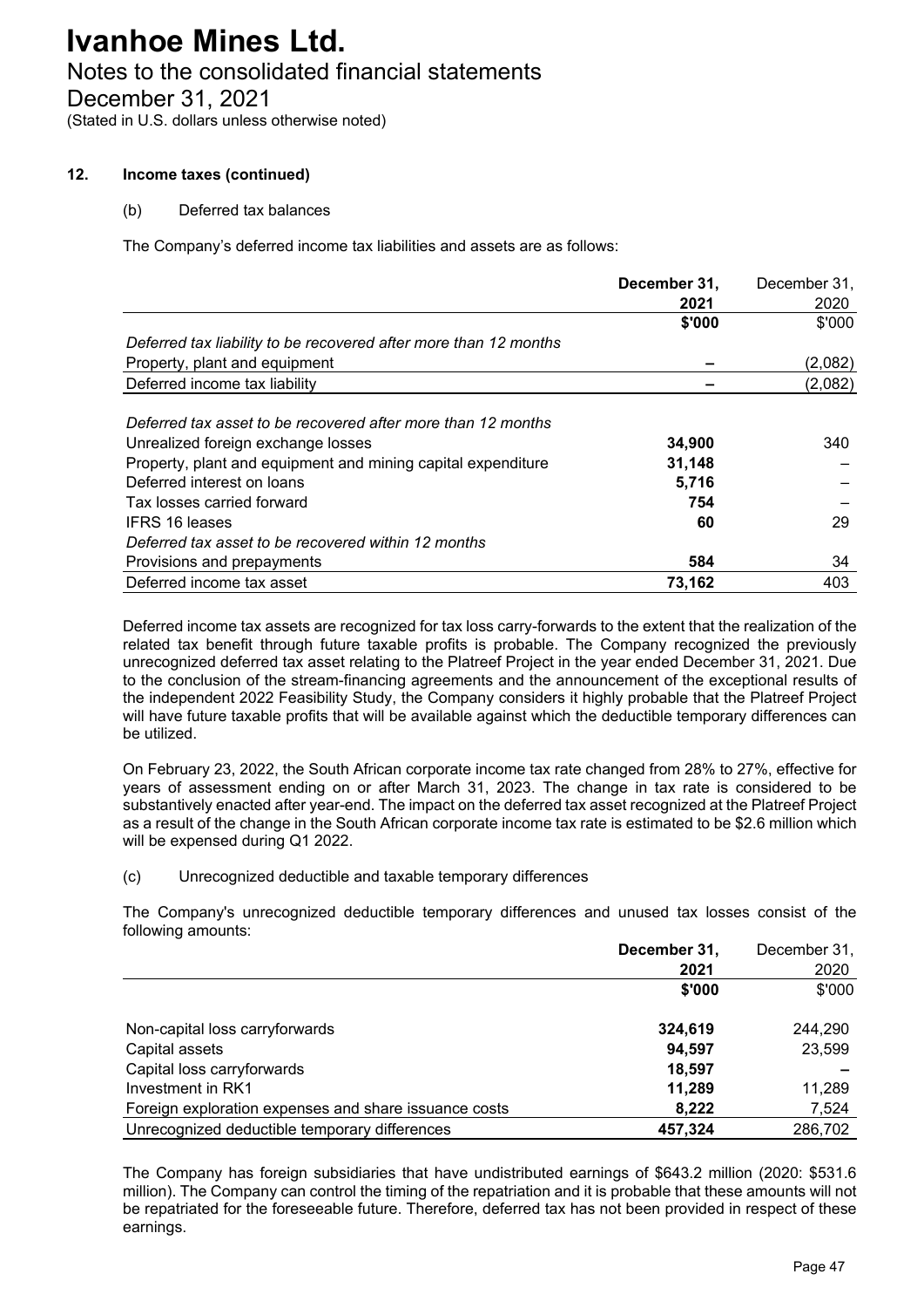# Ivanhoe Mines Ltd.

## Notes to the consolidated financial statements

## December 31, 2021

(Stated in U.S. dollars unless otherwise noted)

### 12. Income taxes (continued)

(b) Deferred tax balances

The Company's deferred income tax liabilities and assets are as follows:

| | **December 31, 2021** | December 31, 2020 |
|---|---|---|
| | **\$'000** | \$'000 |
| *Deferred tax liability to be recovered after more than 12 months* | | |
| Property, plant and equipment | **–** | (2,082) |
| Deferred income tax liability | **–** | (2,082) |
| | | |
| *Deferred tax asset to be recovered after more than 12 months* | | |
| Unrealized foreign exchange losses | **34,900** | 340 |
| Property, plant and equipment and mining capital expenditure | **31,148** | – |
| Deferred interest on loans | **5,716** | – |
| Tax losses carried forward | **754** | – |
| IFRS 16 leases | **60** | 29 |
| *Deferred tax asset to be recovered within 12 months* | | |
| Provisions and prepayments | **584** | 34 |
| Deferred income tax asset | **73,162** | 403 |

Deferred income tax assets are recognized for tax loss carry-forwards to the extent that the realization of the related tax benefit through future taxable profits is probable. The Company recognized the previously unrecognized deferred tax asset relating to the Platreef Project in the year ended December 31, 2021. Due to the conclusion of the stream-financing agreements and the announcement of the exceptional results of the independent 2022 Feasibility Study, the Company considers it highly probable that the Platreef Project will have future taxable profits that will be available against which the deductible temporary differences can be utilized.

On February 23, 2022, the South African corporate income tax rate changed from 28% to 27%, effective for years of assessment ending on or after March 31, 2023. The change in tax rate is considered to be substantively enacted after year-end. The impact on the deferred tax asset recognized at the Platreef Project as a result of the change in the South African corporate income tax rate is estimated to be \$2.6 million which will be expensed during Q1 2022.

(c) Unrecognized deductible and taxable temporary differences

The Company's unrecognized deductible temporary differences and unused tax losses consist of the following amounts:

| | **December 31, 2021** | December 31, 2020 |
|---|---|---|
| | **\$'000** | \$'000 |
| Non-capital loss carryforwards | **324,619** | 244,290 |
| Capital assets | **94,597** | 23,599 |
| Capital loss carryforwards | **18,597** | **–** |
| Investment in RK1 | **11,289** | 11,289 |
| Foreign exploration expenses and share issuance costs | **8,222** | 7,524 |
| Unrecognized deductible temporary differences | **457,324** | 286,702 |

The Company has foreign subsidiaries that have undistributed earnings of \$643.2 million (2020: \$531.6 million). The Company can control the timing of the repatriation and it is probable that these amounts will not be repatriated for the foreseeable future. Therefore, deferred tax has not been provided in respect of these earnings.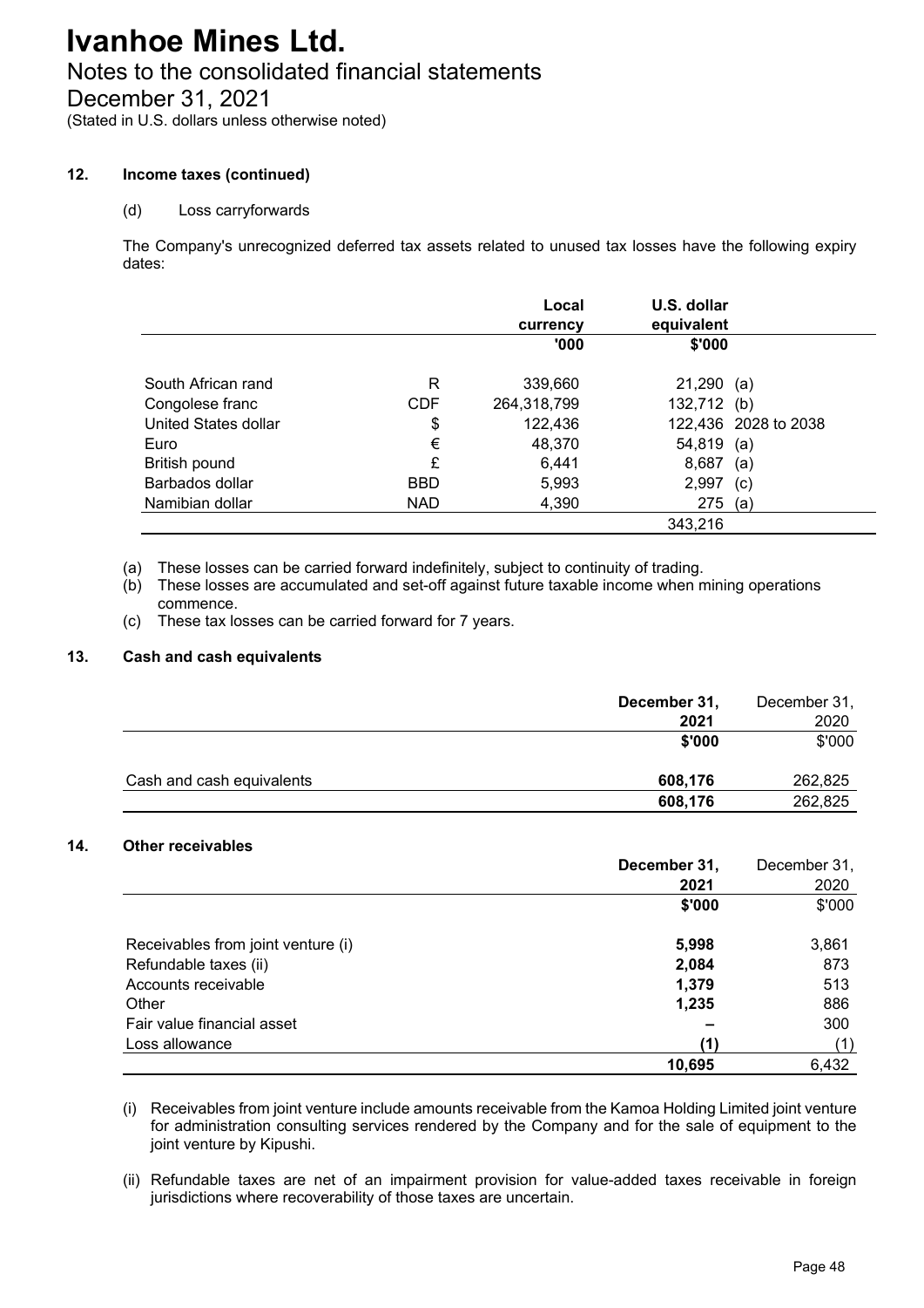# Ivanhoe Mines Ltd.

## Notes to the consolidated financial statements

## December 31, 2021

(Stated in U.S. dollars unless otherwise noted)

### 12. Income taxes (continued)

(d) Loss carryforwards

The Company's unrecognized deferred tax assets related to unused tax losses have the following expiry dates:

| | | Local currency | U.S. dollar equivalent | |
|---|---|---|---|---|
| | | '000 | $'000 | |
| South African rand | R | 339,660 | 21,290 | (a) |
| Congolese franc | CDF | 264,318,799 | 132,712 | (b) |
| United States dollar | $ | 122,436 | 122,436 | 2028 to 2038 |
| Euro | € | 48,370 | 54,819 | (a) |
| British pound | £ | 6,441 | 8,687 | (a) |
| Barbados dollar | BBD | 5,993 | 2,997 | (c) |
| Namibian dollar | NAD | 4,390 | 275 | (a) |
| | | | 343,216 | |

(a) These losses can be carried forward indefinitely, subject to continuity of trading.
(b) These losses are accumulated and set-off against future taxable income when mining operations commence.
(c) These tax losses can be carried forward for 7 years.

### 13. Cash and cash equivalents

| | December 31, 2021 | December 31, 2020 |
|---|---|---|
| | $'000 | $'000 |
| Cash and cash equivalents | 608,176 | 262,825 |
| | 608,176 | 262,825 |

### 14. Other receivables

| | December 31, 2021 | December 31, 2020 |
|---|---|---|
| | $'000 | $'000 |
| Receivables from joint venture (i) | 5,998 | 3,861 |
| Refundable taxes (ii) | 2,084 | 873 |
| Accounts receivable | 1,379 | 513 |
| Other | 1,235 | 886 |
| Fair value financial asset | – | 300 |
| Loss allowance | (1) | (1) |
| | 10,695 | 6,432 |

(i) Receivables from joint venture include amounts receivable from the Kamoa Holding Limited joint venture for administration consulting services rendered by the Company and for the sale of equipment to the joint venture by Kipushi.

(ii) Refundable taxes are net of an impairment provision for value-added taxes receivable in foreign jurisdictions where recoverability of those taxes are uncertain.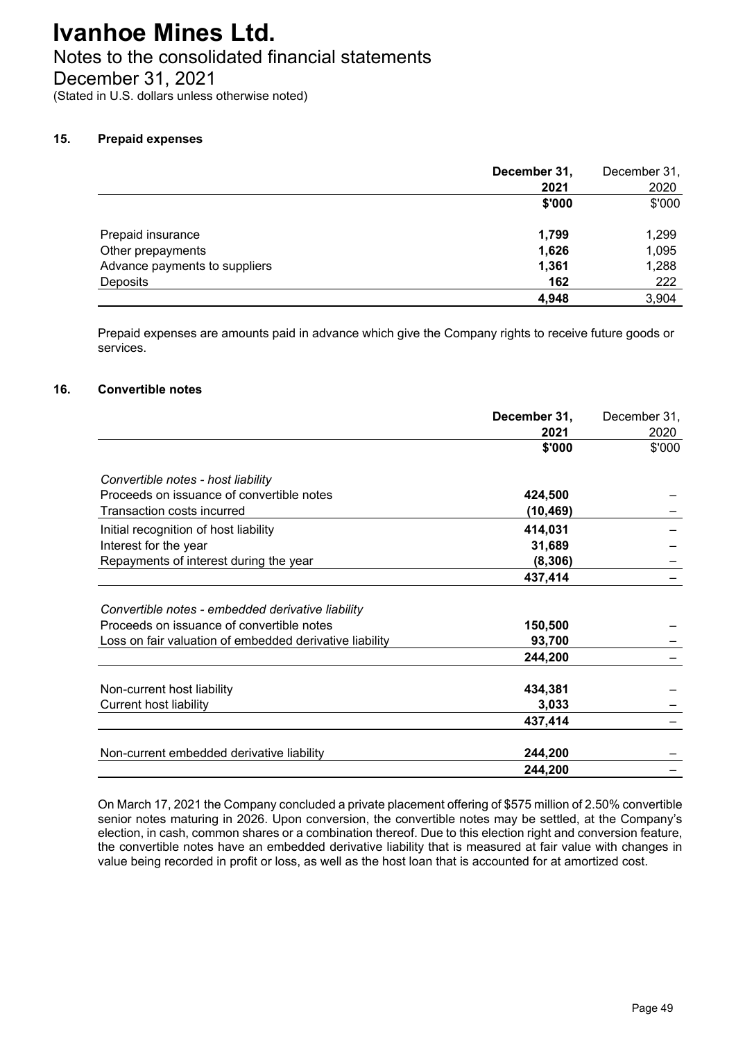# Ivanhoe Mines Ltd.

## Notes to the consolidated financial statements

## December 31, 2021

(Stated in U.S. dollars unless otherwise noted)

### 15. Prepaid expenses

| | **December 31, 2021** | December 31, 2020 |
|---|---|---|
| | **$'000** | $'000 |
| Prepaid insurance | **1,799** | 1,299 |
| Other prepayments | **1,626** | 1,095 |
| Advance payments to suppliers | **1,361** | 1,288 |
| Deposits | **162** | 222 |
| | **4,948** | 3,904 |

Prepaid expenses are amounts paid in advance which give the Company rights to receive future goods or services.

### 16. Convertible notes

| | **December 31, 2021** | December 31, 2020 |
|---|---|---|
| | **$'000** | $'000 |
| *Convertible notes - host liability* | | |
| Proceeds on issuance of convertible notes | **424,500** | – |
| Transaction costs incurred | **(10,469)** | – |
| Initial recognition of host liability | **414,031** | – |
| Interest for the year | **31,689** | – |
| Repayments of interest during the year | **(8,306)** | – |
| | **437,414** | – |
| *Convertible notes - embedded derivative liability* | | |
| Proceeds on issuance of convertible notes | **150,500** | – |
| Loss on fair valuation of embedded derivative liability | **93,700** | – |
| | **244,200** | – |
| Non-current host liability | **434,381** | – |
| Current host liability | **3,033** | – |
| | **437,414** | – |
| Non-current embedded derivative liability | **244,200** | – |
| | **244,200** | – |

On March 17, 2021 the Company concluded a private placement offering of $575 million of 2.50% convertible senior notes maturing in 2026. Upon conversion, the convertible notes may be settled, at the Company's election, in cash, common shares or a combination thereof. Due to this election right and conversion feature, the convertible notes have an embedded derivative liability that is measured at fair value with changes in value being recorded in profit or loss, as well as the host loan that is accounted for at amortized cost.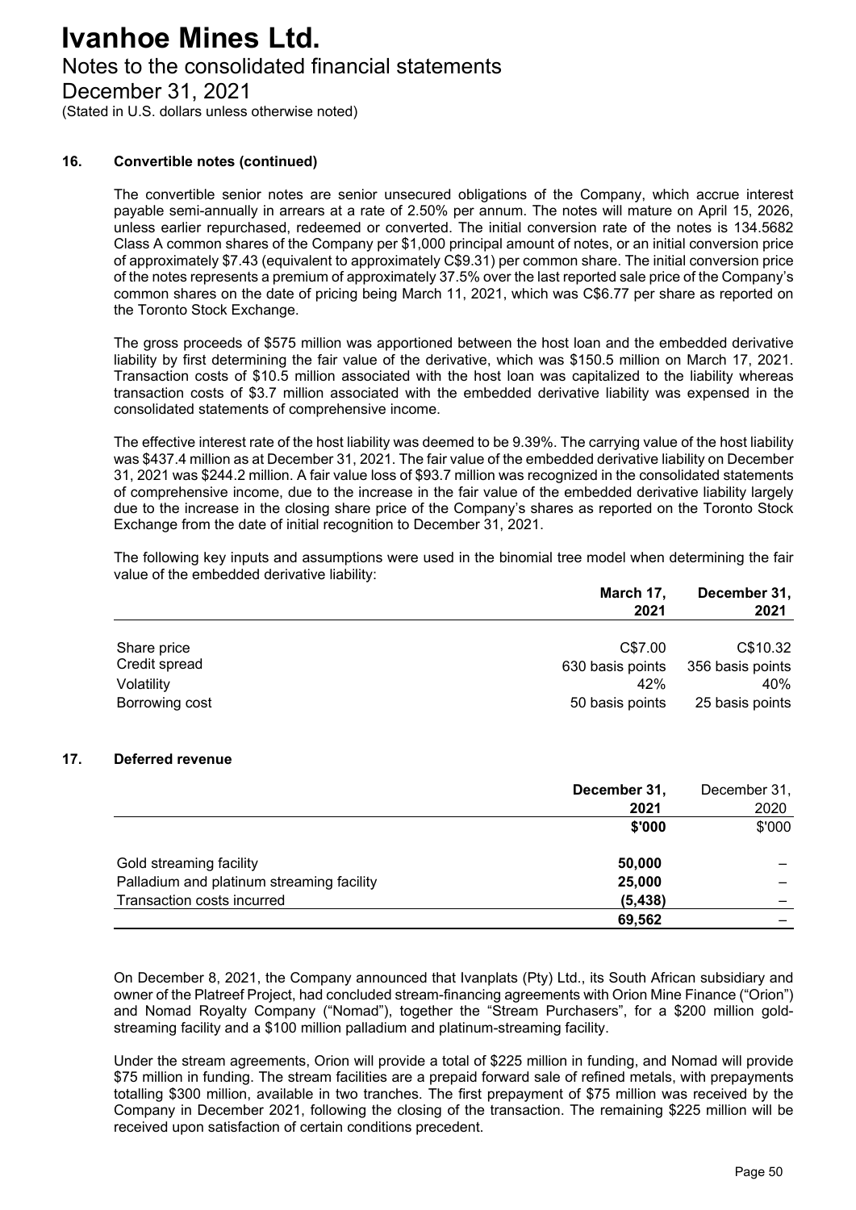# Ivanhoe Mines Ltd.

Notes to the consolidated financial statements

December 31, 2021

(Stated in U.S. dollars unless otherwise noted)

### 16. Convertible notes (continued)

The convertible senior notes are senior unsecured obligations of the Company, which accrue interest payable semi-annually in arrears at a rate of 2.50% per annum. The notes will mature on April 15, 2026, unless earlier repurchased, redeemed or converted. The initial conversion rate of the notes is 134.5682 Class A common shares of the Company per $1,000 principal amount of notes, or an initial conversion price of approximately $7.43 (equivalent to approximately C$9.31) per common share. The initial conversion price of the notes represents a premium of approximately 37.5% over the last reported sale price of the Company's common shares on the date of pricing being March 11, 2021, which was C$6.77 per share as reported on the Toronto Stock Exchange.

The gross proceeds of $575 million was apportioned between the host loan and the embedded derivative liability by first determining the fair value of the derivative, which was $150.5 million on March 17, 2021. Transaction costs of $10.5 million associated with the host loan was capitalized to the liability whereas transaction costs of $3.7 million associated with the embedded derivative liability was expensed in the consolidated statements of comprehensive income.

The effective interest rate of the host liability was deemed to be 9.39%. The carrying value of the host liability was $437.4 million as at December 31, 2021. The fair value of the embedded derivative liability on December 31, 2021 was $244.2 million. A fair value loss of $93.7 million was recognized in the consolidated statements of comprehensive income, due to the increase in the fair value of the embedded derivative liability largely due to the increase in the closing share price of the Company's shares as reported on the Toronto Stock Exchange from the date of initial recognition to December 31, 2021.

The following key inputs and assumptions were used in the binomial tree model when determining the fair value of the embedded derivative liability:

| | **March 17, 2021** | **December 31, 2021** |
|---|---|---|
| Share price | C$7.00 | C$10.32 |
| Credit spread | 630 basis points | 356 basis points |
| Volatility | 42% | 40% |
| Borrowing cost | 50 basis points | 25 basis points |

### 17. Deferred revenue

| | **December 31, 2021** | December 31, 2020 |
|---|---|---|
| | **$'000** | $'000 |
| Gold streaming facility | **50,000** | – |
| Palladium and platinum streaming facility | **25,000** | – |
| Transaction costs incurred | **(5,438)** | – |
| | **69,562** | – |

On December 8, 2021, the Company announced that Ivanplats (Pty) Ltd., its South African subsidiary and owner of the Platreef Project, had concluded stream-financing agreements with Orion Mine Finance ("Orion") and Nomad Royalty Company ("Nomad"), together the "Stream Purchasers", for a $200 million gold-streaming facility and a $100 million palladium and platinum-streaming facility.

Under the stream agreements, Orion will provide a total of $225 million in funding, and Nomad will provide $75 million in funding. The stream facilities are a prepaid forward sale of refined metals, with prepayments totalling $300 million, available in two tranches. The first prepayment of $75 million was received by the Company in December 2021, following the closing of the transaction. The remaining $225 million will be received upon satisfaction of certain conditions precedent.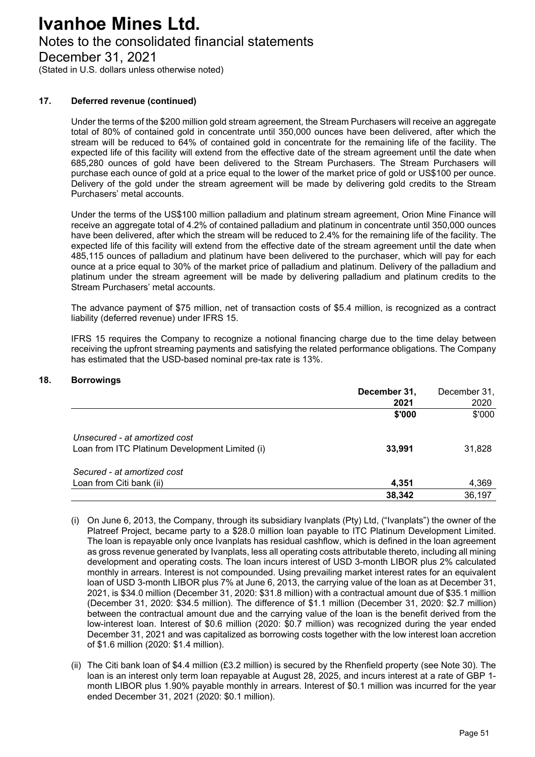## 17. Deferred revenue (continued)

Under the terms of the $200 million gold stream agreement, the Stream Purchasers will receive an aggregate total of 80% of contained gold in concentrate until 350,000 ounces have been delivered, after which the stream will be reduced to 64% of contained gold in concentrate for the remaining life of the facility. The expected life of this facility will extend from the effective date of the stream agreement until the date when 685,280 ounces of gold have been delivered to the Stream Purchasers. The Stream Purchasers will purchase each ounce of gold at a price equal to the lower of the market price of gold or US$100 per ounce. Delivery of the gold under the stream agreement will be made by delivering gold credits to the Stream Purchasers' metal accounts.

Under the terms of the US$100 million palladium and platinum stream agreement, Orion Mine Finance will receive an aggregate total of 4.2% of contained palladium and platinum in concentrate until 350,000 ounces have been delivered, after which the stream will be reduced to 2.4% for the remaining life of the facility. The expected life of this facility will extend from the effective date of the stream agreement until the date when 485,115 ounces of palladium and platinum have been delivered to the purchaser, which will pay for each ounce at a price equal to 30% of the market price of palladium and platinum. Delivery of the palladium and platinum under the stream agreement will be made by delivering palladium and platinum credits to the Stream Purchasers' metal accounts.

The advance payment of $75 million, net of transaction costs of $5.4 million, is recognized as a contract liability (deferred revenue) under IFRS 15.

IFRS 15 requires the Company to recognize a notional financing charge due to the time delay between receiving the upfront streaming payments and satisfying the related performance obligations. The Company has estimated that the USD-based nominal pre-tax rate is 13%.

## 18. Borrowings

| | **December 31, 2021** | December 31, 2020 |
|---|---|---|
| | **$'000** | $'000 |
| *Unsecured - at amortized cost* | | |
| Loan from ITC Platinum Development Limited (i) | **33,991** | 31,828 |
| *Secured - at amortized cost* | | |
| Loan from Citi bank (ii) | **4,351** | 4,369 |
| | **38,342** | 36,197 |

(i) On June 6, 2013, the Company, through its subsidiary Ivanplats (Pty) Ltd, ("Ivanplats") the owner of the Platreef Project, became party to a $28.0 million loan payable to ITC Platinum Development Limited. The loan is repayable only once Ivanplats has residual cashflow, which is defined in the loan agreement as gross revenue generated by Ivanplats, less all operating costs attributable thereto, including all mining development and operating costs. The loan incurs interest of USD 3-month LIBOR plus 2% calculated monthly in arrears. Interest is not compounded. Using prevailing market interest rates for an equivalent loan of USD 3-month LIBOR plus 7% at June 6, 2013, the carrying value of the loan as at December 31, 2021, is $34.0 million (December 31, 2020: $31.8 million) with a contractual amount due of $35.1 million (December 31, 2020: $34.5 million). The difference of $1.1 million (December 31, 2020: $2.7 million) between the contractual amount due and the carrying value of the loan is the benefit derived from the low-interest loan. Interest of $0.6 million (2020: $0.7 million) was recognized during the year ended December 31, 2021 and was capitalized as borrowing costs together with the low interest loan accretion of $1.6 million (2020: $1.4 million).

(ii) The Citi bank loan of $4.4 million (£3.2 million) is secured by the Rhenfield property (see Note 30). The loan is an interest only term loan repayable at August 28, 2025, and incurs interest at a rate of GBP 1-month LIBOR plus 1.90% payable monthly in arrears. Interest of $0.1 million was incurred for the year ended December 31, 2021 (2020: $0.1 million).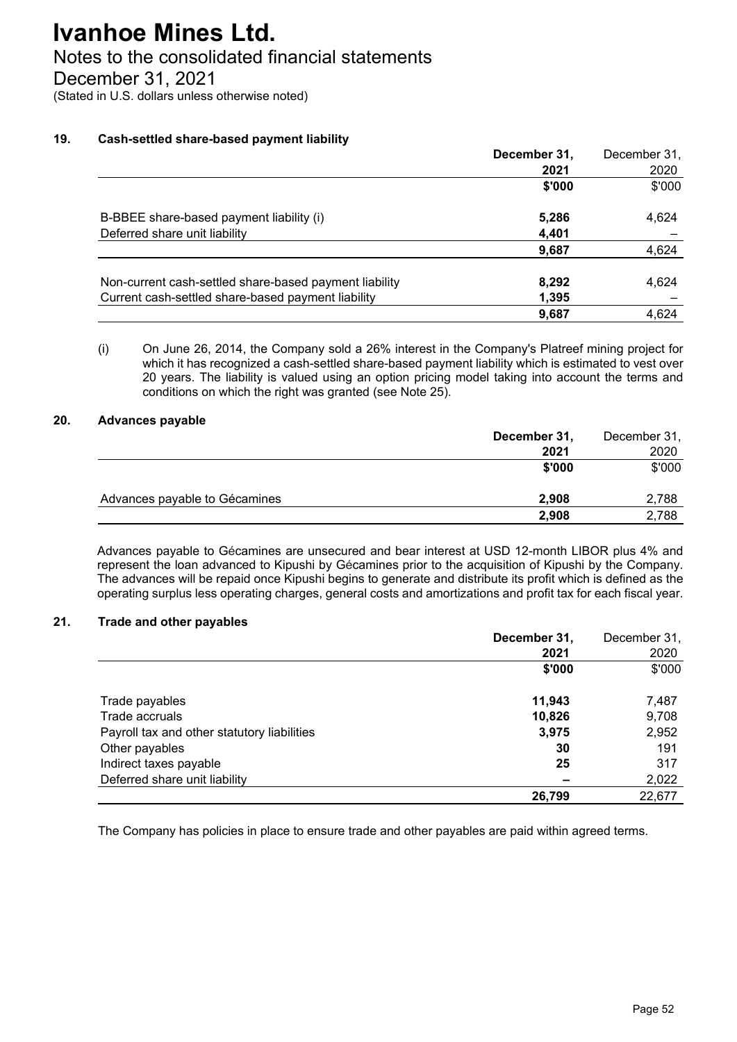# Ivanhoe Mines Ltd.

## Notes to the consolidated financial statements

## December 31, 2021

(Stated in U.S. dollars unless otherwise noted)

### 19. Cash-settled share-based payment liability

| | **December 31, 2021** | December 31, 2020 |
|---|---|---|
| | **\$'000** | \$'000 |
| B-BBEE share-based payment liability (i) | **5,286** | 4,624 |
| Deferred share unit liability | **4,401** | – |
| | **9,687** | 4,624 |
| Non-current cash-settled share-based payment liability | **8,292** | 4,624 |
| Current cash-settled share-based payment liability | **1,395** | – |
| | **9,687** | 4,624 |

(i) On June 26, 2014, the Company sold a 26% interest in the Company's Platreef mining project for which it has recognized a cash-settled share-based payment liability which is estimated to vest over 20 years. The liability is valued using an option pricing model taking into account the terms and conditions on which the right was granted (see Note 25).

### 20. Advances payable

| | **December 31, 2021** | December 31, 2020 |
|---|---|---|
| | **\$'000** | \$'000 |
| Advances payable to Gécamines | **2,908** | 2,788 |
| | **2,908** | 2,788 |

Advances payable to Gécamines are unsecured and bear interest at USD 12-month LIBOR plus 4% and represent the loan advanced to Kipushi by Gécamines prior to the acquisition of Kipushi by the Company. The advances will be repaid once Kipushi begins to generate and distribute its profit which is defined as the operating surplus less operating charges, general costs and amortizations and profit tax for each fiscal year.

### 21. Trade and other payables

| | **December 31, 2021** | December 31, 2020 |
|---|---|---|
| | **\$'000** | \$'000 |
| Trade payables | **11,943** | 7,487 |
| Trade accruals | **10,826** | 9,708 |
| Payroll tax and other statutory liabilities | **3,975** | 2,952 |
| Other payables | **30** | 191 |
| Indirect taxes payable | **25** | 317 |
| Deferred share unit liability | **–** | 2,022 |
| | **26,799** | 22,677 |

The Company has policies in place to ensure trade and other payables are paid within agreed terms.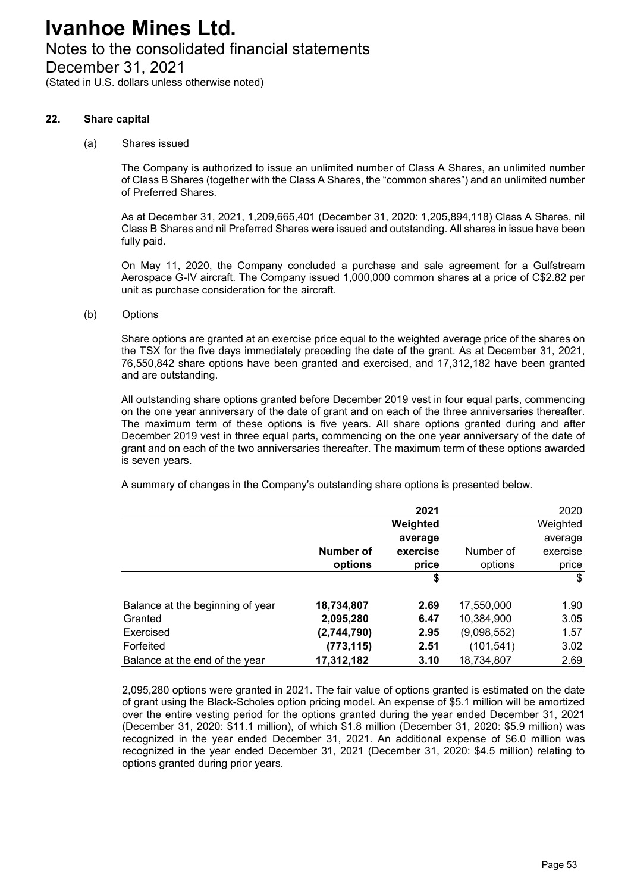# Ivanhoe Mines Ltd.

## Notes to the consolidated financial statements

## December 31, 2021

(Stated in U.S. dollars unless otherwise noted)

### 22. Share capital

#### (a) Shares issued

The Company is authorized to issue an unlimited number of Class A Shares, an unlimited number of Class B Shares (together with the Class A Shares, the "common shares") and an unlimited number of Preferred Shares.

As at December 31, 2021, 1,209,665,401 (December 31, 2020: 1,205,894,118) Class A Shares, nil Class B Shares and nil Preferred Shares were issued and outstanding. All shares in issue have been fully paid.

On May 11, 2020, the Company concluded a purchase and sale agreement for a Gulfstream Aerospace G-IV aircraft. The Company issued 1,000,000 common shares at a price of C$2.82 per unit as purchase consideration for the aircraft.

#### (b) Options

Share options are granted at an exercise price equal to the weighted average price of the shares on the TSX for the five days immediately preceding the date of the grant. As at December 31, 2021, 76,550,842 share options have been granted and exercised, and 17,312,182 have been granted and are outstanding.

All outstanding share options granted before December 2019 vest in four equal parts, commencing on the one year anniversary of the date of grant and on each of the three anniversaries thereafter. The maximum term of these options is five years. All share options granted during and after December 2019 vest in three equal parts, commencing on the one year anniversary of the date of grant and on each of the two anniversaries thereafter. The maximum term of these options awarded is seven years.

A summary of changes in the Company's outstanding share options is presented below.

| | | **2021** | | 2020 |
|---|---|---|---|---|
| | **Number of options** | **Weighted average exercise price** | Number of options | Weighted average exercise price |
| | | **$** | | $ |
| Balance at the beginning of year | **18,734,807** | **2.69** | 17,550,000 | 1.90 |
| Granted | **2,095,280** | **6.47** | 10,384,900 | 3.05 |
| Exercised | **(2,744,790)** | **2.95** | (9,098,552) | 1.57 |
| Forfeited | **(773,115)** | **2.51** | (101,541) | 3.02 |
| Balance at the end of the year | **17,312,182** | **3.10** | 18,734,807 | 2.69 |

2,095,280 options were granted in 2021. The fair value of options granted is estimated on the date of grant using the Black-Scholes option pricing model. An expense of $5.1 million will be amortized over the entire vesting period for the options granted during the year ended December 31, 2021 (December 31, 2020: $11.1 million), of which $1.8 million (December 31, 2020: $5.9 million) was recognized in the year ended December 31, 2021. An additional expense of $6.0 million was recognized in the year ended December 31, 2021 (December 31, 2020: $4.5 million) relating to options granted during prior years.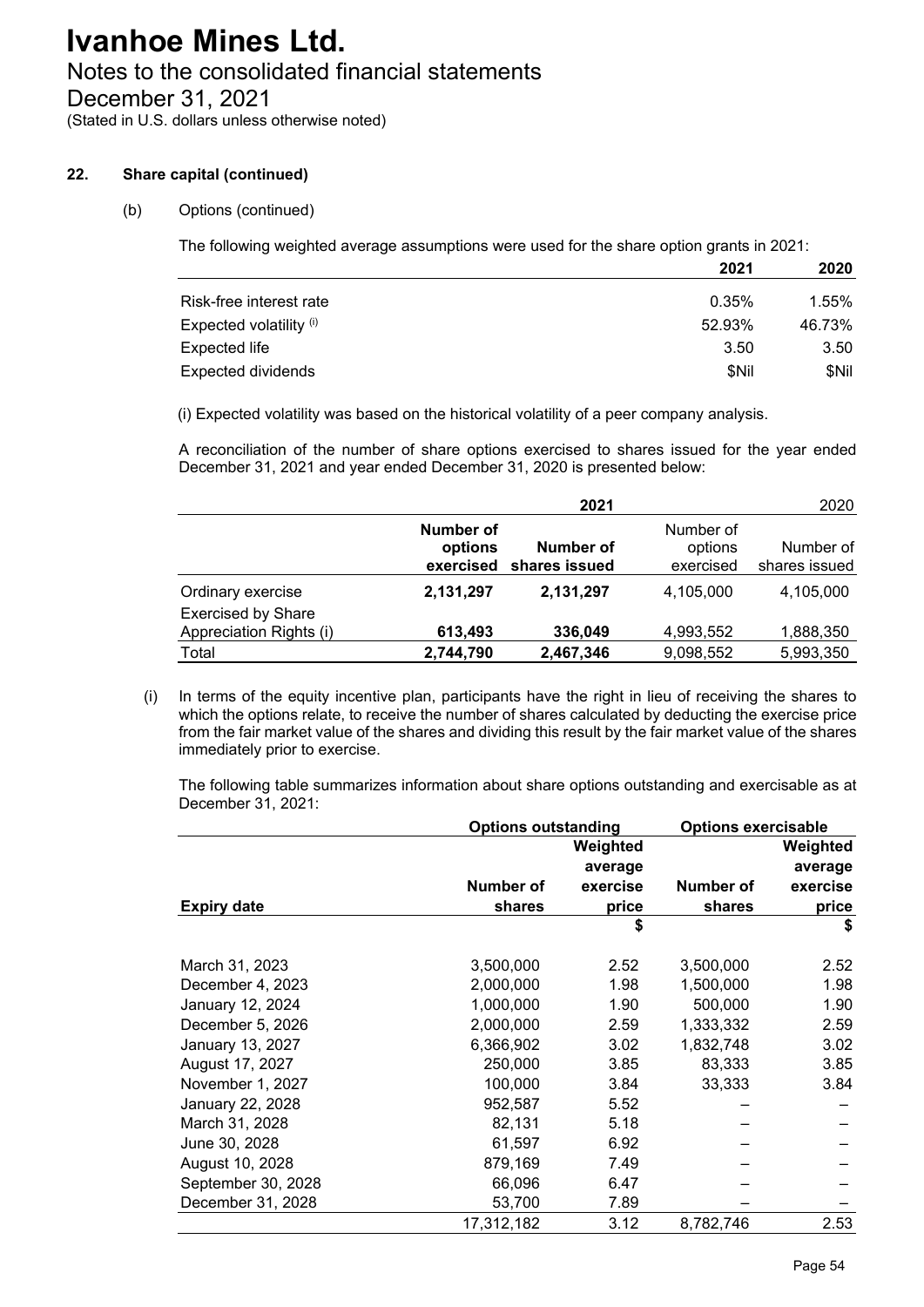# Ivanhoe Mines Ltd.

Notes to the consolidated financial statements
December 31, 2021
(Stated in U.S. dollars unless otherwise noted)

**22. Share capital (continued)**

(b) Options (continued)

The following weighted average assumptions were used for the share option grants in 2021:

| | **2021** | **2020** |
|---|---|---|
| Risk-free interest rate | 0.35% | 1.55% |
| Expected volatility [(i)] | 52.93% | 46.73% |
| Expected life | 3.50 | 3.50 |
| Expected dividends | $Nil | $Nil |

(i) Expected volatility was based on the historical volatility of a peer company analysis.

A reconciliation of the number of share options exercised to shares issued for the year ended December 31, 2021 and year ended December 31, 2020 is presented below:

| | **2021** | | 2020 | |
|---|---|---|---|---|
| | **Number of options exercised** | **Number of shares issued** | Number of options exercised | Number of shares issued |
| Ordinary exercise | **2,131,297** | **2,131,297** | 4,105,000 | 4,105,000 |
| Exercised by Share Appreciation Rights (i) | **613,493** | **336,049** | 4,993,552 | 1,888,350 |
| Total | **2,744,790** | **2,467,346** | 9,098,552 | 5,993,350 |

(i) In terms of the equity incentive plan, participants have the right in lieu of receiving the shares to which the options relate, to receive the number of shares calculated by deducting the exercise price from the fair market value of the shares and dividing this result by the fair market value of the shares immediately prior to exercise.

The following table summarizes information about share options outstanding and exercisable as at December 31, 2021:

| | **Options outstanding** | | **Options exercisable** | |
|---|---|---|---|---|
| **Expiry date** | **Number of shares** | **Weighted average exercise price** | **Number of shares** | **Weighted average exercise price** |
| | | **$** | | **$** |
| March 31, 2023 | 3,500,000 | 2.52 | 3,500,000 | 2.52 |
| December 4, 2023 | 2,000,000 | 1.98 | 1,500,000 | 1.98 |
| January 12, 2024 | 1,000,000 | 1.90 | 500,000 | 1.90 |
| December 5, 2026 | 2,000,000 | 2.59 | 1,333,332 | 2.59 |
| January 13, 2027 | 6,366,902 | 3.02 | 1,832,748 | 3.02 |
| August 17, 2027 | 250,000 | 3.85 | 83,333 | 3.85 |
| November 1, 2027 | 100,000 | 3.84 | 33,333 | 3.84 |
| January 22, 2028 | 952,587 | 5.52 | – | – |
| March 31, 2028 | 82,131 | 5.18 | – | – |
| June 30, 2028 | 61,597 | 6.92 | – | – |
| August 10, 2028 | 879,169 | 7.49 | – | – |
| September 30, 2028 | 66,096 | 6.47 | – | – |
| December 31, 2028 | 53,700 | 7.89 | – | – |
| | 17,312,182 | 3.12 | 8,782,746 | 2.53 |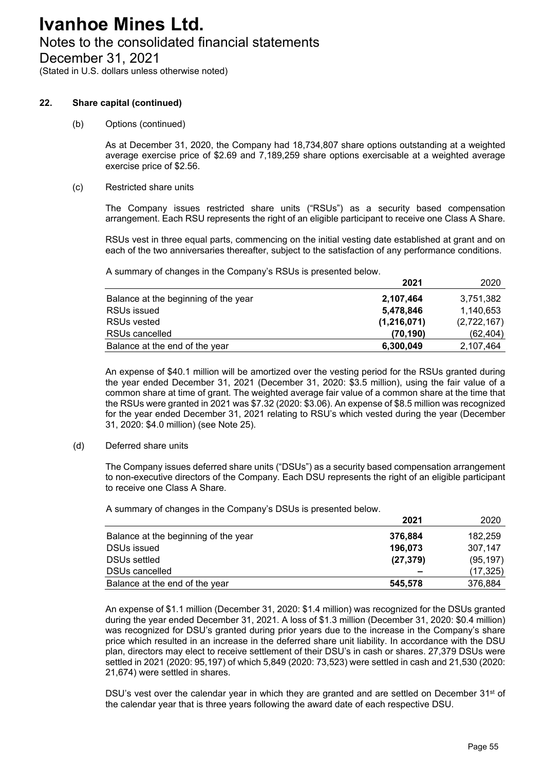# Ivanhoe Mines Ltd.

Notes to the consolidated financial statements
December 31, 2021
(Stated in U.S. dollars unless otherwise noted)

**22. Share capital (continued)**

(b) Options (continued)

As at December 31, 2020, the Company had 18,734,807 share options outstanding at a weighted average exercise price of $2.69 and 7,189,259 share options exercisable at a weighted average exercise price of $2.56.

(c) Restricted share units

The Company issues restricted share units ("RSUs") as a security based compensation arrangement. Each RSU represents the right of an eligible participant to receive one Class A Share.

RSUs vest in three equal parts, commencing on the initial vesting date established at grant and on each of the two anniversaries thereafter, subject to the satisfaction of any performance conditions.

A summary of changes in the Company's RSUs is presented below.

| | **2021** | 2020 |
|---|---|---|
| Balance at the beginning of the year | **2,107,464** | 3,751,382 |
| RSUs issued | **5,478,846** | 1,140,653 |
| RSUs vested | **(1,216,071)** | (2,722,167) |
| RSUs cancelled | **(70,190)** | (62,404) |
| Balance at the end of the year | **6,300,049** | 2,107,464 |

An expense of $40.1 million will be amortized over the vesting period for the RSUs granted during the year ended December 31, 2021 (December 31, 2020: $3.5 million), using the fair value of a common share at time of grant. The weighted average fair value of a common share at the time that the RSUs were granted in 2021 was $7.32 (2020: $3.06). An expense of $8.5 million was recognized for the year ended December 31, 2021 relating to RSU's which vested during the year (December 31, 2020: $4.0 million) (see Note 25).

(d) Deferred share units

The Company issues deferred share units ("DSUs") as a security based compensation arrangement to non-executive directors of the Company. Each DSU represents the right of an eligible participant to receive one Class A Share.

A summary of changes in the Company's DSUs is presented below.

| | **2021** | 2020 |
|---|---|---|
| Balance at the beginning of the year | **376,884** | 182,259 |
| DSUs issued | **196,073** | 307,147 |
| DSUs settled | **(27,379)** | (95,197) |
| DSUs cancelled | **–** | (17,325) |
| Balance at the end of the year | **545,578** | 376,884 |

An expense of $1.1 million (December 31, 2020: $1.4 million) was recognized for the DSUs granted during the year ended December 31, 2021. A loss of $1.3 million (December 31, 2020: $0.4 million) was recognized for DSU's granted during prior years due to the increase in the Company's share price which resulted in an increase in the deferred share unit liability. In accordance with the DSU plan, directors may elect to receive settlement of their DSU's in cash or shares. 27,379 DSUs were settled in 2021 (2020: 95,197) of which 5,849 (2020: 73,523) were settled in cash and 21,530 (2020: 21,674) were settled in shares.

DSU's vest over the calendar year in which they are granted and are settled on December 31st of the calendar year that is three years following the award date of each respective DSU.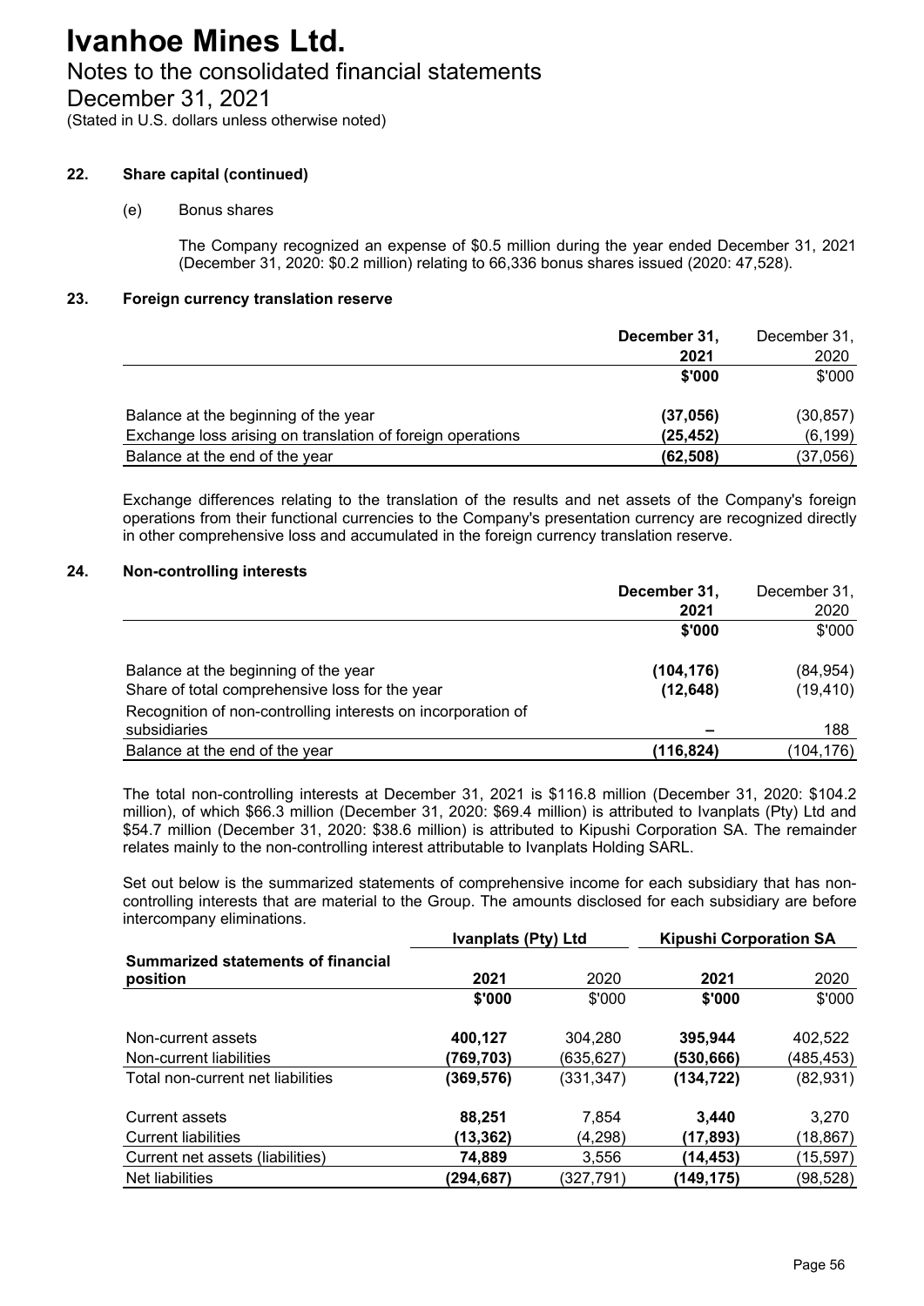# Ivanhoe Mines Ltd.

## Notes to the consolidated financial statements

## December 31, 2021

(Stated in U.S. dollars unless otherwise noted)

### 22. Share capital (continued)

(e) Bonus shares

The Company recognized an expense of $0.5 million during the year ended December 31, 2021 (December 31, 2020: $0.2 million) relating to 66,336 bonus shares issued (2020: 47,528).

### 23. Foreign currency translation reserve

| | **December 31, 2021** | December 31, 2020 |
|---|---|---|
| | **$'000** | $'000 |
| Balance at the beginning of the year | **(37,056)** | (30,857) |
| Exchange loss arising on translation of foreign operations | **(25,452)** | (6,199) |
| Balance at the end of the year | **(62,508)** | (37,056) |

Exchange differences relating to the translation of the results and net assets of the Company's foreign operations from their functional currencies to the Company's presentation currency are recognized directly in other comprehensive loss and accumulated in the foreign currency translation reserve.

### 24. Non-controlling interests

| | **December 31, 2021** | December 31, 2020 |
|---|---|---|
| | **$'000** | $'000 |
| Balance at the beginning of the year | **(104,176)** | (84,954) |
| Share of total comprehensive loss for the year | **(12,648)** | (19,410) |
| Recognition of non-controlling interests on incorporation of subsidiaries | **–** | 188 |
| Balance at the end of the year | **(116,824)** | (104,176) |

The total non-controlling interests at December 31, 2021 is $116.8 million (December 31, 2020: $104.2 million), of which $66.3 million (December 31, 2020: $69.4 million) is attributed to Ivanplats (Pty) Ltd and $54.7 million (December 31, 2020: $38.6 million) is attributed to Kipushi Corporation SA. The remainder relates mainly to the non-controlling interest attributable to Ivanplats Holding SARL.

Set out below is the summarized statements of comprehensive income for each subsidiary that has non-controlling interests that are material to the Group. The amounts disclosed for each subsidiary are before intercompany eliminations.

| | **Ivanplats (Pty) Ltd** | | **Kipushi Corporation SA** | |
|---|---|---|---|---|
| **Summarized statements of financial position** | **2021** | 2020 | **2021** | 2020 |
| | **$'000** | $'000 | **$'000** | $'000 |
| Non-current assets | **400,127** | 304,280 | **395,944** | 402,522 |
| Non-current liabilities | **(769,703)** | (635,627) | **(530,666)** | (485,453) |
| Total non-current net liabilities | **(369,576)** | (331,347) | **(134,722)** | (82,931) |
| Current assets | **88,251** | 7,854 | **3,440** | 3,270 |
| Current liabilities | **(13,362)** | (4,298) | **(17,893)** | (18,867) |
| Current net assets (liabilities) | **74,889** | 3,556 | **(14,453)** | (15,597) |
| Net liabilities | **(294,687)** | (327,791) | **(149,175)** | (98,528) |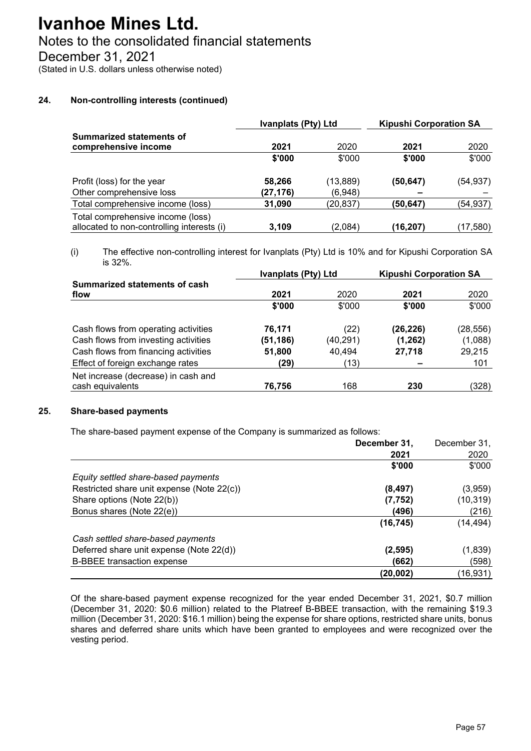# Ivanhoe Mines Ltd.

Notes to the consolidated financial statements

December 31, 2021

(Stated in U.S. dollars unless otherwise noted)

### 24. Non-controlling interests (continued)

| Summarized statements of comprehensive income | Ivanplats (Pty) Ltd | | Kipushi Corporation SA | |
|---|---|---|---|---|
| | **2021** | 2020 | **2021** | 2020 |
| | **$'000** | $'000 | **$'000** | $'000 |
| Profit (loss) for the year | **58,266** | (13,889) | **(50,647)** | (54,937) |
| Other comprehensive loss | **(27,176)** | (6,948) | **–** | – |
| Total comprehensive income (loss) | **31,090** | (20,837) | **(50,647)** | (54,937) |
| Total comprehensive income (loss) allocated to non-controlling interests (i) | **3,109** | (2,084) | **(16,207)** | (17,580) |

(i) The effective non-controlling interest for Ivanplats (Pty) Ltd is 10% and for Kipushi Corporation SA is 32%.

| Summarized statements of cash flow | Ivanplats (Pty) Ltd | | Kipushi Corporation SA | |
|---|---|---|---|---|
| | **2021** | 2020 | **2021** | 2020 |
| | **$'000** | $'000 | **$'000** | $'000 |
| Cash flows from operating activities | **76,171** | (22) | **(26,226)** | (28,556) |
| Cash flows from investing activities | **(51,186)** | (40,291) | **(1,262)** | (1,088) |
| Cash flows from financing activities | **51,800** | 40,494 | **27,718** | 29,215 |
| Effect of foreign exchange rates | **(29)** | (13) | **–** | 101 |
| Net increase (decrease) in cash and cash equivalents | **76,756** | 168 | **230** | (328) |

### 25. Share-based payments

The share-based payment expense of the Company is summarized as follows:

| | **December 31, 2021** | December 31, 2020 |
|---|---|---|
| | **$'000** | $'000 |
| *Equity settled share-based payments* | | |
| Restricted share unit expense (Note 22(c)) | **(8,497)** | (3,959) |
| Share options (Note 22(b)) | **(7,752)** | (10,319) |
| Bonus shares (Note 22(e)) | **(496)** | (216) |
| | **(16,745)** | (14,494) |
| *Cash settled share-based payments* | | |
| Deferred share unit expense (Note 22(d)) | **(2,595)** | (1,839) |
| B-BBEE transaction expense | **(662)** | (598) |
| | **(20,002)** | (16,931) |

Of the share-based payment expense recognized for the year ended December 31, 2021, $0.7 million (December 31, 2020: $0.6 million) related to the Platreef B-BBEE transaction, with the remaining $19.3 million (December 31, 2020: $16.1 million) being the expense for share options, restricted share units, bonus shares and deferred share units which have been granted to employees and were recognized over the vesting period.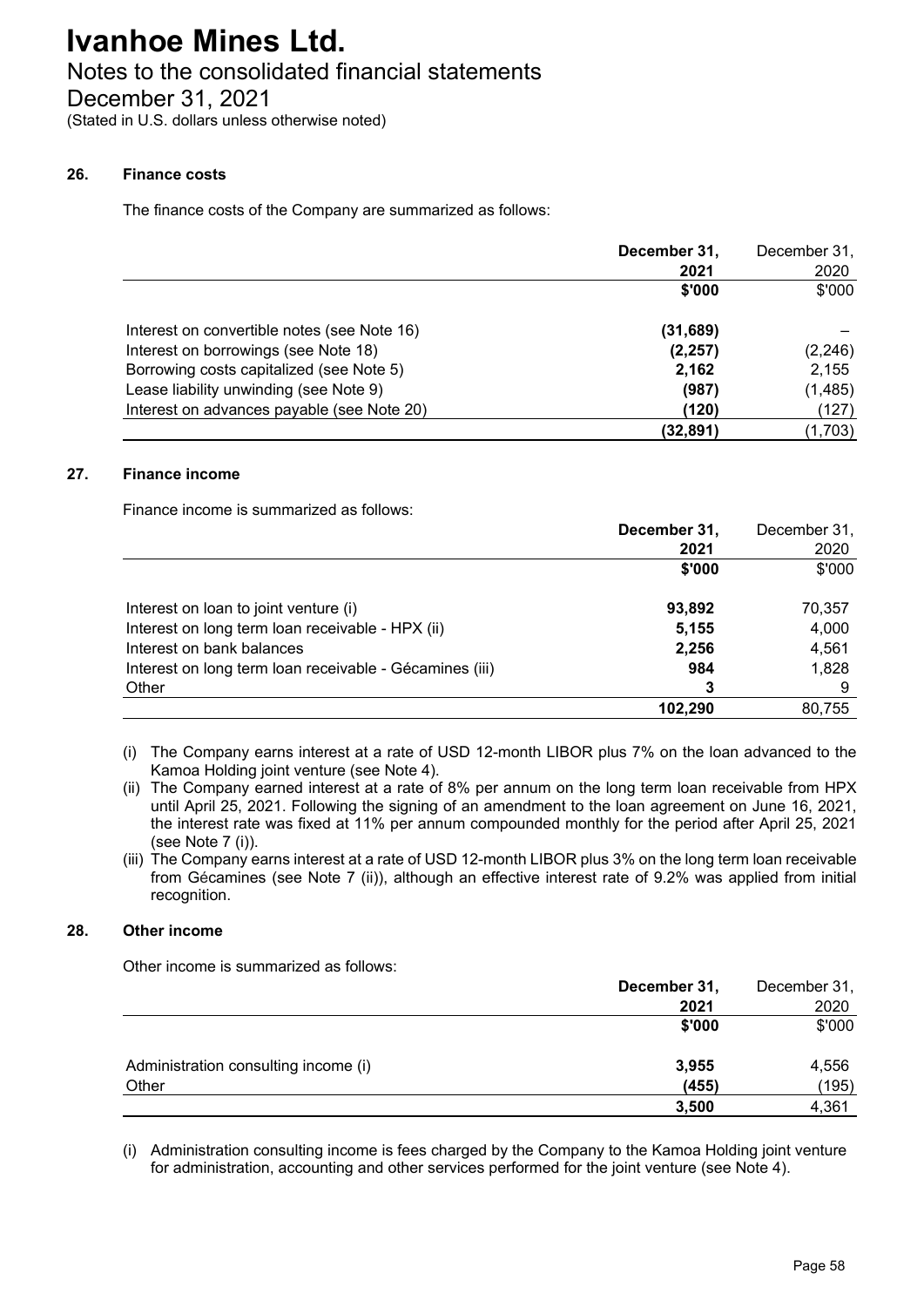# Ivanhoe Mines Ltd.

## Notes to the consolidated financial statements

## December 31, 2021

(Stated in U.S. dollars unless otherwise noted)

### 26. Finance costs

The finance costs of the Company are summarized as follows:

| | December 31, 2021 | December 31, 2020 |
|---|---|---|
| | $'000 | $'000 |
| Interest on convertible notes (see Note 16) | (31,689) | – |
| Interest on borrowings (see Note 18) | (2,257) | (2,246) |
| Borrowing costs capitalized (see Note 5) | 2,162 | 2,155 |
| Lease liability unwinding (see Note 9) | (987) | (1,485) |
| Interest on advances payable (see Note 20) | (120) | (127) |
| | (32,891) | (1,703) |

### 27. Finance income

Finance income is summarized as follows:

| | December 31, 2021 | December 31, 2020 |
|---|---|---|
| | $'000 | $'000 |
| Interest on loan to joint venture (i) | 93,892 | 70,357 |
| Interest on long term loan receivable - HPX (ii) | 5,155 | 4,000 |
| Interest on bank balances | 2,256 | 4,561 |
| Interest on long term loan receivable - Gécamines (iii) | 984 | 1,828 |
| Other | 3 | 9 |
| | 102,290 | 80,755 |

(i) The Company earns interest at a rate of USD 12-month LIBOR plus 7% on the loan advanced to the Kamoa Holding joint venture (see Note 4).

(ii) The Company earned interest at a rate of 8% per annum on the long term loan receivable from HPX until April 25, 2021. Following the signing of an amendment to the loan agreement on June 16, 2021, the interest rate was fixed at 11% per annum compounded monthly for the period after April 25, 2021 (see Note 7 (i)).

(iii) The Company earns interest at a rate of USD 12-month LIBOR plus 3% on the long term loan receivable from Gécamines (see Note 7 (ii)), although an effective interest rate of 9.2% was applied from initial recognition.

### 28. Other income

Other income is summarized as follows:

| | December 31, 2021 | December 31, 2020 |
|---|---|---|
| | $'000 | $'000 |
| Administration consulting income (i) | 3,955 | 4,556 |
| Other | (455) | (195) |
| | 3,500 | 4,361 |

(i) Administration consulting income is fees charged by the Company to the Kamoa Holding joint venture for administration, accounting and other services performed for the joint venture (see Note 4).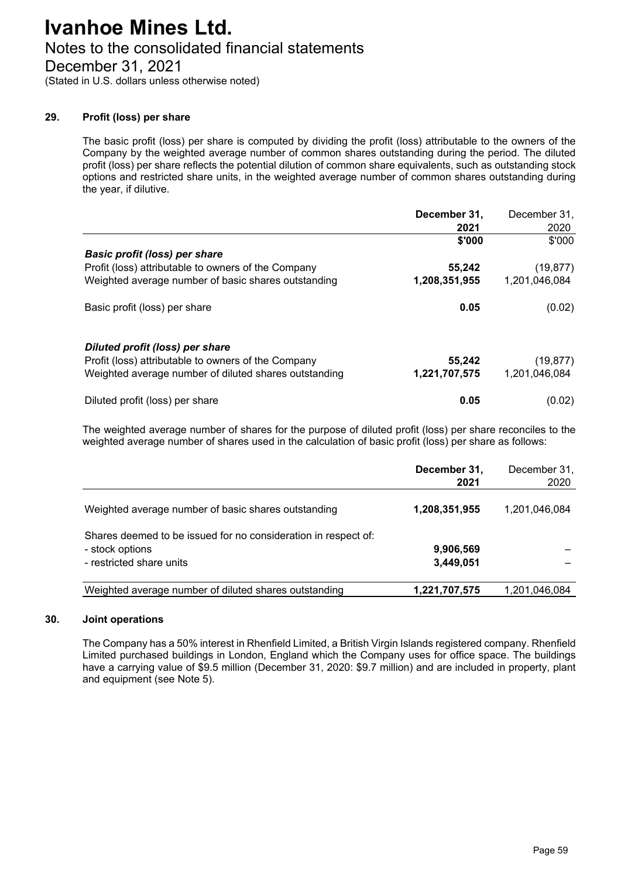# Ivanhoe Mines Ltd.

Notes to the consolidated financial statements

December 31, 2021

(Stated in U.S. dollars unless otherwise noted)

## 29. Profit (loss) per share

The basic profit (loss) per share is computed by dividing the profit (loss) attributable to the owners of the Company by the weighted average number of common shares outstanding during the period. The diluted profit (loss) per share reflects the potential dilution of common share equivalents, such as outstanding stock options and restricted share units, in the weighted average number of common shares outstanding during the year, if dilutive.

| | **December 31, 2021** | December 31, 2020 |
|---|---|---|
| | **$'000** | $'000 |
| ***Basic profit (loss) per share*** | | |
| Profit (loss) attributable to owners of the Company | **55,242** | (19,877) |
| Weighted average number of basic shares outstanding | **1,208,351,955** | 1,201,046,084 |
| Basic profit (loss) per share | **0.05** | (0.02) |
| ***Diluted profit (loss) per share*** | | |
| Profit (loss) attributable to owners of the Company | **55,242** | (19,877) |
| Weighted average number of diluted shares outstanding | **1,221,707,575** | 1,201,046,084 |
| Diluted profit (loss) per share | **0.05** | (0.02) |

The weighted average number of shares for the purpose of diluted profit (loss) per share reconciles to the weighted average number of shares used in the calculation of basic profit (loss) per share as follows:

| | **December 31, 2021** | December 31, 2020 |
|---|---|---|
| Weighted average number of basic shares outstanding | **1,208,351,955** | 1,201,046,084 |
| Shares deemed to be issued for no consideration in respect of: | | |
| - stock options | **9,906,569** | – |
| - restricted share units | **3,449,051** | – |
| Weighted average number of diluted shares outstanding | **1,221,707,575** | 1,201,046,084 |

## 30. Joint operations

The Company has a 50% interest in Rhenfield Limited, a British Virgin Islands registered company. Rhenfield Limited purchased buildings in London, England which the Company uses for office space. The buildings have a carrying value of $9.5 million (December 31, 2020: $9.7 million) and are included in property, plant and equipment (see Note 5).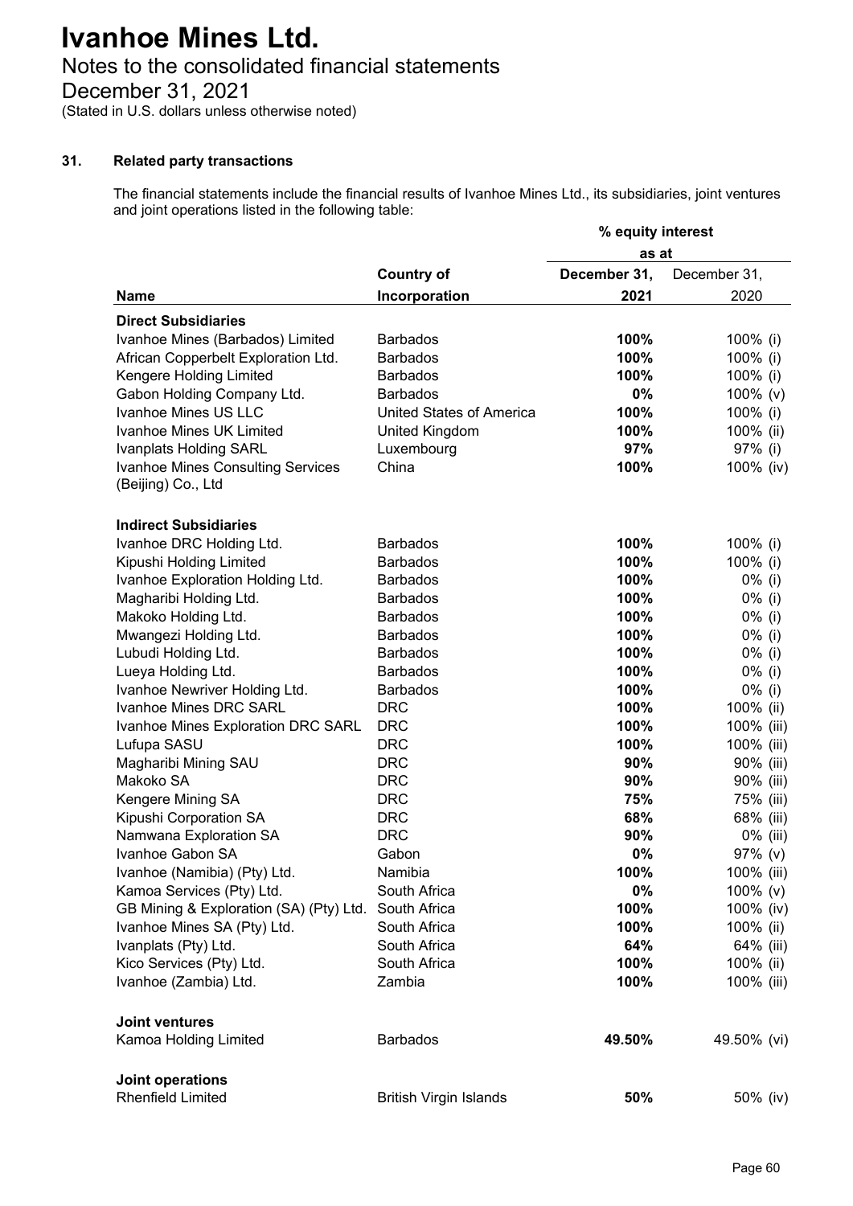# Ivanhoe Mines Ltd.

## Notes to the consolidated financial statements

## December 31, 2021

(Stated in U.S. dollars unless otherwise noted)

### 31. Related party transactions

The financial statements include the financial results of Ivanhoe Mines Ltd., its subsidiaries, joint ventures and joint operations listed in the following table:

| | | % equity interest as at | |
|---|---|---|---|
| **Name** | **Country of Incorporation** | **December 31, 2021** | December 31, 2020 |
| **Direct Subsidiaries** | | | |
| Ivanhoe Mines (Barbados) Limited | Barbados | **100%** | 100% (i) |
| African Copperbelt Exploration Ltd. | Barbados | **100%** | 100% (i) |
| Kengere Holding Limited | Barbados | **100%** | 100% (i) |
| Gabon Holding Company Ltd. | Barbados | **0%** | 100% (v) |
| Ivanhoe Mines US LLC | United States of America | **100%** | 100% (i) |
| Ivanhoe Mines UK Limited | United Kingdom | **100%** | 100% (ii) |
| Ivanplats Holding SARL | Luxembourg | **97%** | 97% (i) |
| Ivanhoe Mines Consulting Services (Beijing) Co., Ltd | China | **100%** | 100% (iv) |
| **Indirect Subsidiaries** | | | |
| Ivanhoe DRC Holding Ltd. | Barbados | **100%** | 100% (i) |
| Kipushi Holding Limited | Barbados | **100%** | 100% (i) |
| Ivanhoe Exploration Holding Ltd. | Barbados | **100%** | 0% (i) |
| Magharibi Holding Ltd. | Barbados | **100%** | 0% (i) |
| Makoko Holding Ltd. | Barbados | **100%** | 0% (i) |
| Mwangezi Holding Ltd. | Barbados | **100%** | 0% (i) |
| Lubudi Holding Ltd. | Barbados | **100%** | 0% (i) |
| Lueya Holding Ltd. | Barbados | **100%** | 0% (i) |
| Ivanhoe Newriver Holding Ltd. | Barbados | **100%** | 0% (i) |
| Ivanhoe Mines DRC SARL | DRC | **100%** | 100% (ii) |
| Ivanhoe Mines Exploration DRC SARL | DRC | **100%** | 100% (iii) |
| Lufupa SASU | DRC | **100%** | 100% (iii) |
| Magharibi Mining SAU | DRC | **90%** | 90% (iii) |
| Makoko SA | DRC | **90%** | 90% (iii) |
| Kengere Mining SA | DRC | **75%** | 75% (iii) |
| Kipushi Corporation SA | DRC | **68%** | 68% (iii) |
| Namwana Exploration SA | DRC | **90%** | 0% (iii) |
| Ivanhoe Gabon SA | Gabon | **0%** | 97% (v) |
| Ivanhoe (Namibia) (Pty) Ltd. | Namibia | **100%** | 100% (iii) |
| Kamoa Services (Pty) Ltd. | South Africa | **0%** | 100% (v) |
| GB Mining & Exploration (SA) (Pty) Ltd. | South Africa | **100%** | 100% (iv) |
| Ivanhoe Mines SA (Pty) Ltd. | South Africa | **100%** | 100% (ii) |
| Ivanplats (Pty) Ltd. | South Africa | **64%** | 64% (iii) |
| Kico Services (Pty) Ltd. | South Africa | **100%** | 100% (ii) |
| Ivanhoe (Zambia) Ltd. | Zambia | **100%** | 100% (iii) |
| **Joint ventures** | | | |
| Kamoa Holding Limited | Barbados | **49.50%** | 49.50% (vi) |
| **Joint operations** | | | |
| Rhenfield Limited | British Virgin Islands | **50%** | 50% (iv) |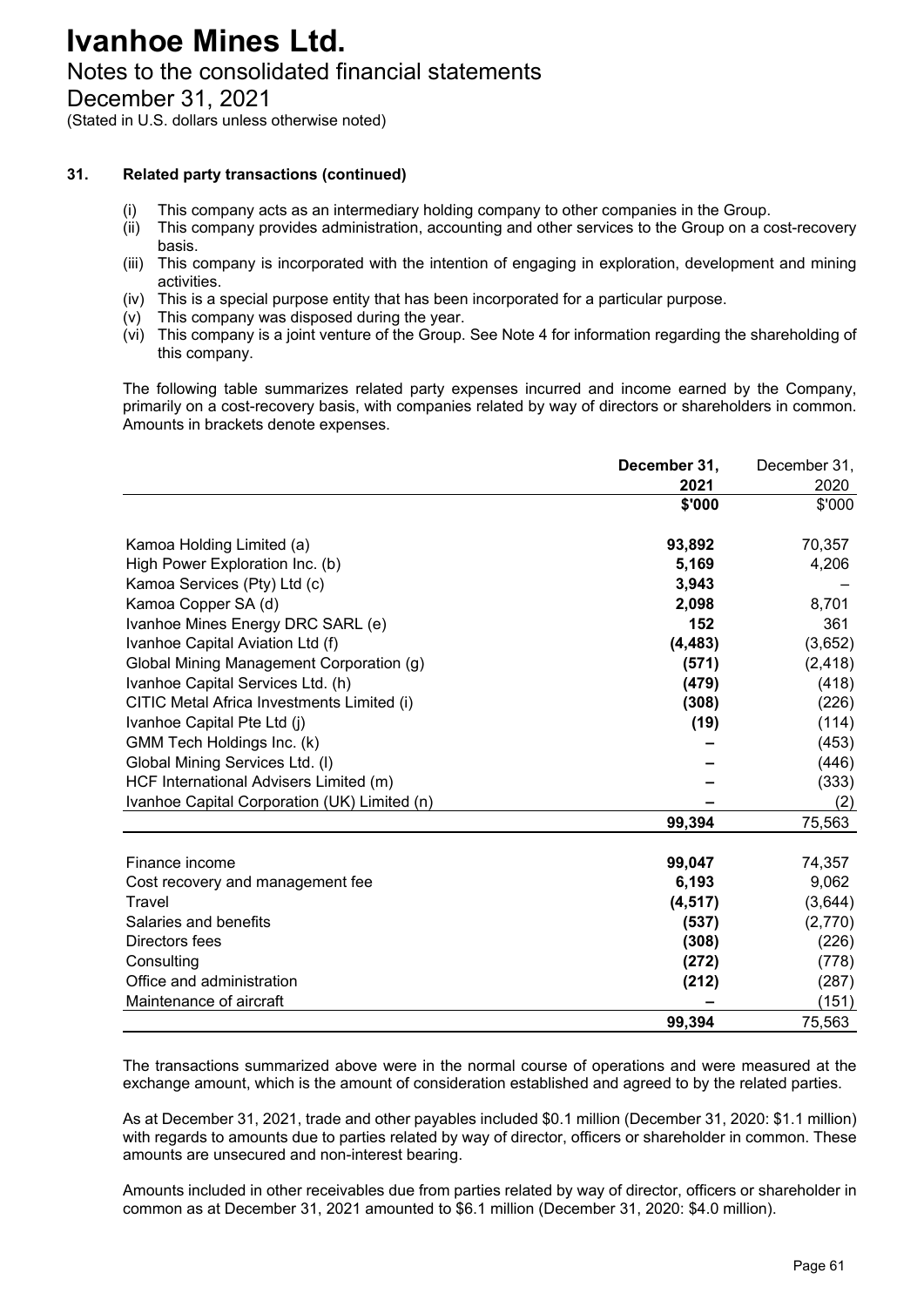### 31. Related party transactions (continued)

(i) This company acts as an intermediary holding company to other companies in the Group.
(ii) This company provides administration, accounting and other services to the Group on a cost-recovery basis.
(iii) This company is incorporated with the intention of engaging in exploration, development and mining activities.
(iv) This is a special purpose entity that has been incorporated for a particular purpose.
(v) This company was disposed during the year.
(vi) This company is a joint venture of the Group. See Note 4 for information regarding the shareholding of this company.

The following table summarizes related party expenses incurred and income earned by the Company, primarily on a cost-recovery basis, with companies related by way of directors or shareholders in common. Amounts in brackets denote expenses.

| | **December 31, 2021** | December 31, 2020 |
|---|---|---|
| | **\$'000** | \$'000 |
| Kamoa Holding Limited (a) | **93,892** | 70,357 |
| High Power Exploration Inc. (b) | **5,169** | 4,206 |
| Kamoa Services (Pty) Ltd (c) | **3,943** | – |
| Kamoa Copper SA (d) | **2,098** | 8,701 |
| Ivanhoe Mines Energy DRC SARL (e) | **152** | 361 |
| Ivanhoe Capital Aviation Ltd (f) | **(4,483)** | (3,652) |
| Global Mining Management Corporation (g) | **(571)** | (2,418) |
| Ivanhoe Capital Services Ltd. (h) | **(479)** | (418) |
| CITIC Metal Africa Investments Limited (i) | **(308)** | (226) |
| Ivanhoe Capital Pte Ltd (j) | **(19)** | (114) |
| GMM Tech Holdings Inc. (k) | **–** | (453) |
| Global Mining Services Ltd. (l) | **–** | (446) |
| HCF International Advisers Limited (m) | **–** | (333) |
| Ivanhoe Capital Corporation (UK) Limited (n) | **–** | (2) |
| | **99,394** | 75,563 |
| | | |
| Finance income | **99,047** | 74,357 |
| Cost recovery and management fee | **6,193** | 9,062 |
| Travel | **(4,517)** | (3,644) |
| Salaries and benefits | **(537)** | (2,770) |
| Directors fees | **(308)** | (226) |
| Consulting | **(272)** | (778) |
| Office and administration | **(212)** | (287) |
| Maintenance of aircraft | **–** | (151) |
| | **99,394** | 75,563 |

The transactions summarized above were in the normal course of operations and were measured at the exchange amount, which is the amount of consideration established and agreed to by the related parties.

As at December 31, 2021, trade and other payables included \$0.1 million (December 31, 2020: \$1.1 million) with regards to amounts due to parties related by way of director, officers or shareholder in common. These amounts are unsecured and non-interest bearing.

Amounts included in other receivables due from parties related by way of director, officers or shareholder in common as at December 31, 2021 amounted to \$6.1 million (December 31, 2020: \$4.0 million).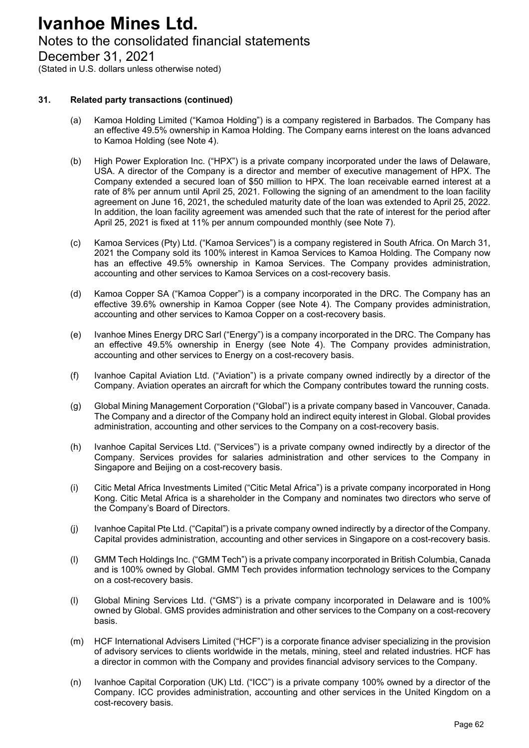# Ivanhoe Mines Ltd.

Notes to the consolidated financial statements

December 31, 2021

(Stated in U.S. dollars unless otherwise noted)

### 31. Related party transactions (continued)

(a) Kamoa Holding Limited ("Kamoa Holding") is a company registered in Barbados. The Company has an effective 49.5% ownership in Kamoa Holding. The Company earns interest on the loans advanced to Kamoa Holding (see Note 4).

(b) High Power Exploration Inc. ("HPX") is a private company incorporated under the laws of Delaware, USA. A director of the Company is a director and member of executive management of HPX. The Company extended a secured loan of $50 million to HPX. The loan receivable earned interest at a rate of 8% per annum until April 25, 2021. Following the signing of an amendment to the loan facility agreement on June 16, 2021, the scheduled maturity date of the loan was extended to April 25, 2022. In addition, the loan facility agreement was amended such that the rate of interest for the period after April 25, 2021 is fixed at 11% per annum compounded monthly (see Note 7).

(c) Kamoa Services (Pty) Ltd. ("Kamoa Services") is a company registered in South Africa. On March 31, 2021 the Company sold its 100% interest in Kamoa Services to Kamoa Holding. The Company now has an effective 49.5% ownership in Kamoa Services. The Company provides administration, accounting and other services to Kamoa Services on a cost-recovery basis.

(d) Kamoa Copper SA ("Kamoa Copper") is a company incorporated in the DRC. The Company has an effective 39.6% ownership in Kamoa Copper (see Note 4). The Company provides administration, accounting and other services to Kamoa Copper on a cost-recovery basis.

(e) Ivanhoe Mines Energy DRC Sarl ("Energy") is a company incorporated in the DRC. The Company has an effective 49.5% ownership in Energy (see Note 4). The Company provides administration, accounting and other services to Energy on a cost-recovery basis.

(f) Ivanhoe Capital Aviation Ltd. ("Aviation") is a private company owned indirectly by a director of the Company. Aviation operates an aircraft for which the Company contributes toward the running costs.

(g) Global Mining Management Corporation ("Global") is a private company based in Vancouver, Canada. The Company and a director of the Company hold an indirect equity interest in Global. Global provides administration, accounting and other services to the Company on a cost-recovery basis.

(h) Ivanhoe Capital Services Ltd. ("Services") is a private company owned indirectly by a director of the Company. Services provides for salaries administration and other services to the Company in Singapore and Beijing on a cost-recovery basis.

(i) Citic Metal Africa Investments Limited ("Citic Metal Africa") is a private company incorporated in Hong Kong. Citic Metal Africa is a shareholder in the Company and nominates two directors who serve of the Company's Board of Directors.

(j) Ivanhoe Capital Pte Ltd. ("Capital") is a private company owned indirectly by a director of the Company. Capital provides administration, accounting and other services in Singapore on a cost-recovery basis.

(l) GMM Tech Holdings Inc. ("GMM Tech") is a private company incorporated in British Columbia, Canada and is 100% owned by Global. GMM Tech provides information technology services to the Company on a cost-recovery basis.

(l) Global Mining Services Ltd. ("GMS") is a private company incorporated in Delaware and is 100% owned by Global. GMS provides administration and other services to the Company on a cost-recovery basis.

(m) HCF International Advisers Limited ("HCF") is a corporate finance adviser specializing in the provision of advisory services to clients worldwide in the metals, mining, steel and related industries. HCF has a director in common with the Company and provides financial advisory services to the Company.

(n) Ivanhoe Capital Corporation (UK) Ltd. ("ICC") is a private company 100% owned by a director of the Company. ICC provides administration, accounting and other services in the United Kingdom on a cost-recovery basis.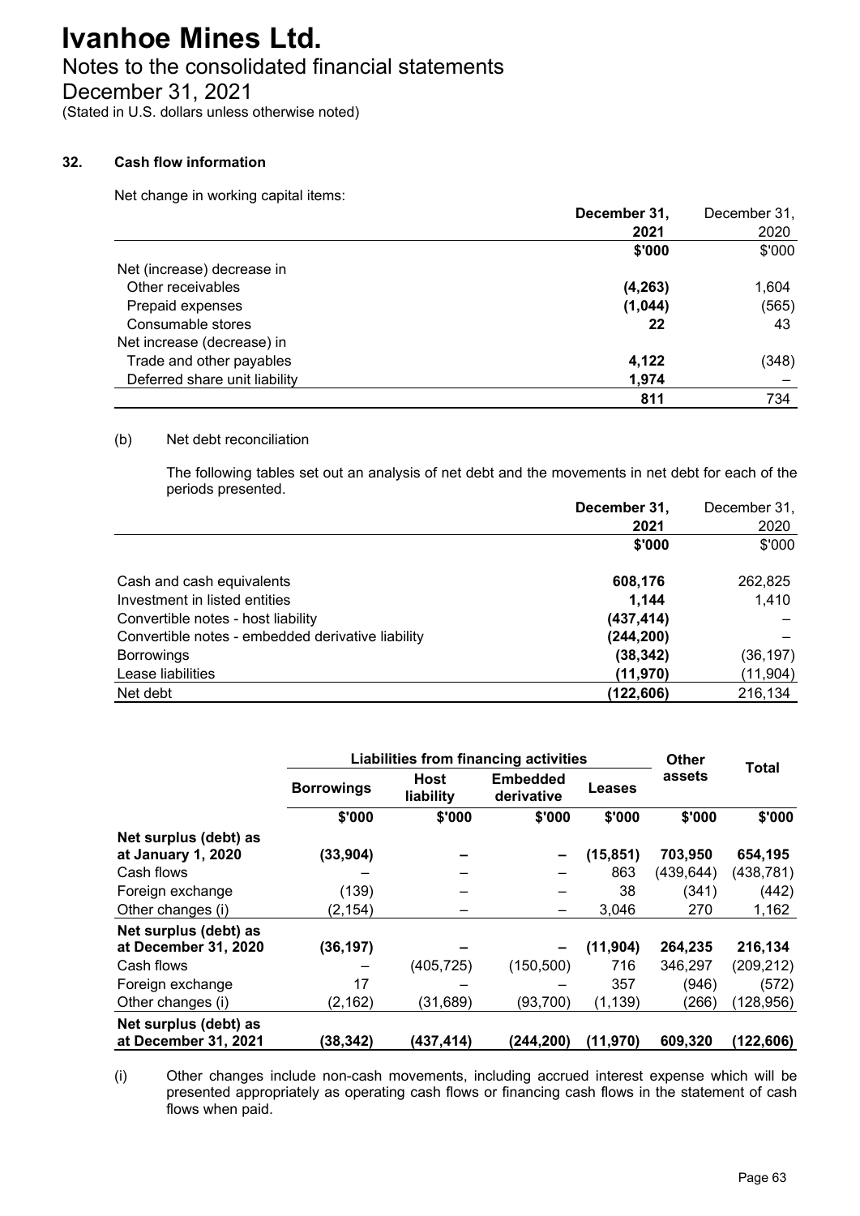# Ivanhoe Mines Ltd.

## Notes to the consolidated financial statements

## December 31, 2021

(Stated in U.S. dollars unless otherwise noted)

### 32. Cash flow information

Net change in working capital items:

| | December 31, 2021 | December 31, 2020 |
|---|---|---|
| | $'000 | $'000 |
| Net (increase) decrease in | | |
| Other receivables | (4,263) | 1,604 |
| Prepaid expenses | (1,044) | (565) |
| Consumable stores | 22 | 43 |
| Net increase (decrease) in | | |
| Trade and other payables | 4,122 | (348) |
| Deferred share unit liability | 1,974 | – |
| | 811 | 734 |

(b) Net debt reconciliation

The following tables set out an analysis of net debt and the movements in net debt for each of the periods presented.

| | December 31, 2021 | December 31, 2020 |
|---|---|---|
| | $'000 | $'000 |
| Cash and cash equivalents | 608,176 | 262,825 |
| Investment in listed entities | 1,144 | 1,410 |
| Convertible notes - host liability | (437,414) | – |
| Convertible notes - embedded derivative liability | (244,200) | – |
| Borrowings | (38,342) | (36,197) |
| Lease liabilities | (11,970) | (11,904) |
| Net debt | (122,606) | 216,134 |

| | Liabilities from financing activities | | | | Other assets | Total |
|---|---|---|---|---|---|---|
| | Borrowings | Host liability | Embedded derivative | Leases | | |
| | $'000 | $'000 | $'000 | $'000 | $'000 | $'000 |
| **Net surplus (debt) as at January 1, 2020** | (33,904) | – | – | (15,851) | 703,950 | 654,195 |
| Cash flows | – | – | – | 863 | (439,644) | (438,781) |
| Foreign exchange | (139) | – | – | 38 | (341) | (442) |
| Other changes (i) | (2,154) | – | – | 3,046 | 270 | 1,162 |
| **Net surplus (debt) as at December 31, 2020** | (36,197) | – | – | (11,904) | 264,235 | 216,134 |
| Cash flows | – | (405,725) | (150,500) | 716 | 346,297 | (209,212) |
| Foreign exchange | 17 | – | – | 357 | (946) | (572) |
| Other changes (i) | (2,162) | (31,689) | (93,700) | (1,139) | (266) | (128,956) |
| **Net surplus (debt) as at December 31, 2021** | (38,342) | (437,414) | (244,200) | (11,970) | 609,320 | (122,606) |

(i) Other changes include non-cash movements, including accrued interest expense which will be presented appropriately as operating cash flows or financing cash flows in the statement of cash flows when paid.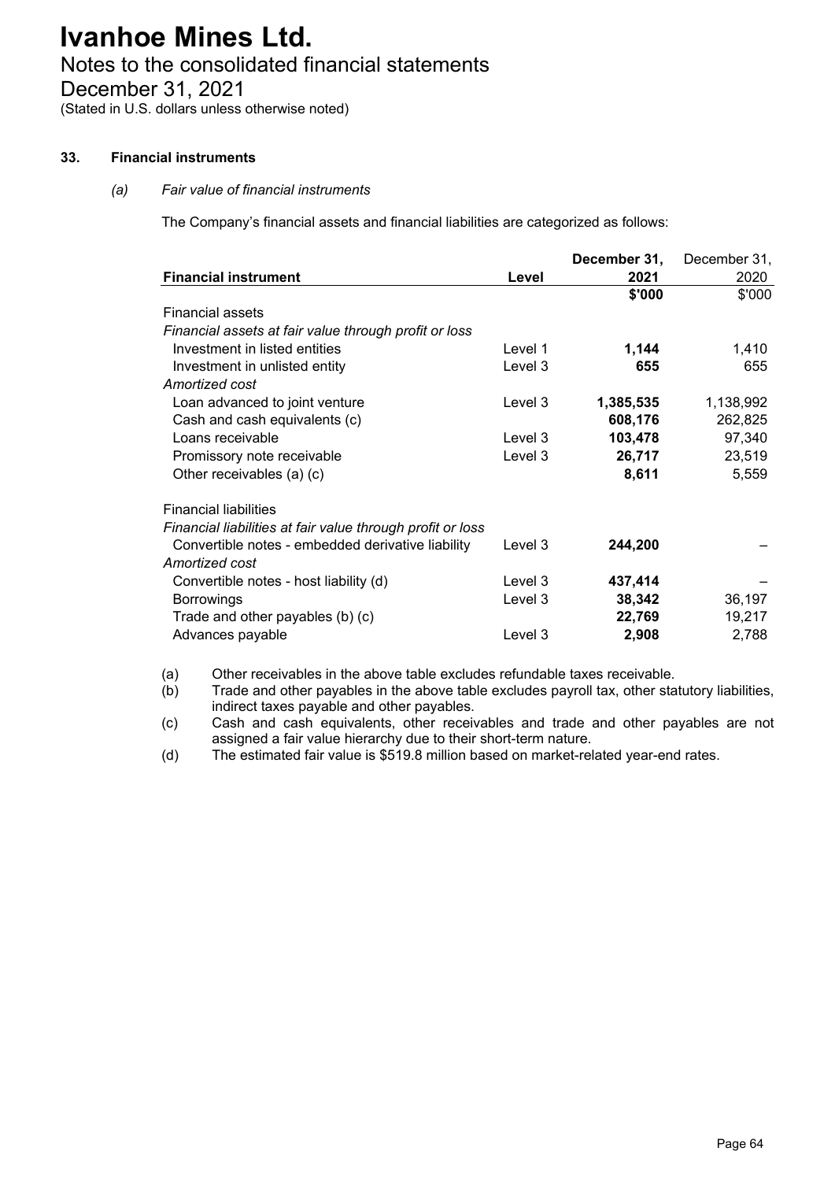# Ivanhoe Mines Ltd.

Notes to the consolidated financial statements

December 31, 2021

(Stated in U.S. dollars unless otherwise noted)

## 33. Financial instruments

### *(a) Fair value of financial instruments*

The Company's financial assets and financial liabilities are categorized as follows:

| Financial instrument | Level | December 31, 2021 | December 31, 2020 |
|---|---|---|---|
| | | **$'000** | $'000 |
| Financial assets | | | |
| *Financial assets at fair value through profit or loss* | | | |
| Investment in listed entities | Level 1 | **1,144** | 1,410 |
| Investment in unlisted entity | Level 3 | **655** | 655 |
| *Amortized cost* | | | |
| Loan advanced to joint venture | Level 3 | **1,385,535** | 1,138,992 |
| Cash and cash equivalents (c) | | **608,176** | 262,825 |
| Loans receivable | Level 3 | **103,478** | 97,340 |
| Promissory note receivable | Level 3 | **26,717** | 23,519 |
| Other receivables (a) (c) | | **8,611** | 5,559 |
| Financial liabilities | | | |
| *Financial liabilities at fair value through profit or loss* | | | |
| Convertible notes - embedded derivative liability | Level 3 | **244,200** | – |
| *Amortized cost* | | | |
| Convertible notes - host liability (d) | Level 3 | **437,414** | – |
| Borrowings | Level 3 | **38,342** | 36,197 |
| Trade and other payables (b) (c) | | **22,769** | 19,217 |
| Advances payable | Level 3 | **2,908** | 2,788 |

(a) Other receivables in the above table excludes refundable taxes receivable.

(b) Trade and other payables in the above table excludes payroll tax, other statutory liabilities, indirect taxes payable and other payables.

(c) Cash and cash equivalents, other receivables and trade and other payables are not assigned a fair value hierarchy due to their short-term nature.

(d) The estimated fair value is $519.8 million based on market-related year-end rates.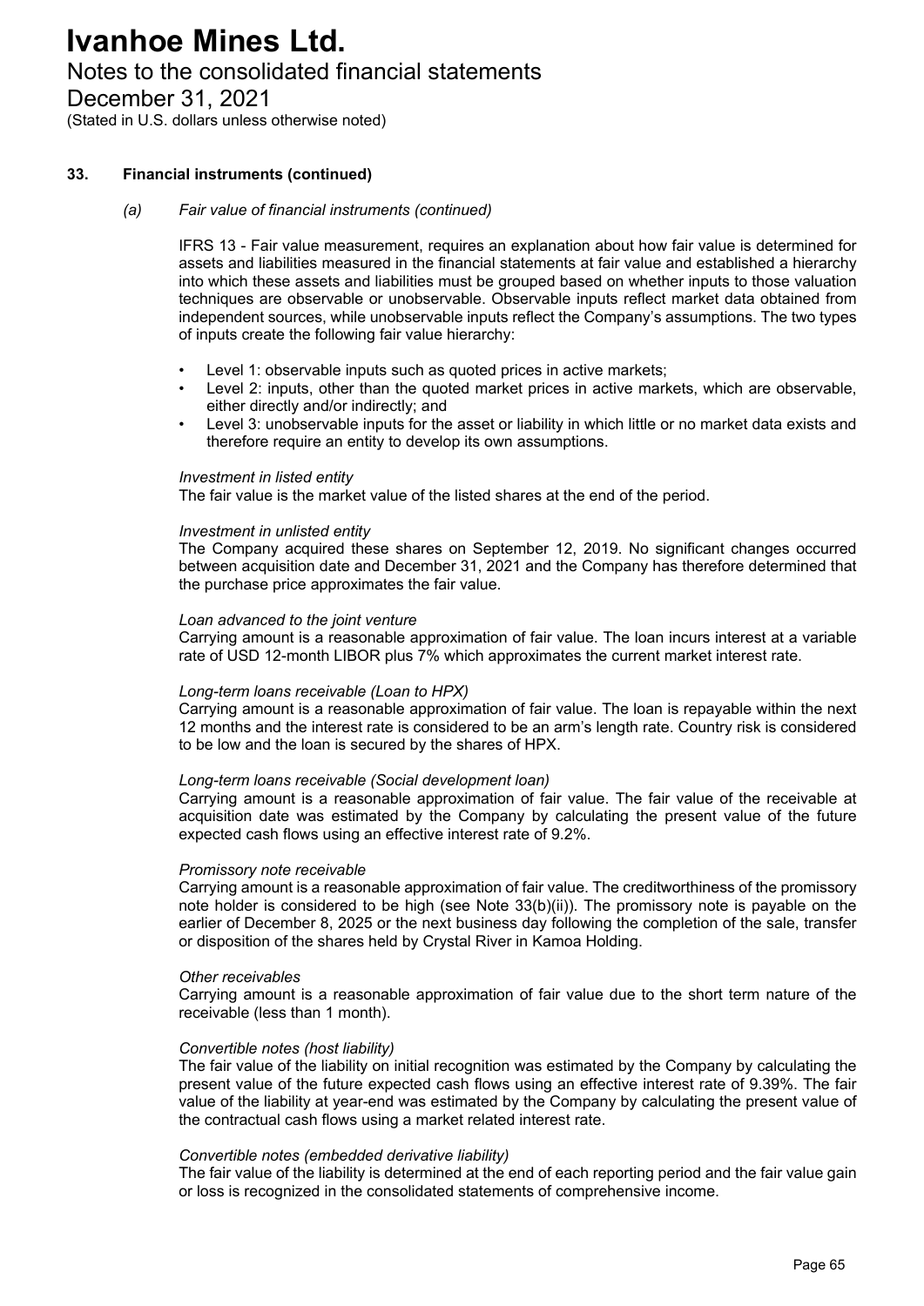## 33. Financial instruments (continued)

### (a) *Fair value of financial instruments (continued)*

IFRS 13 - Fair value measurement, requires an explanation about how fair value is determined for assets and liabilities measured in the financial statements at fair value and established a hierarchy into which these assets and liabilities must be grouped based on whether inputs to those valuation techniques are observable or unobservable. Observable inputs reflect market data obtained from independent sources, while unobservable inputs reflect the Company's assumptions. The two types of inputs create the following fair value hierarchy:

- Level 1: observable inputs such as quoted prices in active markets;
- Level 2: inputs, other than the quoted market prices in active markets, which are observable, either directly and/or indirectly; and
- Level 3: unobservable inputs for the asset or liability in which little or no market data exists and therefore require an entity to develop its own assumptions.

*Investment in listed entity*
The fair value is the market value of the listed shares at the end of the period.

*Investment in unlisted entity*
The Company acquired these shares on September 12, 2019. No significant changes occurred between acquisition date and December 31, 2021 and the Company has therefore determined that the purchase price approximates the fair value.

*Loan advanced to the joint venture*
Carrying amount is a reasonable approximation of fair value. The loan incurs interest at a variable rate of USD 12-month LIBOR plus 7% which approximates the current market interest rate.

*Long-term loans receivable (Loan to HPX)*
Carrying amount is a reasonable approximation of fair value. The loan is repayable within the next 12 months and the interest rate is considered to be an arm's length rate. Country risk is considered to be low and the loan is secured by the shares of HPX.

*Long-term loans receivable (Social development loan)*
Carrying amount is a reasonable approximation of fair value. The fair value of the receivable at acquisition date was estimated by the Company by calculating the present value of the future expected cash flows using an effective interest rate of 9.2%.

*Promissory note receivable*
Carrying amount is a reasonable approximation of fair value. The creditworthiness of the promissory note holder is considered to be high (see Note 33(b)(ii)). The promissory note is payable on the earlier of December 8, 2025 or the next business day following the completion of the sale, transfer or disposition of the shares held by Crystal River in Kamoa Holding.

*Other receivables*
Carrying amount is a reasonable approximation of fair value due to the short term nature of the receivable (less than 1 month).

*Convertible notes (host liability)*
The fair value of the liability on initial recognition was estimated by the Company by calculating the present value of the future expected cash flows using an effective interest rate of 9.39%. The fair value of the liability at year-end was estimated by the Company by calculating the present value of the contractual cash flows using a market related interest rate.

*Convertible notes (embedded derivative liability)*
The fair value of the liability is determined at the end of each reporting period and the fair value gain or loss is recognized in the consolidated statements of comprehensive income.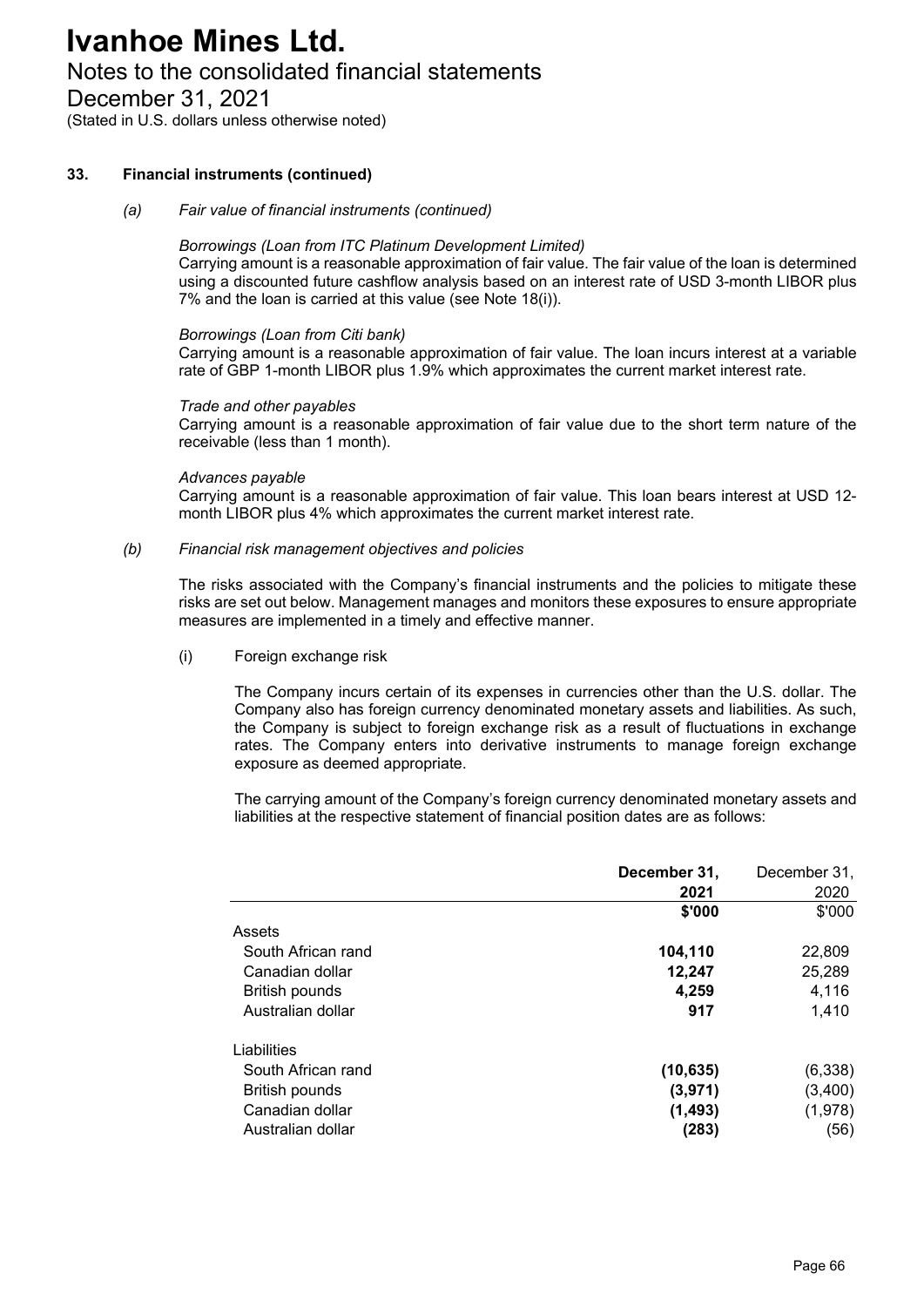# Ivanhoe Mines Ltd.

## Notes to the consolidated financial statements

## December 31, 2021

(Stated in U.S. dollars unless otherwise noted)

### 33. Financial instruments (continued)

*(a) Fair value of financial instruments (continued)*

*Borrowings (Loan from ITC Platinum Development Limited)*

Carrying amount is a reasonable approximation of fair value. The fair value of the loan is determined using a discounted future cashflow analysis based on an interest rate of USD 3-month LIBOR plus 7% and the loan is carried at this value (see Note 18(i)).

*Borrowings (Loan from Citi bank)*

Carrying amount is a reasonable approximation of fair value. The loan incurs interest at a variable rate of GBP 1-month LIBOR plus 1.9% which approximates the current market interest rate.

*Trade and other payables*

Carrying amount is a reasonable approximation of fair value due to the short term nature of the receivable (less than 1 month).

*Advances payable*

Carrying amount is a reasonable approximation of fair value. This loan bears interest at USD 12-month LIBOR plus 4% which approximates the current market interest rate.

*(b) Financial risk management objectives and policies*

The risks associated with the Company's financial instruments and the policies to mitigate these risks are set out below. Management manages and monitors these exposures to ensure appropriate measures are implemented in a timely and effective manner.

(i) Foreign exchange risk

The Company incurs certain of its expenses in currencies other than the U.S. dollar. The Company also has foreign currency denominated monetary assets and liabilities. As such, the Company is subject to foreign exchange risk as a result of fluctuations in exchange rates. The Company enters into derivative instruments to manage foreign exchange exposure as deemed appropriate.

The carrying amount of the Company's foreign currency denominated monetary assets and liabilities at the respective statement of financial position dates are as follows:

| | **December 31, 2021** | December 31, 2020 |
|---|---|---|
| | **\$'000** | \$'000 |
| Assets | | |
| South African rand | **104,110** | 22,809 |
| Canadian dollar | **12,247** | 25,289 |
| British pounds | **4,259** | 4,116 |
| Australian dollar | **917** | 1,410 |
| Liabilities | | |
| South African rand | **(10,635)** | (6,338) |
| British pounds | **(3,971)** | (3,400) |
| Canadian dollar | **(1,493)** | (1,978) |
| Australian dollar | **(283)** | (56) |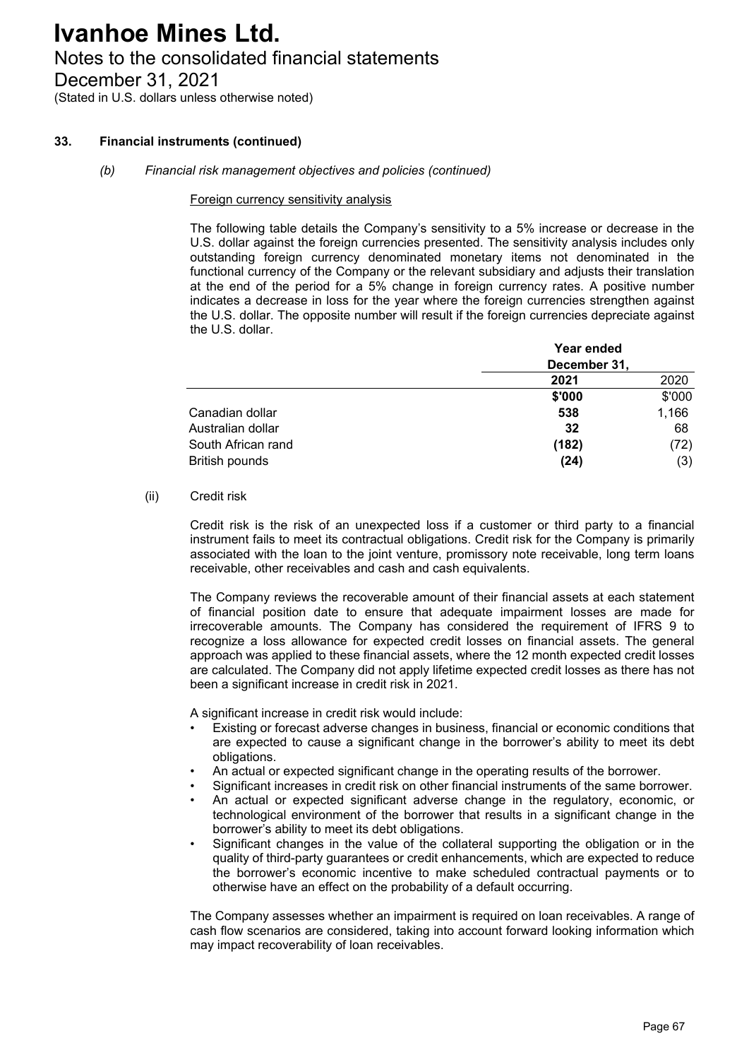# Ivanhoe Mines Ltd.

## Notes to the consolidated financial statements

## December 31, 2021

(Stated in U.S. dollars unless otherwise noted)

### 33. Financial instruments (continued)

*(b) Financial risk management objectives and policies (continued)*

Foreign currency sensitivity analysis

The following table details the Company's sensitivity to a 5% increase or decrease in the U.S. dollar against the foreign currencies presented. The sensitivity analysis includes only outstanding foreign currency denominated monetary items not denominated in the functional currency of the Company or the relevant subsidiary and adjusts their translation at the end of the period for a 5% change in foreign currency rates. A positive number indicates a decrease in loss for the year where the foreign currencies strengthen against the U.S. dollar. The opposite number will result if the foreign currencies depreciate against the U.S. dollar.

| | Year ended December 31, | |
|---|---|---|
| | **2021** | 2020 |
| | **\$'000** | \$'000 |
| Canadian dollar | **538** | 1,166 |
| Australian dollar | **32** | 68 |
| South African rand | **(182)** | (72) |
| British pounds | **(24)** | (3) |

(ii) Credit risk

Credit risk is the risk of an unexpected loss if a customer or third party to a financial instrument fails to meet its contractual obligations. Credit risk for the Company is primarily associated with the loan to the joint venture, promissory note receivable, long term loans receivable, other receivables and cash and cash equivalents.

The Company reviews the recoverable amount of their financial assets at each statement of financial position date to ensure that adequate impairment losses are made for irrecoverable amounts. The Company has considered the requirement of IFRS 9 to recognize a loss allowance for expected credit losses on financial assets. The general approach was applied to these financial assets, where the 12 month expected credit losses are calculated. The Company did not apply lifetime expected credit losses as there has not been a significant increase in credit risk in 2021.

A significant increase in credit risk would include:

- Existing or forecast adverse changes in business, financial or economic conditions that are expected to cause a significant change in the borrower's ability to meet its debt obligations.
- An actual or expected significant change in the operating results of the borrower.
- Significant increases in credit risk on other financial instruments of the same borrower.
- An actual or expected significant adverse change in the regulatory, economic, or technological environment of the borrower that results in a significant change in the borrower's ability to meet its debt obligations.
- Significant changes in the value of the collateral supporting the obligation or in the quality of third-party guarantees or credit enhancements, which are expected to reduce the borrower's economic incentive to make scheduled contractual payments or to otherwise have an effect on the probability of a default occurring.

The Company assesses whether an impairment is required on loan receivables. A range of cash flow scenarios are considered, taking into account forward looking information which may impact recoverability of loan receivables.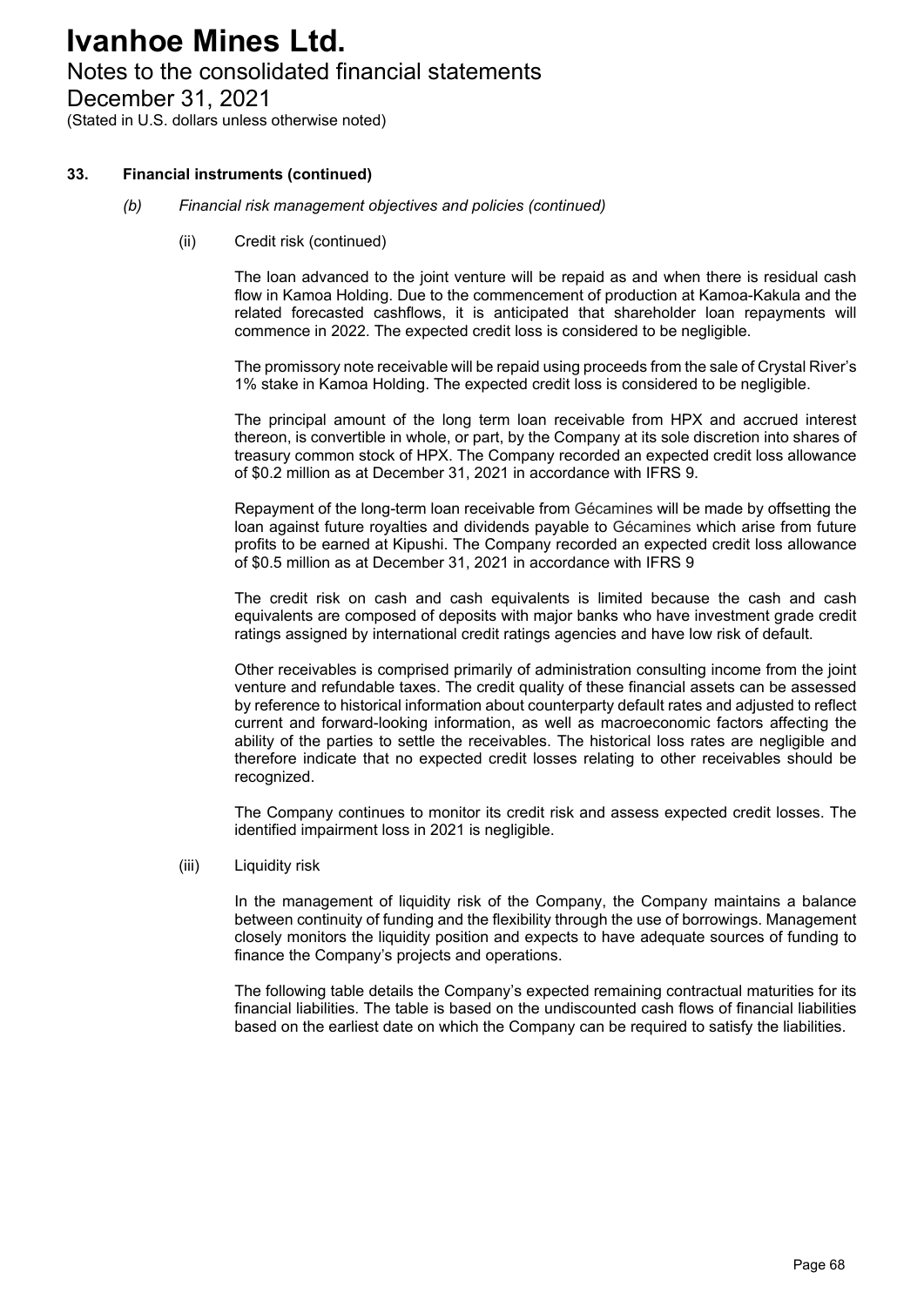### 33. Financial instruments (continued)

*(b) Financial risk management objectives and policies (continued)*

(ii) Credit risk (continued)

The loan advanced to the joint venture will be repaid as and when there is residual cash flow in Kamoa Holding. Due to the commencement of production at Kamoa-Kakula and the related forecasted cashflows, it is anticipated that shareholder loan repayments will commence in 2022. The expected credit loss is considered to be negligible.

The promissory note receivable will be repaid using proceeds from the sale of Crystal River's 1% stake in Kamoa Holding. The expected credit loss is considered to be negligible.

The principal amount of the long term loan receivable from HPX and accrued interest thereon, is convertible in whole, or part, by the Company at its sole discretion into shares of treasury common stock of HPX. The Company recorded an expected credit loss allowance of $0.2 million as at December 31, 2021 in accordance with IFRS 9.

Repayment of the long-term loan receivable from Gécamines will be made by offsetting the loan against future royalties and dividends payable to Gécamines which arise from future profits to be earned at Kipushi. The Company recorded an expected credit loss allowance of $0.5 million as at December 31, 2021 in accordance with IFRS 9

The credit risk on cash and cash equivalents is limited because the cash and cash equivalents are composed of deposits with major banks who have investment grade credit ratings assigned by international credit ratings agencies and have low risk of default.

Other receivables is comprised primarily of administration consulting income from the joint venture and refundable taxes. The credit quality of these financial assets can be assessed by reference to historical information about counterparty default rates and adjusted to reflect current and forward-looking information, as well as macroeconomic factors affecting the ability of the parties to settle the receivables. The historical loss rates are negligible and therefore indicate that no expected credit losses relating to other receivables should be recognized.

The Company continues to monitor its credit risk and assess expected credit losses. The identified impairment loss in 2021 is negligible.

(iii) Liquidity risk

In the management of liquidity risk of the Company, the Company maintains a balance between continuity of funding and the flexibility through the use of borrowings. Management closely monitors the liquidity position and expects to have adequate sources of funding to finance the Company's projects and operations.

The following table details the Company's expected remaining contractual maturities for its financial liabilities. The table is based on the undiscounted cash flows of financial liabilities based on the earliest date on which the Company can be required to satisfy the liabilities.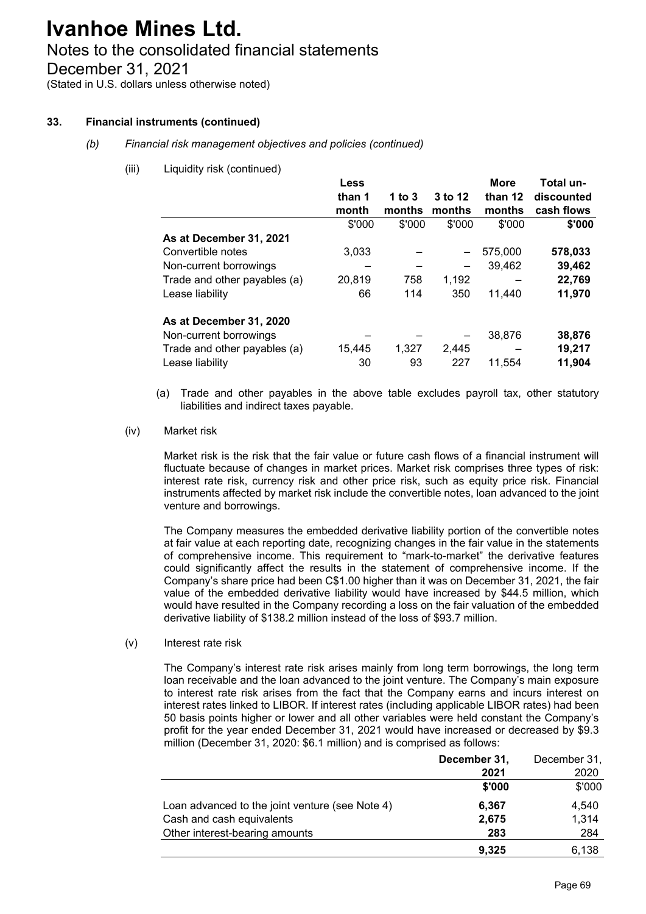# Ivanhoe Mines Ltd.

Notes to the consolidated financial statements

December 31, 2021

(Stated in U.S. dollars unless otherwise noted)

**33. Financial instruments (continued)**

*(b) Financial risk management objectives and policies (continued)*

(iii) Liquidity risk (continued)

| | Less than 1 month | 1 to 3 months | 3 to 12 months | More than 12 months | Total un-discounted cash flows |
|---|---|---|---|---|---|
| | $'000 | $'000 | $'000 | $'000 | **$'000** |
| **As at December 31, 2021** | | | | | |
| Convertible notes | 3,033 | – | – | 575,000 | **578,033** |
| Non-current borrowings | – | – | – | 39,462 | **39,462** |
| Trade and other payables (a) | 20,819 | 758 | 1,192 | – | **22,769** |
| Lease liability | 66 | 114 | 350 | 11,440 | **11,970** |
| **As at December 31, 2020** | | | | | |
| Non-current borrowings | – | – | – | 38,876 | **38,876** |
| Trade and other payables (a) | 15,445 | 1,327 | 2,445 | – | **19,217** |
| Lease liability | 30 | 93 | 227 | 11,554 | **11,904** |

(a) Trade and other payables in the above table excludes payroll tax, other statutory liabilities and indirect taxes payable.

(iv) Market risk

Market risk is the risk that the fair value or future cash flows of a financial instrument will fluctuate because of changes in market prices. Market risk comprises three types of risk: interest rate risk, currency risk and other price risk, such as equity price risk. Financial instruments affected by market risk include the convertible notes, loan advanced to the joint venture and borrowings.

The Company measures the embedded derivative liability portion of the convertible notes at fair value at each reporting date, recognizing changes in the fair value in the statements of comprehensive income. This requirement to "mark-to-market" the derivative features could significantly affect the results in the statement of comprehensive income. If the Company's share price had been C$1.00 higher than it was on December 31, 2021, the fair value of the embedded derivative liability would have increased by $44.5 million, which would have resulted in the Company recording a loss on the fair valuation of the embedded derivative liability of $138.2 million instead of the loss of $93.7 million.

(v) Interest rate risk

The Company's interest rate risk arises mainly from long term borrowings, the long term loan receivable and the loan advanced to the joint venture. The Company's main exposure to interest rate risk arises from the fact that the Company earns and incurs interest on interest rates linked to LIBOR. If interest rates (including applicable LIBOR rates) had been 50 basis points higher or lower and all other variables were held constant the Company's profit for the year ended December 31, 2021 would have increased or decreased by $9.3 million (December 31, 2020: $6.1 million) and is comprised as follows:

| | **December 31, 2021** | December 31, 2020 |
|---|---|---|
| | **$'000** | $'000 |
| Loan advanced to the joint venture (see Note 4) | **6,367** | 4,540 |
| Cash and cash equivalents | **2,675** | 1,314 |
| Other interest-bearing amounts | **283** | 284 |
| | **9,325** | 6,138 |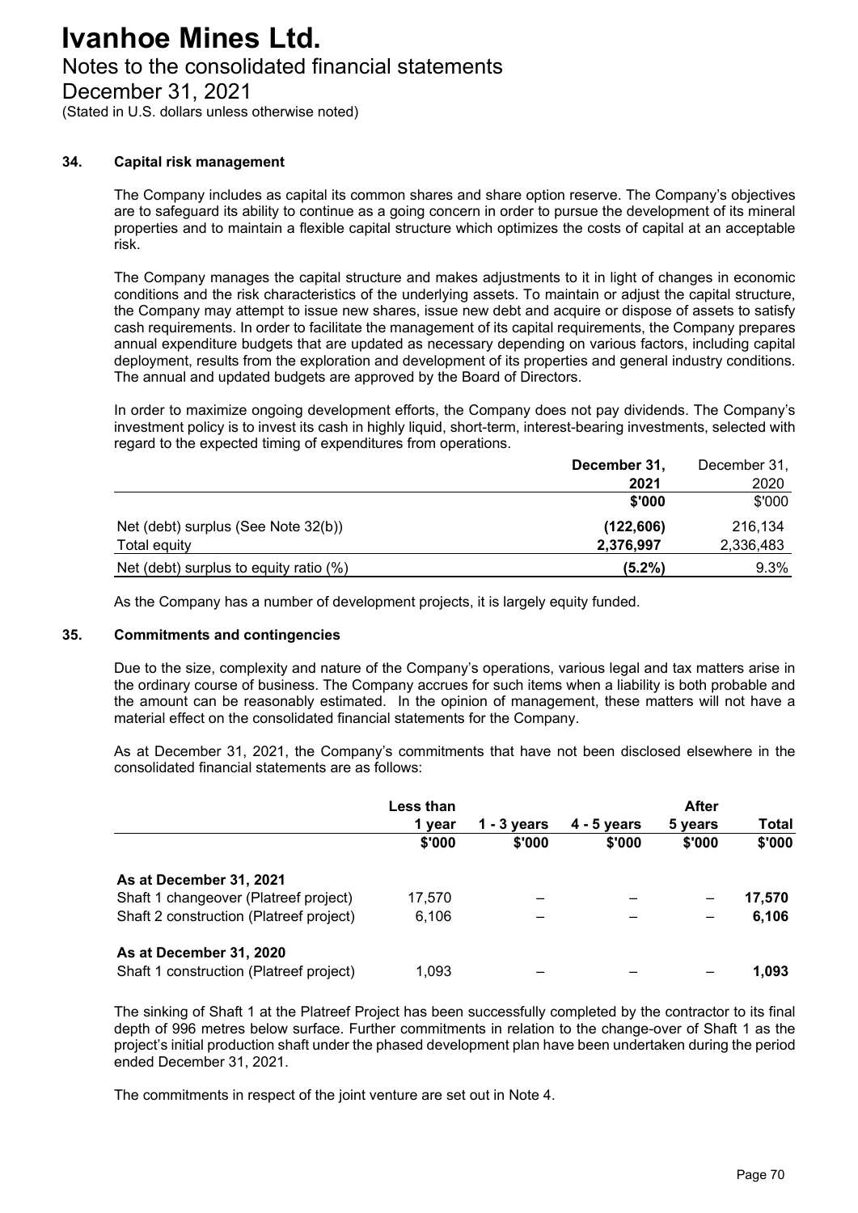# Ivanhoe Mines Ltd.

## Notes to the consolidated financial statements

## December 31, 2021

(Stated in U.S. dollars unless otherwise noted)

### 34. Capital risk management

The Company includes as capital its common shares and share option reserve. The Company's objectives are to safeguard its ability to continue as a going concern in order to pursue the development of its mineral properties and to maintain a flexible capital structure which optimizes the costs of capital at an acceptable risk.

The Company manages the capital structure and makes adjustments to it in light of changes in economic conditions and the risk characteristics of the underlying assets. To maintain or adjust the capital structure, the Company may attempt to issue new shares, issue new debt and acquire or dispose of assets to satisfy cash requirements. In order to facilitate the management of its capital requirements, the Company prepares annual expenditure budgets that are updated as necessary depending on various factors, including capital deployment, results from the exploration and development of its properties and general industry conditions. The annual and updated budgets are approved by the Board of Directors.

In order to maximize ongoing development efforts, the Company does not pay dividends. The Company's investment policy is to invest its cash in highly liquid, short-term, interest-bearing investments, selected with regard to the expected timing of expenditures from operations.

| | **December 31, 2021** | December 31, 2020 |
|---|---|---|
| | **$'000** | $'000 |
| Net (debt) surplus (See Note 32(b)) | **(122,606)** | 216,134 |
| Total equity | **2,376,997** | 2,336,483 |
| Net (debt) surplus to equity ratio (%) | **(5.2%)** | 9.3% |

As the Company has a number of development projects, it is largely equity funded.

### 35. Commitments and contingencies

Due to the size, complexity and nature of the Company's operations, various legal and tax matters arise in the ordinary course of business. The Company accrues for such items when a liability is both probable and the amount can be reasonably estimated. In the opinion of management, these matters will not have a material effect on the consolidated financial statements for the Company.

As at December 31, 2021, the Company's commitments that have not been disclosed elsewhere in the consolidated financial statements are as follows:

| | Less than 1 year | 1 - 3 years | 4 - 5 years | After 5 years | Total |
|---|---|---|---|---|---|
| | $'000 | $'000 | $'000 | $'000 | $'000 |
| **As at December 31, 2021** | | | | | |
| Shaft 1 changeover (Platreef project) | 17,570 | – | – | – | **17,570** |
| Shaft 2 construction (Platreef project) | 6,106 | – | – | – | **6,106** |
| **As at December 31, 2020** | | | | | |
| Shaft 1 construction (Platreef project) | 1,093 | – | – | – | **1,093** |

The sinking of Shaft 1 at the Platreef Project has been successfully completed by the contractor to its final depth of 996 metres below surface. Further commitments in relation to the change-over of Shaft 1 as the project's initial production shaft under the phased development plan have been undertaken during the period ended December 31, 2021.

The commitments in respect of the joint venture are set out in Note 4.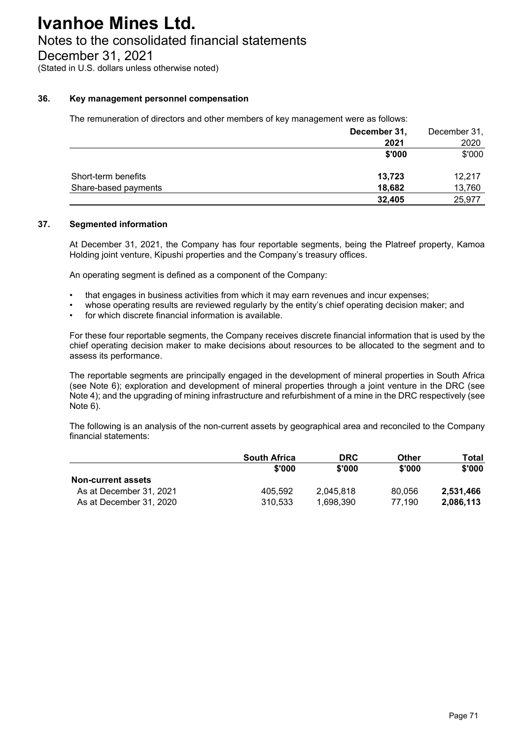# Ivanhoe Mines Ltd.

## Notes to the consolidated financial statements

## December 31, 2021

(Stated in U.S. dollars unless otherwise noted)

### 36. Key management personnel compensation

The remuneration of directors and other members of key management were as follows:

| | December 31, 2021 | December 31, 2020 |
|---|---|---|
| | $'000 | $'000 |
| Short-term benefits | **13,723** | 12,217 |
| Share-based payments | **18,682** | 13,760 |
| | **32,405** | 25,977 |

### 37. Segmented information

At December 31, 2021, the Company has four reportable segments, being the Platreef property, Kamoa Holding joint venture, Kipushi properties and the Company's treasury offices.

An operating segment is defined as a component of the Company:

- that engages in business activities from which it may earn revenues and incur expenses;
- whose operating results are reviewed regularly by the entity's chief operating decision maker; and
- for which discrete financial information is available.

For these four reportable segments, the Company receives discrete financial information that is used by the chief operating decision maker to make decisions about resources to be allocated to the segment and to assess its performance.

The reportable segments are principally engaged in the development of mineral properties in South Africa (see Note 6); exploration and development of mineral properties through a joint venture in the DRC (see Note 4); and the upgrading of mining infrastructure and refurbishment of a mine in the DRC respectively (see Note 6).

The following is an analysis of the non-current assets by geographical area and reconciled to the Company financial statements:

| | South Africa | DRC | Other | Total |
|---|---|---|---|---|
| | $'000 | $'000 | $'000 | $'000 |
| **Non-current assets** | | | | |
| As at December 31, 2021 | 405,592 | 2,045,818 | 80,056 | **2,531,466** |
| As at December 31, 2020 | 310,533 | 1,698,390 | 77,190 | **2,086,113** |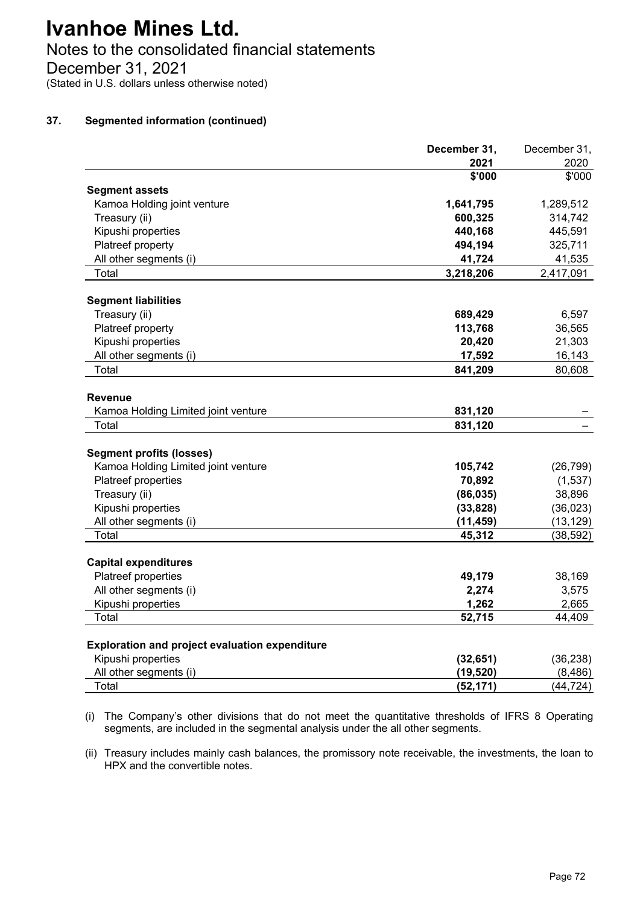# Ivanhoe Mines Ltd.

## Notes to the consolidated financial statements

## December 31, 2021

(Stated in U.S. dollars unless otherwise noted)

### 37. Segmented information (continued)

| | December 31, 2021 | December 31, 2020 |
|---|---|---|
| | $'000 | $'000 |
| **Segment assets** | | |
| Kamoa Holding joint venture | **1,641,795** | 1,289,512 |
| Treasury (ii) | **600,325** | 314,742 |
| Kipushi properties | **440,168** | 445,591 |
| Platreef property | **494,194** | 325,711 |
| All other segments (i) | **41,724** | 41,535 |
| Total | **3,218,206** | 2,417,091 |
| **Segment liabilities** | | |
| Treasury (ii) | **689,429** | 6,597 |
| Platreef property | **113,768** | 36,565 |
| Kipushi properties | **20,420** | 21,303 |
| All other segments (i) | **17,592** | 16,143 |
| Total | **841,209** | 80,608 |
| **Revenue** | | |
| Kamoa Holding Limited joint venture | **831,120** | – |
| Total | **831,120** | – |
| **Segment profits (losses)** | | |
| Kamoa Holding Limited joint venture | **105,742** | (26,799) |
| Platreef properties | **70,892** | (1,537) |
| Treasury (ii) | **(86,035)** | 38,896 |
| Kipushi properties | **(33,828)** | (36,023) |
| All other segments (i) | **(11,459)** | (13,129) |
| Total | **45,312** | (38,592) |
| **Capital expenditures** | | |
| Platreef properties | **49,179** | 38,169 |
| All other segments (i) | **2,274** | 3,575 |
| Kipushi properties | **1,262** | 2,665 |
| Total | **52,715** | 44,409 |
| **Exploration and project evaluation expenditure** | | |
| Kipushi properties | **(32,651)** | (36,238) |
| All other segments (i) | **(19,520)** | (8,486) |
| Total | **(52,171)** | (44,724) |

(i) The Company's other divisions that do not meet the quantitative thresholds of IFRS 8 Operating segments, are included in the segmental analysis under the all other segments.

(ii) Treasury includes mainly cash balances, the promissory note receivable, the investments, the loan to HPX and the convertible notes.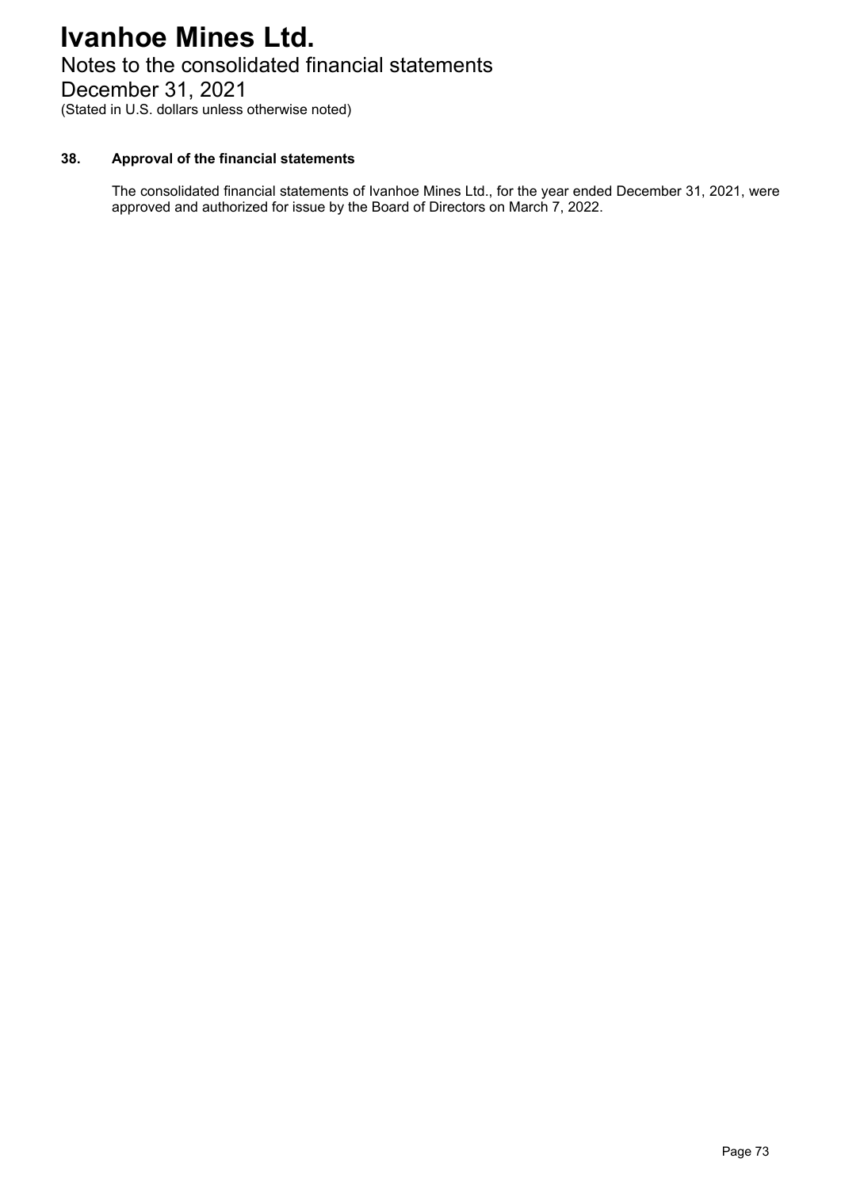### 38. Approval of the financial statements

The consolidated financial statements of Ivanhoe Mines Ltd., for the year ended December 31, 2021, were approved and authorized for issue by the Board of Directors on March 7, 2022.